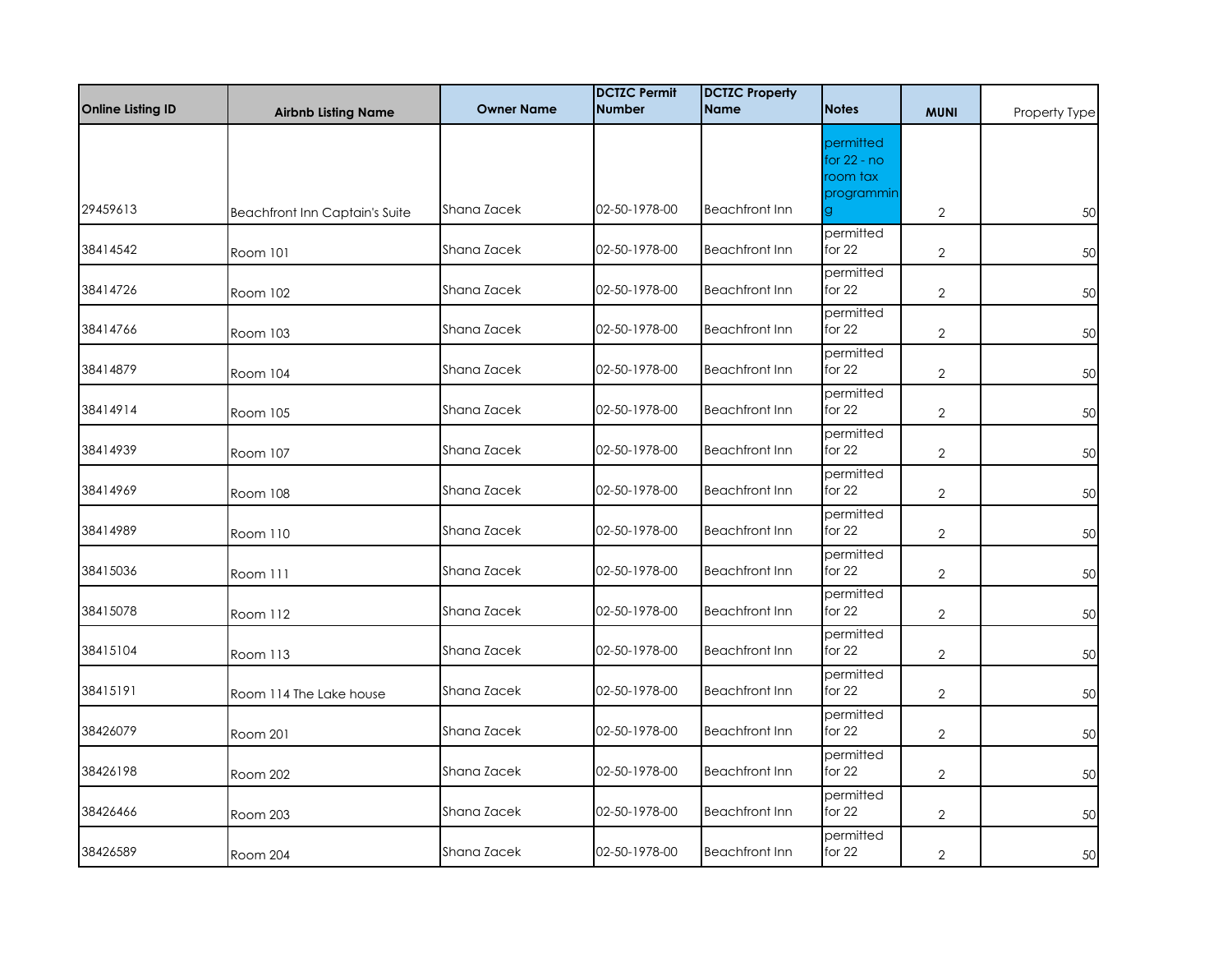| Online Listing ID | Airbnb Listing Name | Owner Name | DCTZC Permit Number | DCTZC Property Name | Notes | MUNI | Property Type |
|---|---|---|---|---|---|---|---|
| 29459613 | Beachfront Inn Captain's Suite | Shana Zacek | 02-50-1978-00 | Beachfront Inn | permitted for 22 - no room tax programming | 2 | 50 |
| 38414542 | Room 101 | Shana Zacek | 02-50-1978-00 | Beachfront Inn | permitted for 22 | 2 | 50 |
| 38414726 | Room 102 | Shana Zacek | 02-50-1978-00 | Beachfront Inn | permitted for 22 | 2 | 50 |
| 38414766 | Room 103 | Shana Zacek | 02-50-1978-00 | Beachfront Inn | permitted for 22 | 2 | 50 |
| 38414879 | Room 104 | Shana Zacek | 02-50-1978-00 | Beachfront Inn | permitted for 22 | 2 | 50 |
| 38414914 | Room 105 | Shana Zacek | 02-50-1978-00 | Beachfront Inn | permitted for 22 | 2 | 50 |
| 38414939 | Room 107 | Shana Zacek | 02-50-1978-00 | Beachfront Inn | permitted for 22 | 2 | 50 |
| 38414969 | Room 108 | Shana Zacek | 02-50-1978-00 | Beachfront Inn | permitted for 22 | 2 | 50 |
| 38414989 | Room 110 | Shana Zacek | 02-50-1978-00 | Beachfront Inn | permitted for 22 | 2 | 50 |
| 38415036 | Room 111 | Shana Zacek | 02-50-1978-00 | Beachfront Inn | permitted for 22 | 2 | 50 |
| 38415078 | Room 112 | Shana Zacek | 02-50-1978-00 | Beachfront Inn | permitted for 22 | 2 | 50 |
| 38415104 | Room 113 | Shana Zacek | 02-50-1978-00 | Beachfront Inn | permitted for 22 | 2 | 50 |
| 38415191 | Room 114 The Lake house | Shana Zacek | 02-50-1978-00 | Beachfront Inn | permitted for 22 | 2 | 50 |
| 38426079 | Room 201 | Shana Zacek | 02-50-1978-00 | Beachfront Inn | permitted for 22 | 2 | 50 |
| 38426198 | Room 202 | Shana Zacek | 02-50-1978-00 | Beachfront Inn | permitted for 22 | 2 | 50 |
| 38426466 | Room 203 | Shana Zacek | 02-50-1978-00 | Beachfront Inn | permitted for 22 | 2 | 50 |
| 38426589 | Room 204 | Shana Zacek | 02-50-1978-00 | Beachfront Inn | permitted for 22 | 2 | 50 |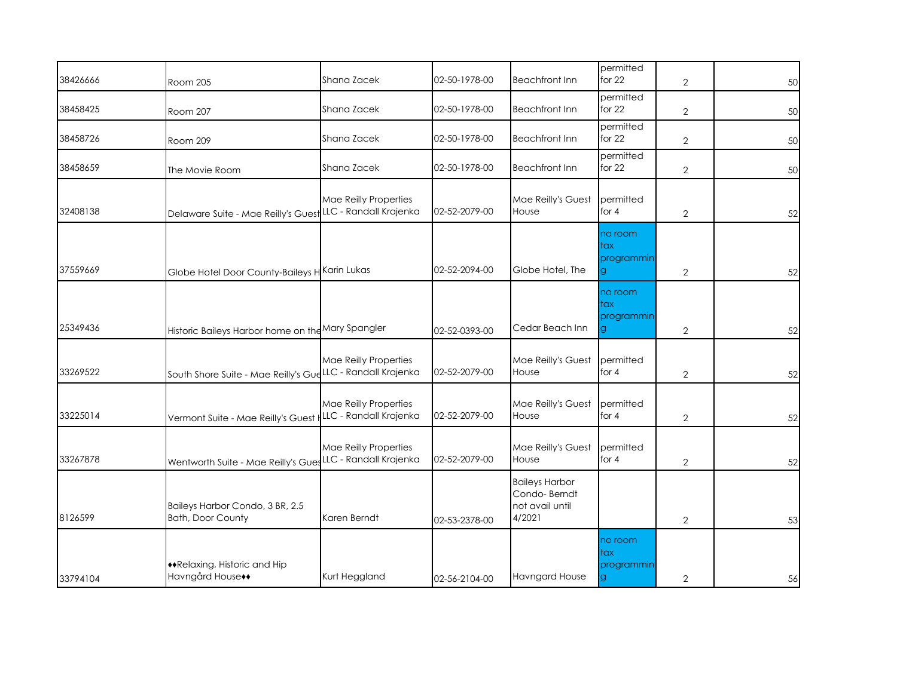| | | | | | | | |
|---|---|---|---|---|---|---|---|
| 38426666 | Room 205 | Shana Zacek | 02-50-1978-00 | Beachfront Inn | permitted for 22 | 2 | 50 |
| 38458425 | Room 207 | Shana Zacek | 02-50-1978-00 | Beachfront Inn | permitted for 22 | 2 | 50 |
| 38458726 | Room 209 | Shana Zacek | 02-50-1978-00 | Beachfront Inn | permitted for 22 | 2 | 50 |
| 38458659 | The Movie Room | Shana Zacek | 02-50-1978-00 | Beachfront Inn | permitted for 22 | 2 | 50 |
| 32408138 | Delaware Suite - Mae Reilly's Guest | Mae Reilly Properties LLC - Randall Krajenka | 02-52-2079-00 | Mae Reilly's Guest House | permitted for 4 | 2 | 52 |
| 37559669 | Globe Hotel Door County-Baileys H | Karin Lukas | 02-52-2094-00 | Globe Hotel, The | no room tax programming | 2 | 52 |
| 25349436 | Historic Baileys Harbor home on the | Mary Spangler | 02-52-0393-00 | Cedar Beach Inn | no room tax programming | 2 | 52 |
| 33269522 | South Shore Suite - Mae Reilly's Gue | Mae Reilly Properties LLC - Randall Krajenka | 02-52-2079-00 | Mae Reilly's Guest House | permitted for 4 | 2 | 52 |
| 33225014 | Vermont Suite - Mae Reilly's Guest H | Mae Reilly Properties LLC - Randall Krajenka | 02-52-2079-00 | Mae Reilly's Guest House | permitted for 4 | 2 | 52 |
| 33267878 | Wentworth Suite - Mae Reilly's Gues | Mae Reilly Properties LLC - Randall Krajenka | 02-52-2079-00 | Mae Reilly's Guest House | permitted for 4 | 2 | 52 |
| 8126599 | Baileys Harbor Condo, 3 BR, 2.5 Bath, Door County | Karen Berndt | 02-53-2378-00 | Baileys Harbor Condo- Berndt not avail until 4/2021 | | 2 | 53 |
| 33794104 | ♦♦Relaxing, Historic and Hip Havngård House♦♦ | Kurt Heggland | 02-56-2104-00 | Havngard House | no room tax programming | 2 | 56 |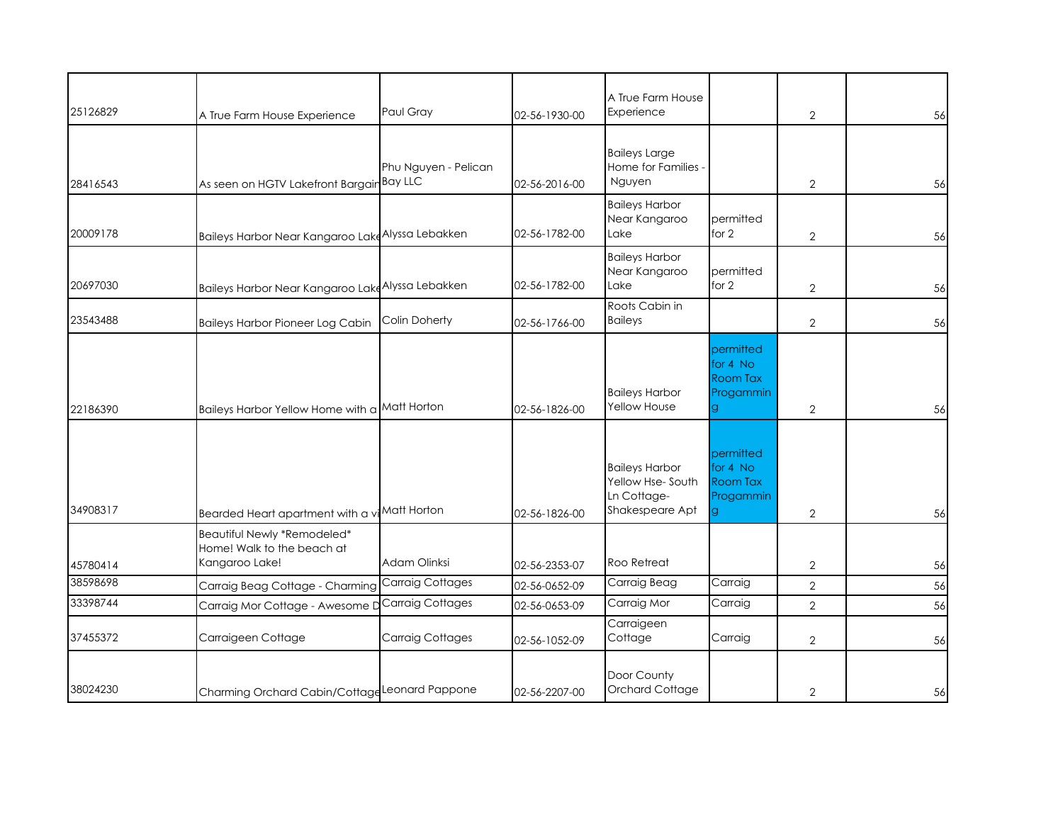| | | | | | | | |
|---|---|---|---|---|---|---|---|
| 25126829 | A True Farm House Experience | Paul Gray | 02-56-1930-00 | A True Farm House Experience | | 2 | 56 |
| 28416543 | As seen on HGTV Lakefront Bargain | Phu Nguyen - Pelican Bay LLC | 02-56-2016-00 | Baileys Large Home for Families - Nguyen | | 2 | 56 |
| 20009178 | Baileys Harbor Near Kangaroo Lake | Alyssa Lebakken | 02-56-1782-00 | Baileys Harbor Near Kangaroo Lake | permitted for 2 | 2 | 56 |
| 20697030 | Baileys Harbor Near Kangaroo Lake | Alyssa Lebakken | 02-56-1782-00 | Baileys Harbor Near Kangaroo Lake | permitted for 2 | 2 | 56 |
| 23543488 | Baileys Harbor Pioneer Log Cabin | Colin Doherty | 02-56-1766-00 | Roots Cabin in Baileys | | 2 | 56 |
| 22186390 | Baileys Harbor Yellow Home with a | Matt Horton | 02-56-1826-00 | Baileys Harbor Yellow House | permitted for 4 No Room Tax Progamming | 2 | 56 |
| 34908317 | Bearded Heart apartment with a vi | Matt Horton | 02-56-1826-00 | Baileys Harbor Yellow Hse- South Ln Cottage- Shakespeare Apt | permitted for 4 No Room Tax Progamming | 2 | 56 |
| 45780414 | Beautiful Newly *Remodeled* Home! Walk to the beach at Kangaroo Lake! | Adam Olinksi | 02-56-2353-07 | Roo Retreat | | 2 | 56 |
| 38598698 | Carraig Beag Cottage - Charming | Carraig Cottages | 02-56-0652-09 | Carraig Beag | Carraig | 2 | 56 |
| 33398744 | Carraig Mor Cottage - Awesome D | Carraig Cottages | 02-56-0653-09 | Carraig Mor | Carraig | 2 | 56 |
| 37455372 | Carraigeen Cottage | Carraig Cottages | 02-56-1052-09 | Carraigeen Cottage | Carraig | 2 | 56 |
| 38024230 | Charming Orchard Cabin/Cottage | Leonard Pappone | 02-56-2207-00 | Door County Orchard Cottage | | 2 | 56 |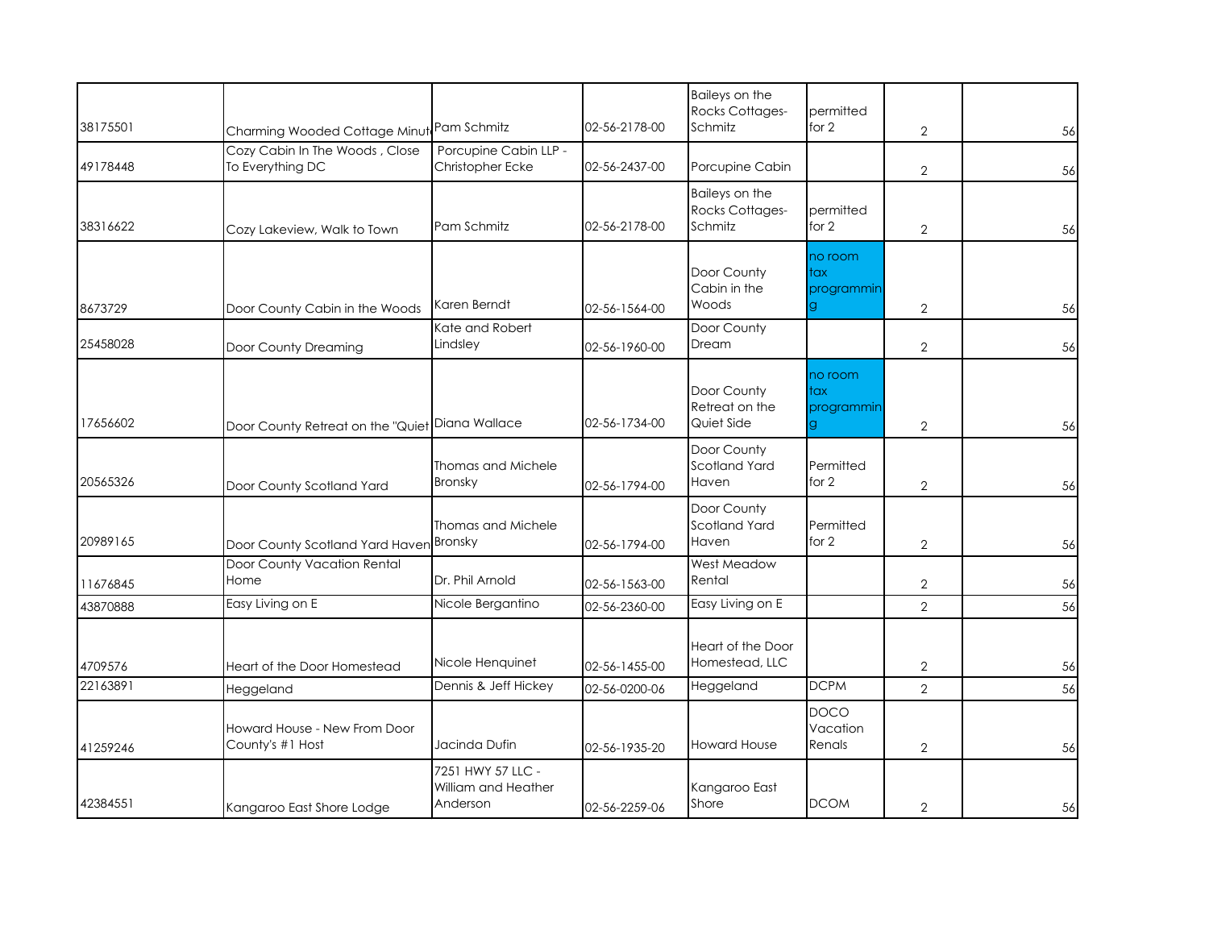| | | | | | | | |
|---|---|---|---|---|---|---|---|
| 38175501 | Charming Wooded Cottage Minut | Pam Schmitz | 02-56-2178-00 | Baileys on the Rocks Cottages-Schmitz | permitted for 2 | 2 | 56 |
| 49178448 | Cozy Cabin In The Woods , Close To Everything DC | Porcupine Cabin LLP - Christopher Ecke | 02-56-2437-00 | Porcupine Cabin | | 2 | 56 |
| 38316622 | Cozy Lakeview, Walk to Town | Pam Schmitz | 02-56-2178-00 | Baileys on the Rocks Cottages-Schmitz | permitted for 2 | 2 | 56 |
| 8673729 | Door County Cabin in the Woods | Karen Berndt | 02-56-1564-00 | Door County Cabin in the Woods | no room tax programming | 2 | 56 |
| 25458028 | Door County Dreaming | Kate and Robert Lindsley | 02-56-1960-00 | Door County Dream | | 2 | 56 |
| 17656602 | Door County Retreat on the "Quiet | Diana Wallace | 02-56-1734-00 | Door County Retreat on the Quiet Side | no room tax programming | 2 | 56 |
| 20565326 | Door County Scotland Yard | Thomas and Michele Bronsky | 02-56-1794-00 | Door County Scotland Yard Haven | Permitted for 2 | 2 | 56 |
| 20989165 | Door County Scotland Yard Haven | Thomas and Michele Bronsky | 02-56-1794-00 | Door County Scotland Yard Haven | Permitted for 2 | 2 | 56 |
| 11676845 | Door County Vacation Rental Home | Dr. Phil Arnold | 02-56-1563-00 | West Meadow Rental | | 2 | 56 |
| 43870888 | Easy Living on E | Nicole Bergantino | 02-56-2360-00 | Easy Living on E | | 2 | 56 |
| 4709576 | Heart of the Door Homestead | Nicole Henquinet | 02-56-1455-00 | Heart of the Door Homestead, LLC | | 2 | 56 |
| 22163891 | Heggeland | Dennis & Jeff Hickey | 02-56-0200-06 | Heggeland | DCPM | 2 | 56 |
| 41259246 | Howard House - New From Door County's #1 Host | Jacinda Dufin | 02-56-1935-20 | Howard House | DOCO Vacation Renals | 2 | 56 |
| 42384551 | Kangaroo East Shore Lodge | 7251 HWY 57 LLC - William and Heather Anderson | 02-56-2259-06 | Kangaroo East Shore | DCOM | 2 | 56 |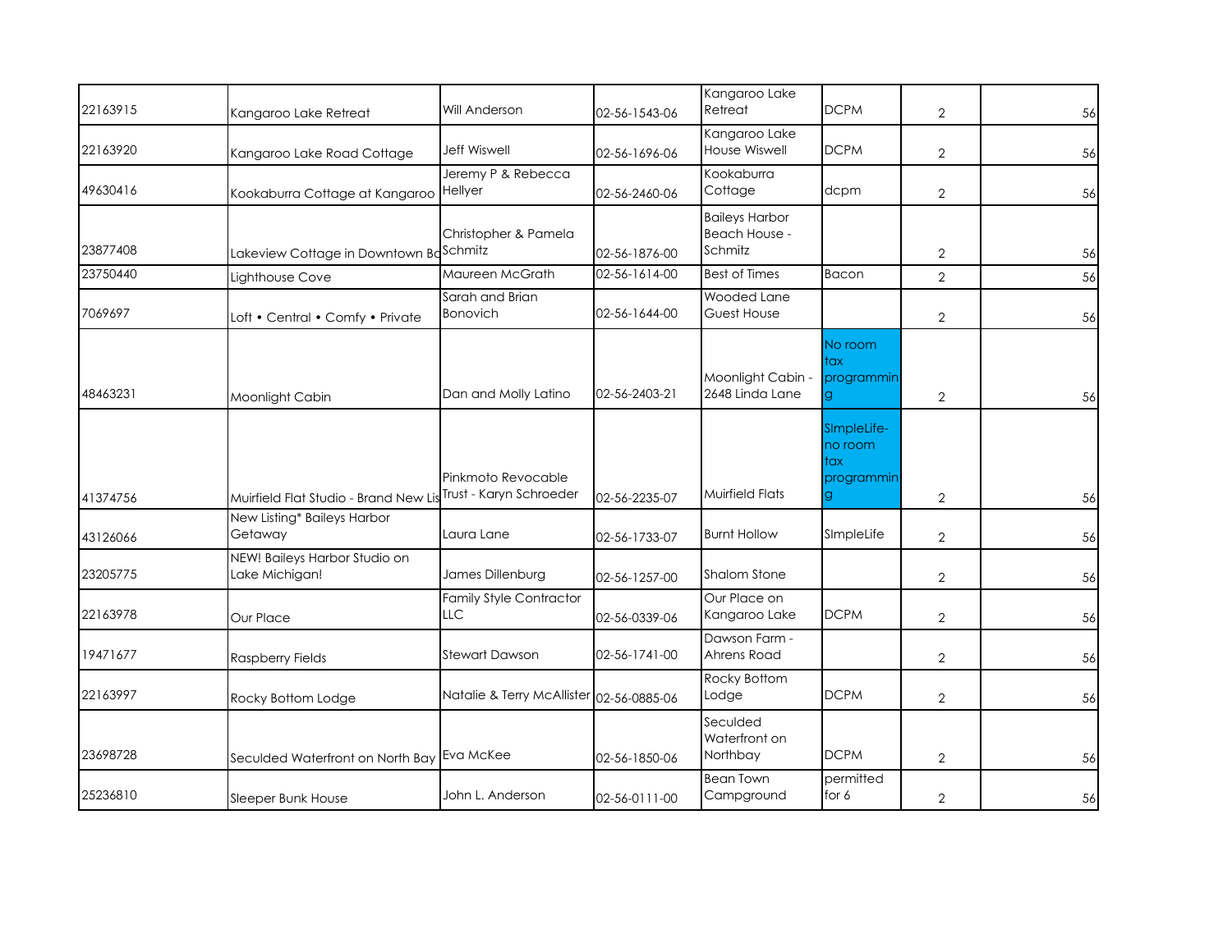| | | | | | | | |
|---|---|---|---|---|---|---|---|
| 22163915 | Kangaroo Lake Retreat | Will Anderson | 02-56-1543-06 | Kangaroo Lake Retreat | DCPM | 2 | 56 |
| 22163920 | Kangaroo Lake Road Cottage | Jeff Wiswell | 02-56-1696-06 | Kangaroo Lake House Wiswell | DCPM | 2 | 56 |
| 49630416 | Kookaburra Cottage at Kangaroo | Jeremy P & Rebecca Hellyer | 02-56-2460-06 | Kookaburra Cottage | dcpm | 2 | 56 |
| 23877408 | Lakeview Cottage in Downtown Bo | Christopher & Pamela Schmitz | 02-56-1876-00 | Baileys Harbor Beach House - Schmitz | | 2 | 56 |
| 23750440 | Lighthouse Cove | Maureen McGrath | 02-56-1614-00 | Best of Times | Bacon | 2 | 56 |
| 7069697 | Loft • Central • Comfy • Private | Sarah and Brian Bonovich | 02-56-1644-00 | Wooded Lane Guest House | | 2 | 56 |
| 48463231 | Moonlight Cabin | Dan and Molly Latino | 02-56-2403-21 | Moonlight Cabin - 2648 Linda Lane | No room tax programming | 2 | 56 |
| 41374756 | Muirfield Flat Studio - Brand New Lis | Pinkmoto Revocable Trust - Karyn Schroeder | 02-56-2235-07 | Muirfield Flats | SImpleLife- no room tax programming | 2 | 56 |
| 43126066 | New Listing* Baileys Harbor Getaway | Laura Lane | 02-56-1733-07 | Burnt Hollow | SImpleLife | 2 | 56 |
| 23205775 | NEW! Baileys Harbor Studio on Lake Michigan! | James Dillenburg | 02-56-1257-00 | Shalom Stone | | 2 | 56 |
| 22163978 | Our Place | Family Style Contractor LLC | 02-56-0339-06 | Our Place on Kangaroo Lake | DCPM | 2 | 56 |
| 19471677 | Raspberry Fields | Stewart Dawson | 02-56-1741-00 | Dawson Farm - Ahrens Road | | 2 | 56 |
| 22163997 | Rocky Bottom Lodge | Natalie & Terry McAllister | 02-56-0885-06 | Rocky Bottom Lodge | DCPM | 2 | 56 |
| 23698728 | Seculded Waterfront on North Bay | Eva McKee | 02-56-1850-06 | Seculded Waterfront on Northbay | DCPM | 2 | 56 |
| 25236810 | Sleeper Bunk House | John L. Anderson | 02-56-0111-00 | Bean Town Campground | permitted for 6 | 2 | 56 |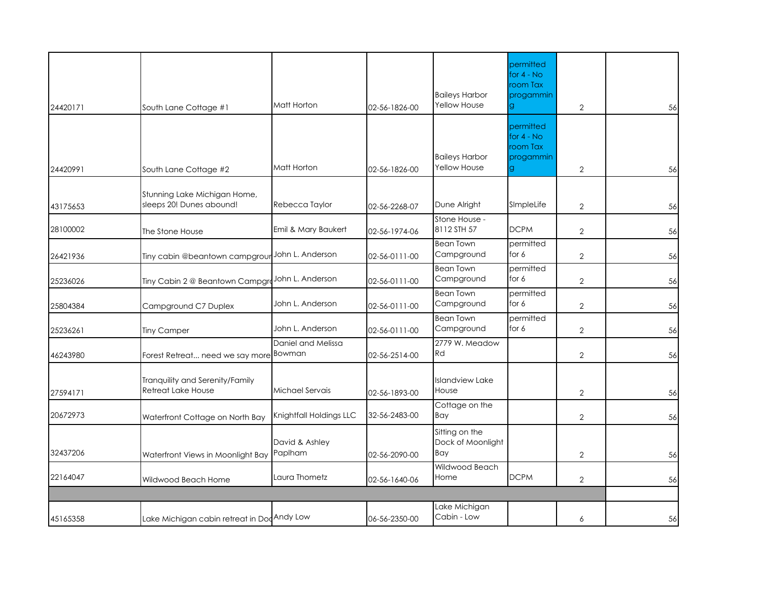| | | | | | | | |
|---|---|---|---|---|---|---|---|
| 24420171 | South Lane Cottage #1 | Matt Horton | 02-56-1826-00 | Baileys Harbor Yellow House | permitted for 4 - No room Tax progamming | 2 | 56 |
| 24420991 | South Lane Cottage #2 | Matt Horton | 02-56-1826-00 | Baileys Harbor Yellow House | permitted for 4 - No room Tax progamming | 2 | 56 |
| 43175653 | Stunning Lake Michigan Home, sleeps 20! Dunes abound! | Rebecca Taylor | 02-56-2268-07 | Dune Alright | SImpleLife | 2 | 56 |
| 28100002 | The Stone House | Emil & Mary Baukert | 02-56-1974-06 | Stone House - 8112 STH 57 | DCPM | 2 | 56 |
| 26421936 | Tiny cabin @beantown campgroun | John L. Anderson | 02-56-0111-00 | Bean Town Campground | permitted for 6 | 2 | 56 |
| 25236026 | Tiny Cabin 2 @ Beantown Campgro | John L. Anderson | 02-56-0111-00 | Bean Town Campground | permitted for 6 | 2 | 56 |
| 25804384 | Campground C7 Duplex | John L. Anderson | 02-56-0111-00 | Bean Town Campground | permitted for 6 | 2 | 56 |
| 25236261 | Tiny Camper | John L. Anderson | 02-56-0111-00 | Bean Town Campground | permitted for 6 | 2 | 56 |
| 46243980 | Forest Retreat... need we say more | Daniel and Melissa Bowman | 02-56-2514-00 | 2779 W. Meadow Rd | | 2 | 56 |
| 27594171 | Tranquility and Serenity/Family Retreat Lake House | Michael Servais | 02-56-1893-00 | Islandview Lake House | | 2 | 56 |
| 20672973 | Waterfront Cottage on North Bay | Knightfall Holdings LLC | 32-56-2483-00 | Cottage on the Bay | | 2 | 56 |
| 32437206 | Waterfront Views in Moonlight Bay | David & Ashley Paplham | 02-56-2090-00 | Sitting on the Dock of Moonlight Bay | | 2 | 56 |
| 22164047 | Wildwood Beach Home | Laura Thometz | 02-56-1640-06 | Wildwood Beach Home | DCPM | 2 | 56 |
| | | | | | | | |
| 45165358 | Lake Michigan cabin retreat in Doo | Andy Low | 06-56-2350-00 | Lake Michigan Cabin - Low | | 6 | 56 |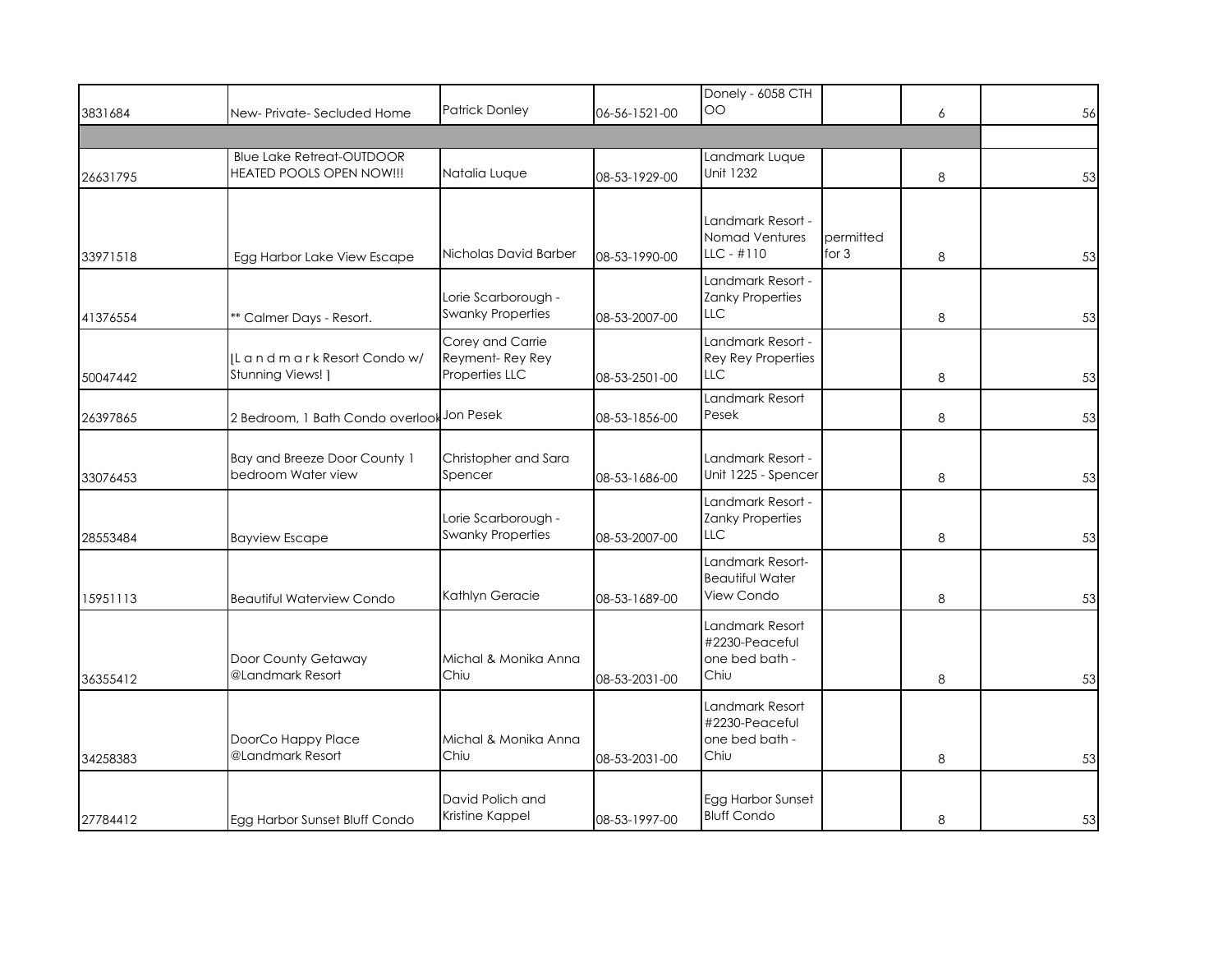| | | | | | | | |
|---|---|---|---|---|---|---|---|
| 3831684 | New- Private- Secluded Home | Patrick Donley | 06-56-1521-00 | Donely - 6058 CTH OO | | 6 | 56 |
| | | | | | | | |
| 26631795 | Blue Lake Retreat-OUTDOOR HEATED POOLS OPEN NOW!!! | Natalia Luque | 08-53-1929-00 | Landmark Luque Unit 1232 | | 8 | 53 |
| 33971518 | Egg Harbor Lake View Escape | Nicholas David Barber | 08-53-1990-00 | Landmark Resort - Nomad Ventures LLC - #110 | permitted for 3 | 8 | 53 |
| 41376554 | ** Calmer Days - Resort. | Lorie Scarborough - Swanky Properties | 08-53-2007-00 | Landmark Resort - Zanky Properties LLC | | 8 | 53 |
| 50047442 | [L a n d m a r k Resort Condo w/ Stunning Views! ] | Corey and Carrie Reyment- Rey Rey Properties LLC | 08-53-2501-00 | Landmark Resort - Rey Rey Properties LLC | | 8 | 53 |
| 26397865 | 2 Bedroom, 1 Bath Condo overlook | Jon Pesek | 08-53-1856-00 | Landmark Resort Pesek | | 8 | 53 |
| 33076453 | Bay and Breeze Door County 1 bedroom Water view | Christopher and Sara Spencer | 08-53-1686-00 | Landmark Resort - Unit 1225 - Spencer | | 8 | 53 |
| 28553484 | Bayview Escape | Lorie Scarborough - Swanky Properties | 08-53-2007-00 | Landmark Resort - Zanky Properties LLC | | 8 | 53 |
| 15951113 | Beautiful Waterview Condo | Kathlyn Geracie | 08-53-1689-00 | Landmark Resort- Beautiful Water View Condo | | 8 | 53 |
| 36355412 | Door County Getaway @Landmark Resort | Michal & Monika Anna Chiu | 08-53-2031-00 | Landmark Resort #2230-Peaceful one bed bath - Chiu | | 8 | 53 |
| 34258383 | DoorCo Happy Place @Landmark Resort | Michal & Monika Anna Chiu | 08-53-2031-00 | Landmark Resort #2230-Peaceful one bed bath - Chiu | | 8 | 53 |
| 27784412 | Egg Harbor Sunset Bluff Condo | David Polich and Kristine Kappel | 08-53-1997-00 | Egg Harbor Sunset Bluff Condo | | 8 | 53 |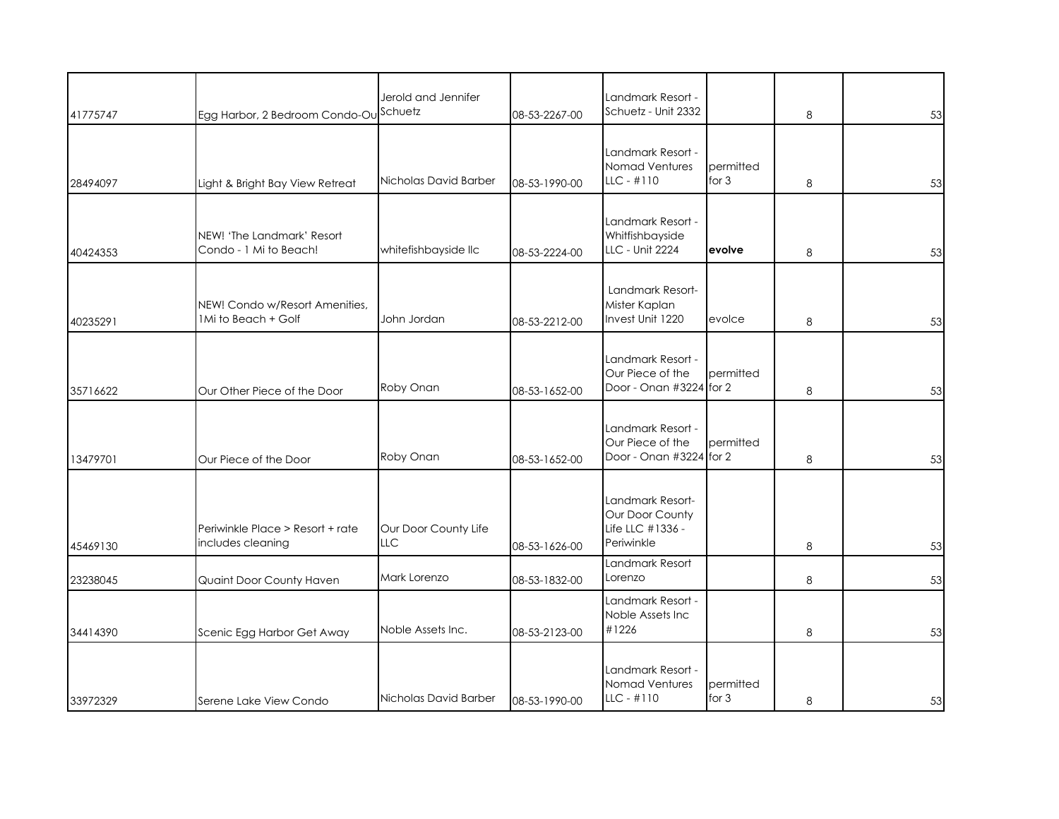| | | | | | | | |
|---|---|---|---|---|---|---|---|
| 41775747 | Egg Harbor, 2 Bedroom Condo-Ou | Jerold and Jennifer Schuetz | 08-53-2267-00 | Landmark Resort - Schuetz - Unit 2332 | | 8 | 53 |
| 28494097 | Light & Bright Bay View Retreat | Nicholas David Barber | 08-53-1990-00 | Landmark Resort - Nomad Ventures LLC - #110 | permitted for 3 | 8 | 53 |
| 40424353 | NEW! 'The Landmark' Resort Condo - 1 Mi to Beach! | whitefishbayside llc | 08-53-2224-00 | Landmark Resort - Whitfishbayside LLC - Unit 2224 | **evolve** | 8 | 53 |
| 40235291 | NEW! Condo w/Resort Amenities, 1Mi to Beach + Golf | John Jordan | 08-53-2212-00 | Landmark Resort- Mister Kaplan Invest Unit 1220 | evolce | 8 | 53 |
| 35716622 | Our Other Piece of the Door | Roby Onan | 08-53-1652-00 | Landmark Resort - Our Piece of the Door - Onan #3224 | permitted for 2 | 8 | 53 |
| 13479701 | Our Piece of the Door | Roby Onan | 08-53-1652-00 | Landmark Resort - Our Piece of the Door - Onan #3224 | permitted for 2 | 8 | 53 |
| 45469130 | Periwinkle Place > Resort + rate includes cleaning | Our Door County Life LLC | 08-53-1626-00 | Landmark Resort- Our Door County Life LLC #1336 - Periwinkle | | 8 | 53 |
| 23238045 | Quaint Door County Haven | Mark Lorenzo | 08-53-1832-00 | Landmark Resort Lorenzo | | 8 | 53 |
| 34414390 | Scenic Egg Harbor Get Away | Noble Assets Inc. | 08-53-2123-00 | Landmark Resort - Noble Assets Inc #1226 | | 8 | 53 |
| 33972329 | Serene Lake View Condo | Nicholas David Barber | 08-53-1990-00 | Landmark Resort - Nomad Ventures LLC - #110 | permitted for 3 | 8 | 53 |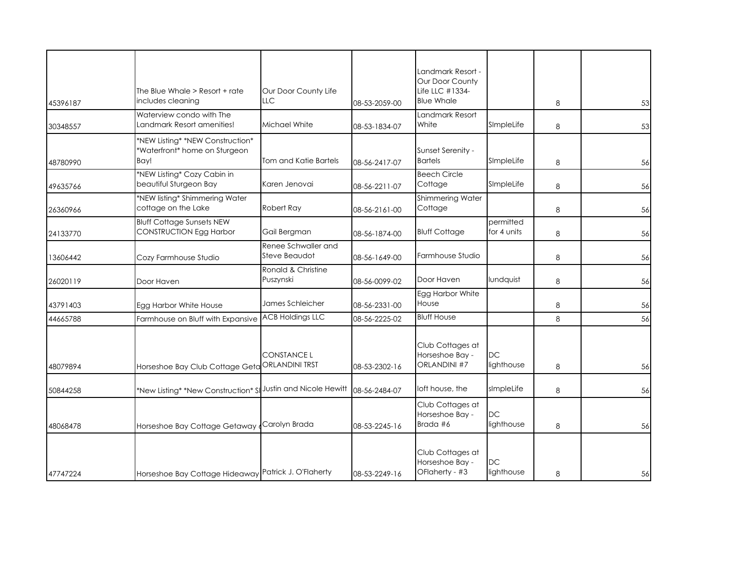| | | | | | | | |
|---|---|---|---|---|---|---|---|
| 45396187 | The Blue Whale > Resort + rate includes cleaning | Our Door County Life LLC | 08-53-2059-00 | Landmark Resort - Our Door County Life LLC #1334-Blue Whale | | 8 | 53 |
| 30348557 | Waterview condo with The Landmark Resort amenities! | Michael White | 08-53-1834-07 | Landmark Resort White | SImpleLife | 8 | 53 |
| 48780990 | *NEW Listing* *NEW Construction* *Waterfront* home on Sturgeon Bay! | Tom and Katie Bartels | 08-56-2417-07 | Sunset Serenity - Bartels | SImpleLife | 8 | 56 |
| 49635766 | *NEW Listing* Cozy Cabin in beautiful Sturgeon Bay | Karen Jenovai | 08-56-2211-07 | Beech Circle Cottage | SImpleLife | 8 | 56 |
| 26360966 | *NEW listing* Shimmering Water cottage on the Lake | Robert Ray | 08-56-2161-00 | Shimmering Water Cottage | | 8 | 56 |
| 24133770 | Bluff Cottage Sunsets NEW CONSTRUCTION Egg Harbor | Gail Bergman | 08-56-1874-00 | Bluff Cottage | permitted for 4 units | 8 | 56 |
| 13606442 | Cozy Farmhouse Studio | Renee Schwaller and Steve Beaudot | 08-56-1649-00 | Farmhouse Studio | | 8 | 56 |
| 26020119 | Door Haven | Ronald & Christine Puszynski | 08-56-0099-02 | Door Haven | lundquist | 8 | 56 |
| 43791403 | Egg Harbor White House | James Schleicher | 08-56-2331-00 | Egg Harbor White House | | 8 | 56 |
| 44665788 | Farmhouse on Bluff with Expansive | ACB Holdings LLC | 08-56-2225-02 | Bluff House | | 8 | 56 |
| 48079894 | Horseshoe Bay Club Cottage Geta | CONSTANCE L ORLANDINI TRST | 08-53-2302-16 | Club Cottages at Horseshoe Bay - ORLANDINI #7 | DC lighthouse | 8 | 56 |
| 50844258 | *New Listing* *New Construction* Sl | Justin and Nicole Hewitt | 08-56-2484-07 | loft house, the | sImpleLife | 8 | 56 |
| 48068478 | Horseshoe Bay Cottage Getaway | Carolyn Brada | 08-53-2245-16 | Club Cottages at Horseshoe Bay - Brada #6 | DC lighthouse | 8 | 56 |
| 47747224 | Horseshoe Bay Cottage Hideaway | Patrick J. O'Flaherty | 08-53-2249-16 | Club Cottages at Horseshoe Bay - OFlaherty - #3 | DC lighthouse | 8 | 56 |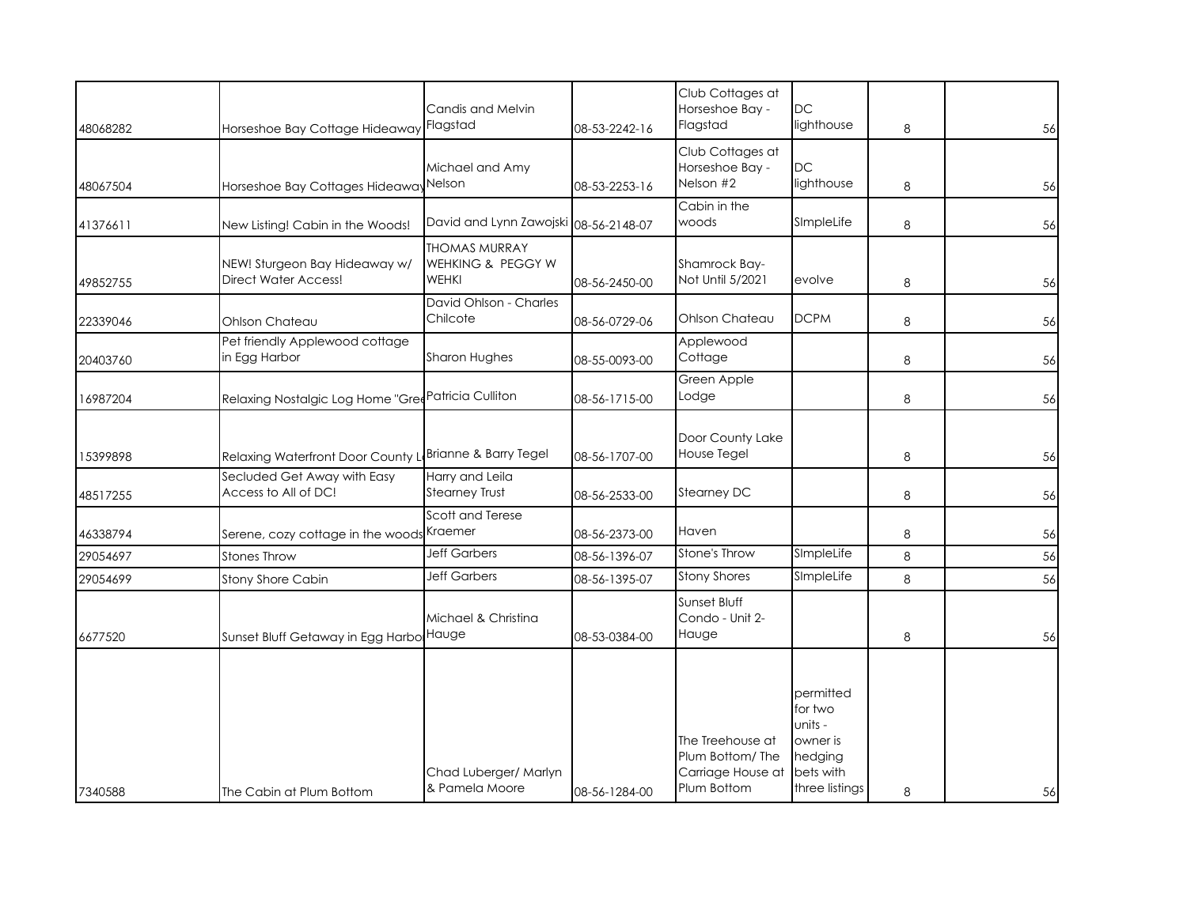| | | | | | | | |
|---|---|---|---|---|---|---|---|
| 48068282 | Horseshoe Bay Cottage Hideaway | Candis and Melvin Flagstad | 08-53-2242-16 | Club Cottages at Horseshoe Bay - Flagstad | DC lighthouse | 8 | 56 |
| 48067504 | Horseshoe Bay Cottages Hideaway | Michael and Amy Nelson | 08-53-2253-16 | Club Cottages at Horseshoe Bay - Nelson #2 | DC lighthouse | 8 | 56 |
| 41376611 | New Listing! Cabin in the Woods! | David and Lynn Zawojski | 08-56-2148-07 | Cabin in the woods | SImpleLife | 8 | 56 |
| 49852755 | NEW! Sturgeon Bay Hideaway w/ Direct Water Access! | THOMAS MURRAY WEHKING & PEGGY W WEHKI | 08-56-2450-00 | Shamrock Bay- Not Until 5/2021 | evolve | 8 | 56 |
| 22339046 | Ohlson Chateau | David Ohlson - Charles Chilcote | 08-56-0729-06 | Ohlson Chateau | DCPM | 8 | 56 |
| 20403760 | Pet friendly Applewood cottage in Egg Harbor | Sharon Hughes | 08-55-0093-00 | Applewood Cottage | | 8 | 56 |
| 16987204 | Relaxing Nostalgic Log Home "Gree | Patricia Culliton | 08-56-1715-00 | Green Apple Lodge | | 8 | 56 |
| 15399898 | Relaxing Waterfront Door County L | Brianne & Barry Tegel | 08-56-1707-00 | Door County Lake House Tegel | | 8 | 56 |
| 48517255 | Secluded Get Away with Easy Access to All of DC! | Harry and Leila Stearney Trust | 08-56-2533-00 | Stearney DC | | 8 | 56 |
| 46338794 | Serene, cozy cottage in the woods | Scott and Terese Kraemer | 08-56-2373-00 | Haven | | 8 | 56 |
| 29054697 | Stones Throw | Jeff Garbers | 08-56-1396-07 | Stone's Throw | SImpleLife | 8 | 56 |
| 29054699 | Stony Shore Cabin | Jeff Garbers | 08-56-1395-07 | Stony Shores | SImpleLife | 8 | 56 |
| 6677520 | Sunset Bluff Getaway in Egg Harbo | Michael & Christina Hauge | 08-53-0384-00 | Sunset Bluff Condo - Unit 2- Hauge | | 8 | 56 |
| 7340588 | The Cabin at Plum Bottom | Chad Luberger/ Marlyn & Pamela Moore | 08-56-1284-00 | The Treehouse at Plum Bottom/ The Carriage House at Plum Bottom | permitted for two units - owner is hedging bets with three listings | 8 | 56 |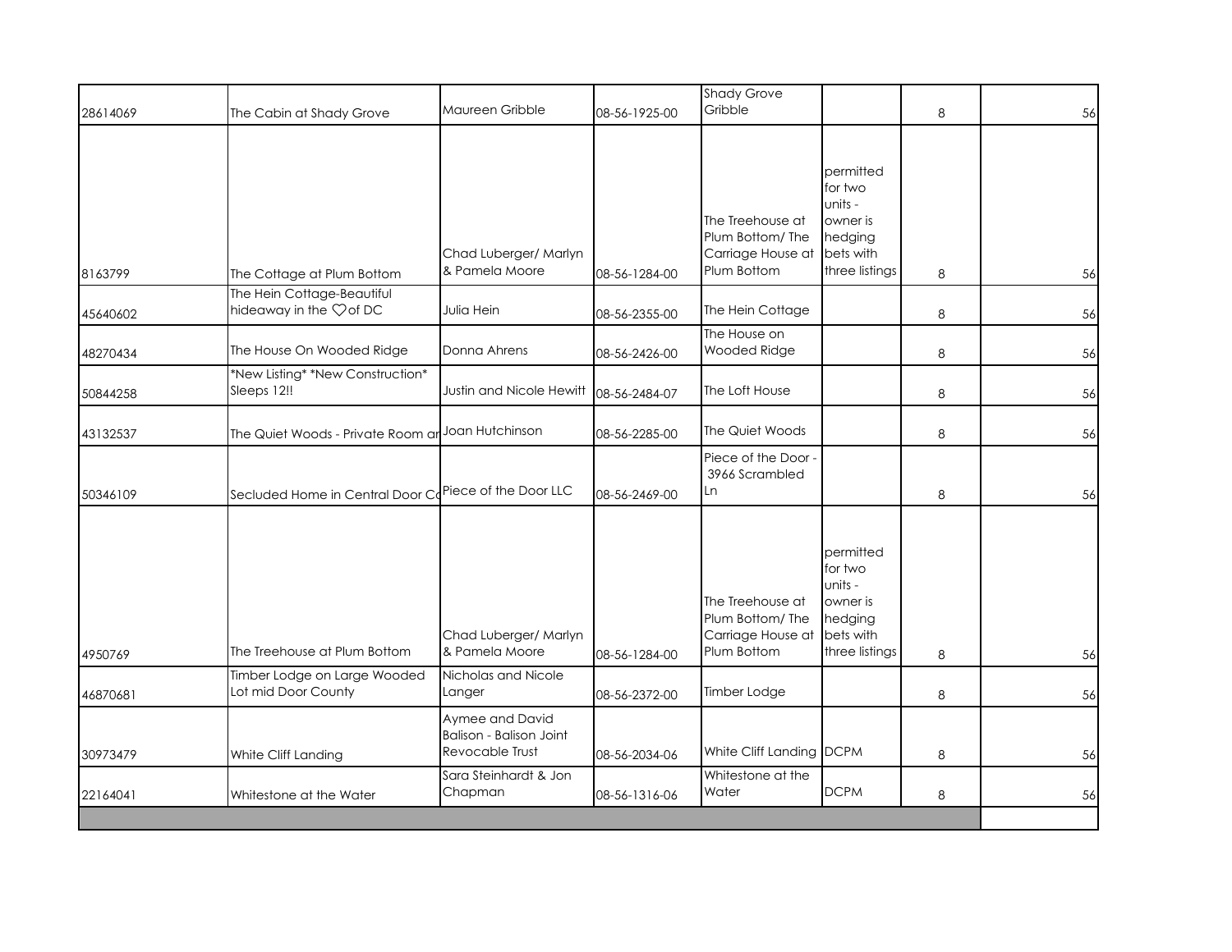| | | | | | | | |
|---|---|---|---|---|---|---|---|
| 28614069 | The Cabin at Shady Grove | Maureen Gribble | 08-56-1925-00 | Shady Grove Gribble | | 8 | 56 |
| 8163799 | The Cottage at Plum Bottom | Chad Luberger/ Marlyn & Pamela Moore | 08-56-1284-00 | The Treehouse at Plum Bottom/ The Carriage House at Plum Bottom | permitted for two units - owner is hedging bets with three listings | 8 | 56 |
| 45640602 | The Hein Cottage-Beautiful hideaway in the ♡of DC | Julia Hein | 08-56-2355-00 | The Hein Cottage | | 8 | 56 |
| 48270434 | The House On Wooded Ridge | Donna Ahrens | 08-56-2426-00 | The House on Wooded Ridge | | 8 | 56 |
| 50844258 | *New Listing* *New Construction* Sleeps 12!! | Justin and Nicole Hewitt | 08-56-2484-07 | The Loft House | | 8 | 56 |
| 43132537 | The Quiet Woods - Private Room ar | Joan Hutchinson | 08-56-2285-00 | The Quiet Woods | | 8 | 56 |
| 50346109 | Secluded Home in Central Door Co | Piece of the Door LLC | 08-56-2469-00 | Piece of the Door - 3966 Scrambled Ln | | 8 | 56 |
| 4950769 | The Treehouse at Plum Bottom | Chad Luberger/ Marlyn & Pamela Moore | 08-56-1284-00 | The Treehouse at Plum Bottom/ The Carriage House at Plum Bottom | permitted for two units - owner is hedging bets with three listings | 8 | 56 |
| 46870681 | Timber Lodge on Large Wooded Lot mid Door County | Nicholas and Nicole Langer | 08-56-2372-00 | Timber Lodge | | 8 | 56 |
| 30973479 | White Cliff Landing | Aymee and David Balison - Balison Joint Revocable Trust | 08-56-2034-06 | White Cliff Landing | DCPM | 8 | 56 |
| 22164041 | Whitestone at the Water | Sara Steinhardt & Jon Chapman | 08-56-1316-06 | Whitestone at the Water | DCPM | 8 | 56 |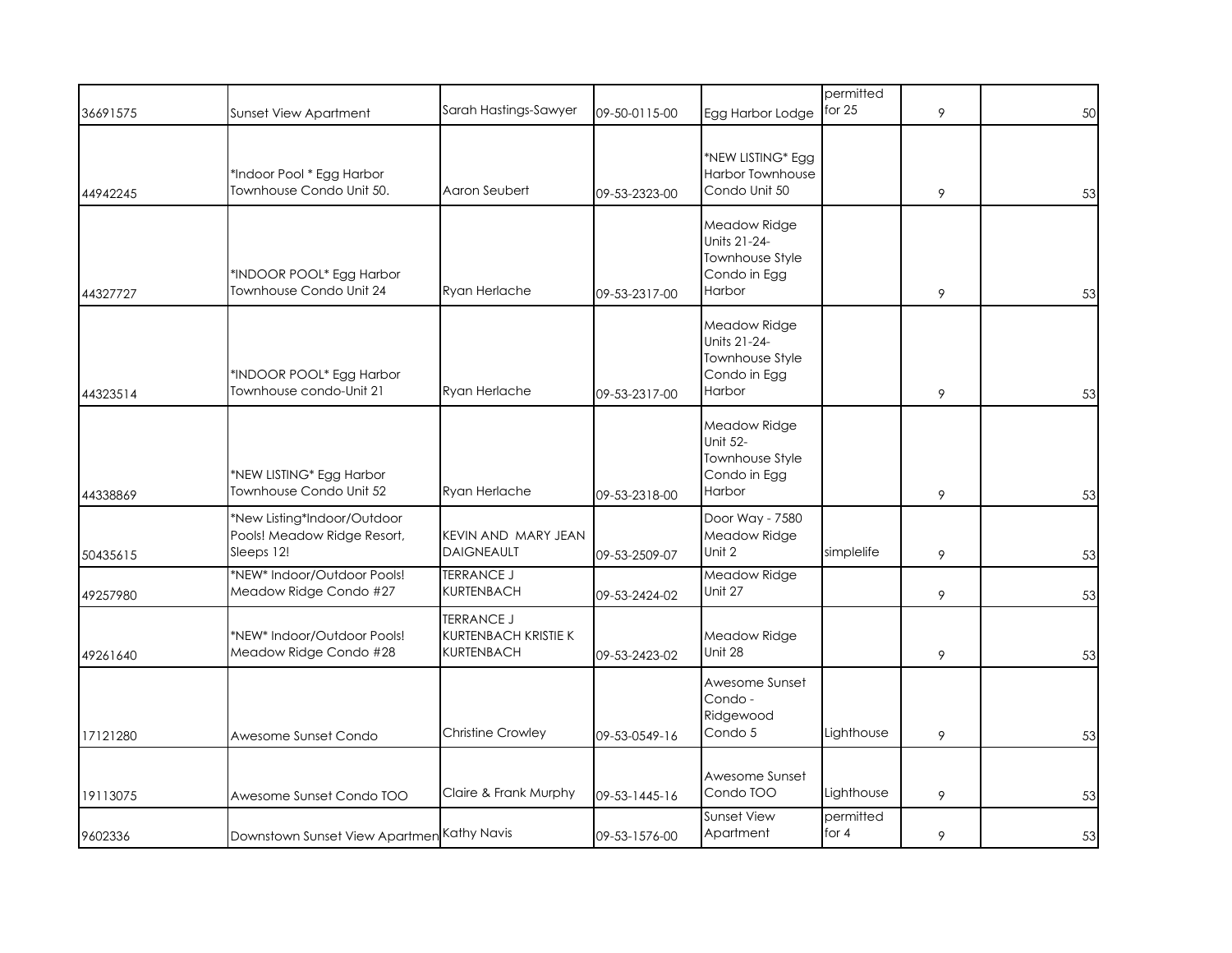| | | | | | | | |
|---|---|---|---|---|---|---|---|
| 36691575 | Sunset View Apartment | Sarah Hastings-Sawyer | 09-50-0115-00 | Egg Harbor Lodge | permitted for 25 | 9 | 50 |
| 44942245 | *Indoor Pool * Egg Harbor Townhouse Condo Unit 50. | Aaron Seubert | 09-53-2323-00 | *NEW LISTING* Egg Harbor Townhouse Condo Unit 50 | | 9 | 53 |
| 44327727 | *INDOOR POOL* Egg Harbor Townhouse Condo Unit 24 | Ryan Herlache | 09-53-2317-00 | Meadow Ridge Units 21-24- Townhouse Style Condo in Egg Harbor | | 9 | 53 |
| 44323514 | *INDOOR POOL* Egg Harbor Townhouse condo-Unit 21 | Ryan Herlache | 09-53-2317-00 | Meadow Ridge Units 21-24- Townhouse Style Condo in Egg Harbor | | 9 | 53 |
| 44338869 | *NEW LISTING* Egg Harbor Townhouse Condo Unit 52 | Ryan Herlache | 09-53-2318-00 | Meadow Ridge Unit 52- Townhouse Style Condo in Egg Harbor | | 9 | 53 |
| 50435615 | *New Listing*Indoor/Outdoor Pools! Meadow Ridge Resort, Sleeps 12! | KEVIN AND MARY JEAN DAIGNEAULT | 09-53-2509-07 | Door Way - 7580 Meadow Ridge Unit 2 | simplelife | 9 | 53 |
| 49257980 | *NEW* Indoor/Outdoor Pools! Meadow Ridge Condo #27 | TERRANCE J KURTENBACH | 09-53-2424-02 | Meadow Ridge Unit 27 | | 9 | 53 |
| 49261640 | *NEW* Indoor/Outdoor Pools! Meadow Ridge Condo #28 | TERRANCE J KURTENBACH KRISTIE K KURTENBACH | 09-53-2423-02 | Meadow Ridge Unit 28 | | 9 | 53 |
| 17121280 | Awesome Sunset Condo | Christine Crowley | 09-53-0549-16 | Awesome Sunset Condo - Ridgewood Condo 5 | Lighthouse | 9 | 53 |
| 19113075 | Awesome Sunset Condo TOO | Claire & Frank Murphy | 09-53-1445-16 | Awesome Sunset Condo TOO | Lighthouse | 9 | 53 |
| 9602336 | Downstown Sunset View Apartmen | Kathy Navis | 09-53-1576-00 | Sunset View Apartment | permitted for 4 | 9 | 53 |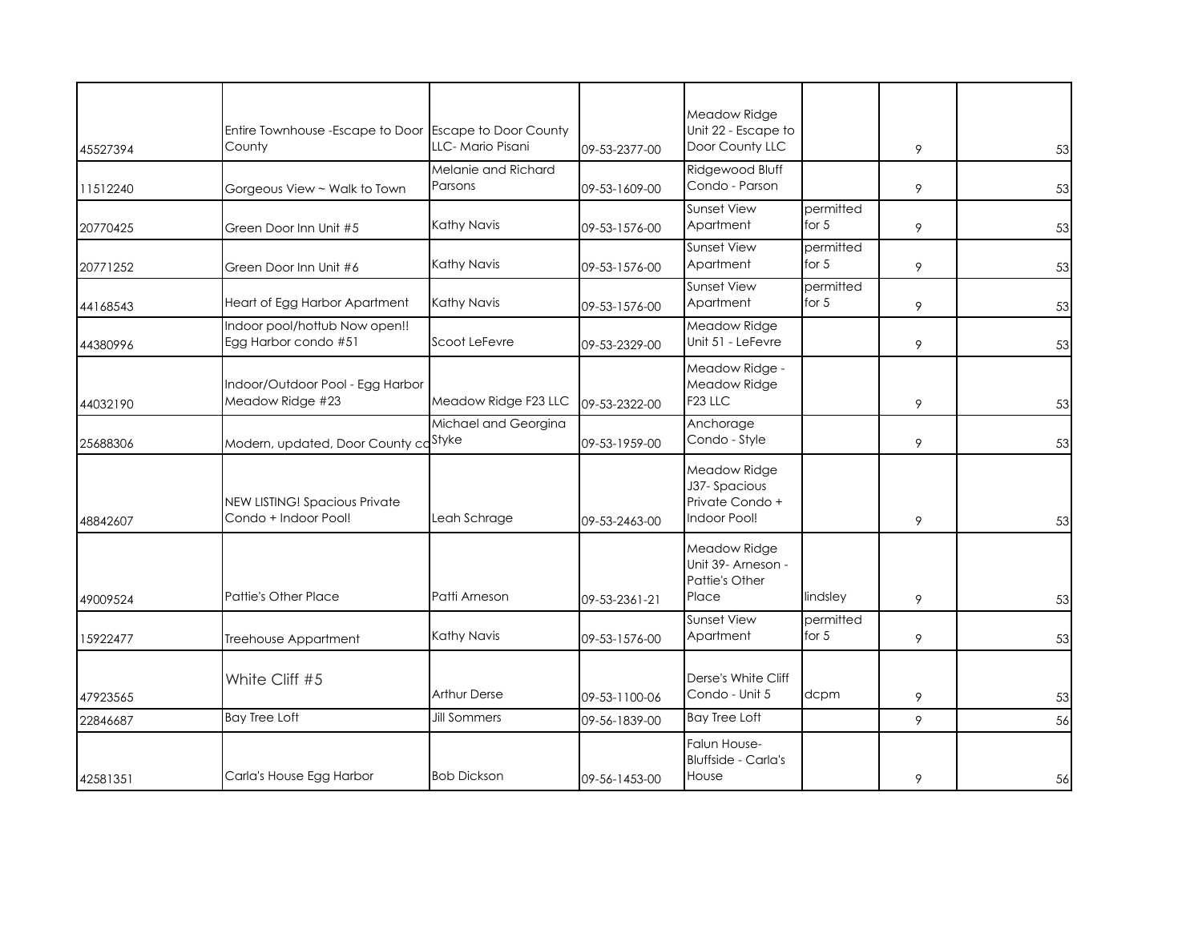| | | | | | | | |
|---|---|---|---|---|---|---|---|
| 45527394 | Entire Townhouse -Escape to Door County | Escape to Door County LLC- Mario Pisani | 09-53-2377-00 | Meadow Ridge Unit 22 - Escape to Door County LLC | | 9 | 53 |
| 11512240 | Gorgeous View ~ Walk to Town | Melanie and Richard Parsons | 09-53-1609-00 | Ridgewood Bluff Condo - Parson | | 9 | 53 |
| 20770425 | Green Door Inn Unit #5 | Kathy Navis | 09-53-1576-00 | Sunset View Apartment | permitted for 5 | 9 | 53 |
| 20771252 | Green Door Inn Unit #6 | Kathy Navis | 09-53-1576-00 | Sunset View Apartment | permitted for 5 | 9 | 53 |
| 44168543 | Heart of Egg Harbor Apartment | Kathy Navis | 09-53-1576-00 | Sunset View Apartment | permitted for 5 | 9 | 53 |
| 44380996 | Indoor pool/hottub Now open!! Egg Harbor condo #51 | Scoot LeFevre | 09-53-2329-00 | Meadow Ridge Unit 51 - LeFevre | | 9 | 53 |
| 44032190 | Indoor/Outdoor Pool - Egg Harbor Meadow Ridge #23 | Meadow Ridge F23 LLC | 09-53-2322-00 | Meadow Ridge - Meadow Ridge F23 LLC | | 9 | 53 |
| 25688306 | Modern, updated, Door County co | Michael and Georgina Styke | 09-53-1959-00 | Anchorage Condo - Style | | 9 | 53 |
| 48842607 | NEW LISTING! Spacious Private Condo + Indoor Pool! | Leah Schrage | 09-53-2463-00 | Meadow Ridge J37- Spacious Private Condo + Indoor Pool! | | 9 | 53 |
| 49009524 | Pattie's Other Place | Patti Arneson | 09-53-2361-21 | Meadow Ridge Unit 39- Arneson - Pattie's Other Place | lindsley | 9 | 53 |
| 15922477 | Treehouse Appartment | Kathy Navis | 09-53-1576-00 | Sunset View Apartment | permitted for 5 | 9 | 53 |
| 47923565 | White Cliff #5 | Arthur Derse | 09-53-1100-06 | Derse's White Cliff Condo - Unit 5 | dcpm | 9 | 53 |
| 22846687 | Bay Tree Loft | Jill Sommers | 09-56-1839-00 | Bay Tree Loft | | 9 | 56 |
| 42581351 | Carla's House Egg Harbor | Bob Dickson | 09-56-1453-00 | Falun House-Bluffside - Carla's House | | 9 | 56 |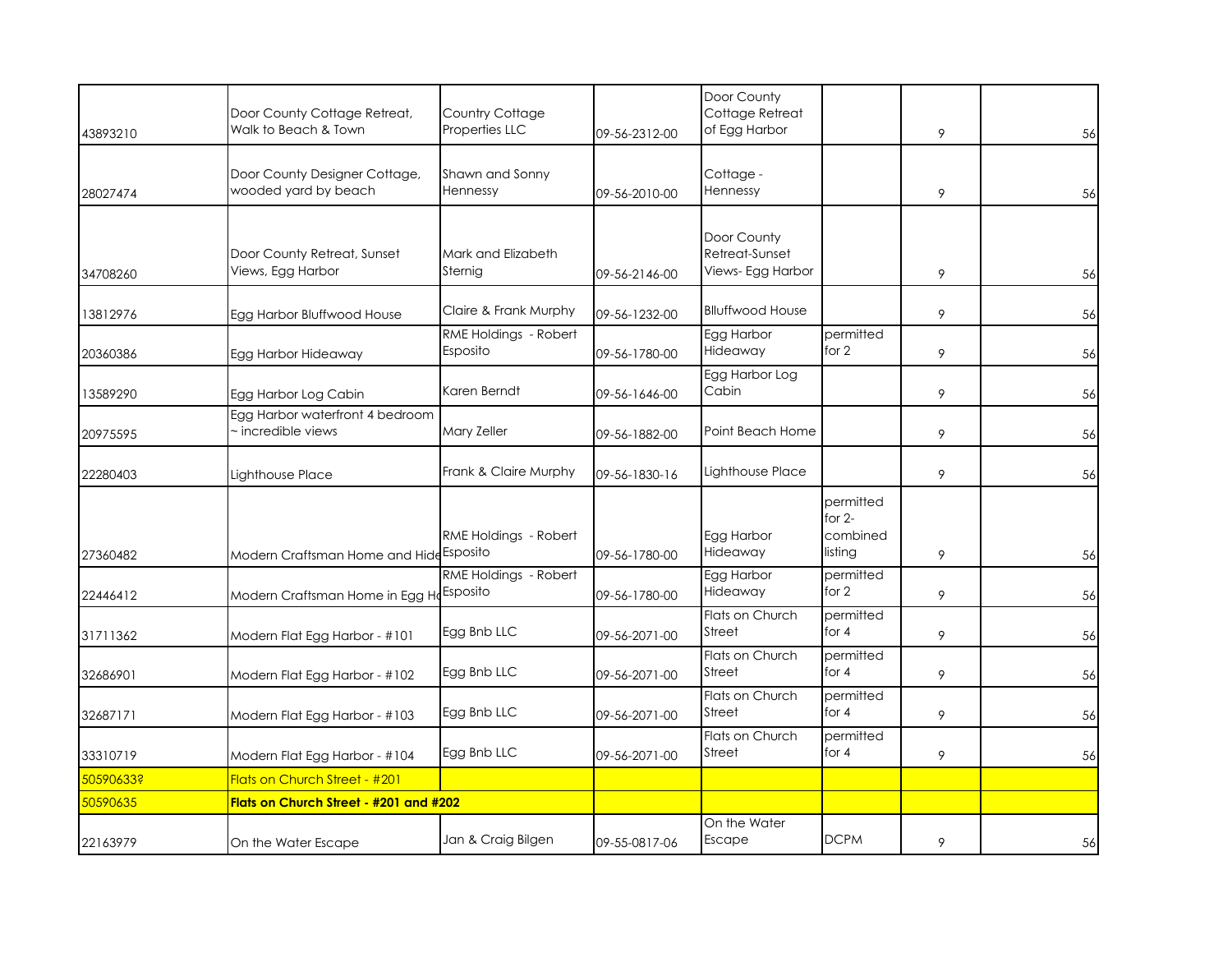| | | | | | | | |
|---|---|---|---|---|---|---|---|
| 43893210 | Door County Cottage Retreat, Walk to Beach & Town | Country Cottage Properties LLC | 09-56-2312-00 | Door County Cottage Retreat of Egg Harbor | | 9 | 56 |
| 28027474 | Door County Designer Cottage, wooded yard by beach | Shawn and Sonny Hennessy | 09-56-2010-00 | Cottage - Hennessy | | 9 | 56 |
| 34708260 | Door County Retreat, Sunset Views, Egg Harbor | Mark and Elizabeth Sternig | 09-56-2146-00 | Door County Retreat-Sunset Views- Egg Harbor | | 9 | 56 |
| 13812976 | Egg Harbor Bluffwood House | Claire & Frank Murphy | 09-56-1232-00 | Blluffwood House | | 9 | 56 |
| 20360386 | Egg Harbor Hideaway | RME Holdings - Robert Esposito | 09-56-1780-00 | Egg Harbor Hideaway | permitted for 2 | 9 | 56 |
| 13589290 | Egg Harbor Log Cabin | Karen Berndt | 09-56-1646-00 | Egg Harbor Log Cabin | | 9 | 56 |
| 20975595 | Egg Harbor waterfront 4 bedroom ~ incredible views | Mary Zeller | 09-56-1882-00 | Point Beach Home | | 9 | 56 |
| 22280403 | Lighthouse Place | Frank & Claire Murphy | 09-56-1830-16 | Lighthouse Place | | 9 | 56 |
| 27360482 | Modern Craftsman Home and Hide | RME Holdings - Robert Esposito | 09-56-1780-00 | Egg Harbor Hideaway | permitted for 2- combined listing | 9 | 56 |
| 22446412 | Modern Craftsman Home in Egg Ha | RME Holdings - Robert Esposito | 09-56-1780-00 | Egg Harbor Hideaway | permitted for 2 | 9 | 56 |
| 31711362 | Modern Flat Egg Harbor - #101 | Egg Bnb LLC | 09-56-2071-00 | Flats on Church Street | permitted for 4 | 9 | 56 |
| 32686901 | Modern Flat Egg Harbor - #102 | Egg Bnb LLC | 09-56-2071-00 | Flats on Church Street | permitted for 4 | 9 | 56 |
| 32687171 | Modern Flat Egg Harbor - #103 | Egg Bnb LLC | 09-56-2071-00 | Flats on Church Street | permitted for 4 | 9 | 56 |
| 33310719 | Modern Flat Egg Harbor - #104 | Egg Bnb LLC | 09-56-2071-00 | Flats on Church Street | permitted for 4 | 9 | 56 |
| 50590633? | Flats on Church Street - #201 | | | | | | |
| 50590635 | **Flats on Church Street - #201 and #202** | | | | | | |
| 22163979 | On the Water Escape | Jan & Craig Bilgen | 09-55-0817-06 | On the Water Escape | DCPM | 9 | 56 |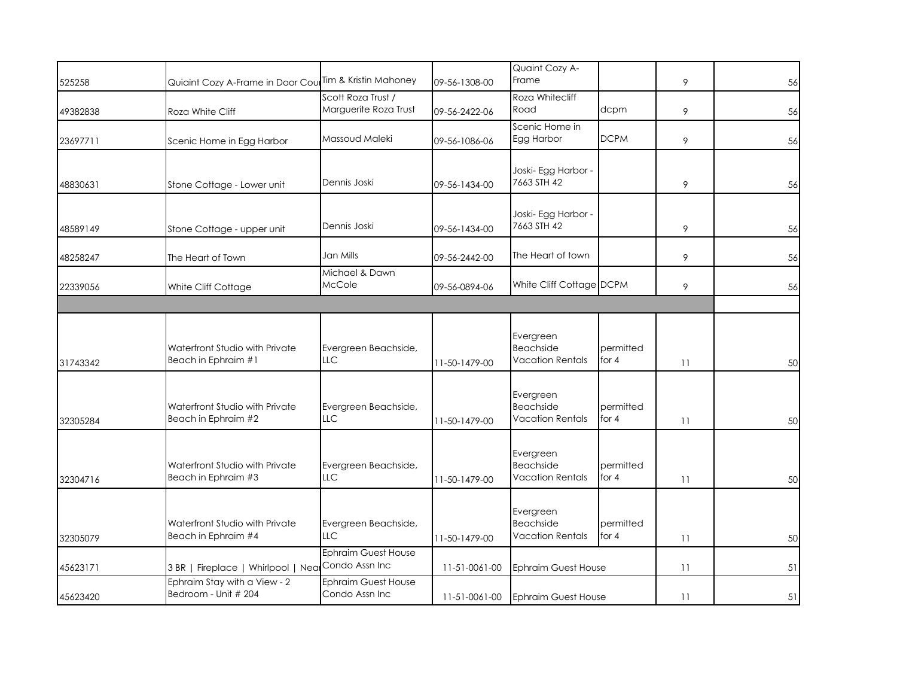| | | | | | | | |
|---|---|---|---|---|---|---|---|
| 525258 | Quiaint Cozy A-Frame in Door Cou | Tim & Kristin Mahoney | 09-56-1308-00 | Quaint Cozy A-Frame | | 9 | 56 |
| 49382838 | Roza White Cliff | Scott Roza Trust / Marguerite Roza Trust | 09-56-2422-06 | Roza Whitecliff Road | dcpm | 9 | 56 |
| 23697711 | Scenic Home in Egg Harbor | Massoud Maleki | 09-56-1086-06 | Scenic Home in Egg Harbor | DCPM | 9 | 56 |
| 48830631 | Stone Cottage - Lower unit | Dennis Joski | 09-56-1434-00 | Joski- Egg Harbor - 7663 STH 42 | | 9 | 56 |
| 48589149 | Stone Cottage - upper unit | Dennis Joski | 09-56-1434-00 | Joski- Egg Harbor - 7663 STH 42 | | 9 | 56 |
| 48258247 | The Heart of Town | Jan Mills | 09-56-2442-00 | The Heart of town | | 9 | 56 |
| 22339056 | White Cliff Cottage | Michael & Dawn McCole | 09-56-0894-06 | White Cliff Cottage | DCPM | 9 | 56 |
| | | | | | | | |
| 31743342 | Waterfront Studio with Private Beach in Ephraim #1 | Evergreen Beachside, LLC | 11-50-1479-00 | Evergreen Beachside Vacation Rentals | permitted for 4 | 11 | 50 |
| 32305284 | Waterfront Studio with Private Beach in Ephraim #2 | Evergreen Beachside, LLC | 11-50-1479-00 | Evergreen Beachside Vacation Rentals | permitted for 4 | 11 | 50 |
| 32304716 | Waterfront Studio with Private Beach in Ephraim #3 | Evergreen Beachside, LLC | 11-50-1479-00 | Evergreen Beachside Vacation Rentals | permitted for 4 | 11 | 50 |
| 32305079 | Waterfront Studio with Private Beach in Ephraim #4 | Evergreen Beachside, LLC | 11-50-1479-00 | Evergreen Beachside Vacation Rentals | permitted for 4 | 11 | 50 |
| 45623171 | 3 BR \| Fireplace \| Whirlpool \| Nea | Ephraim Guest House Condo Assn Inc | 11-51-0061-00 | Ephraim Guest House | | 11 | 51 |
| 45623420 | Ephraim Stay with a View - 2 Bedroom - Unit # 204 | Ephraim Guest House Condo Assn Inc | 11-51-0061-00 | Ephraim Guest House | | 11 | 51 |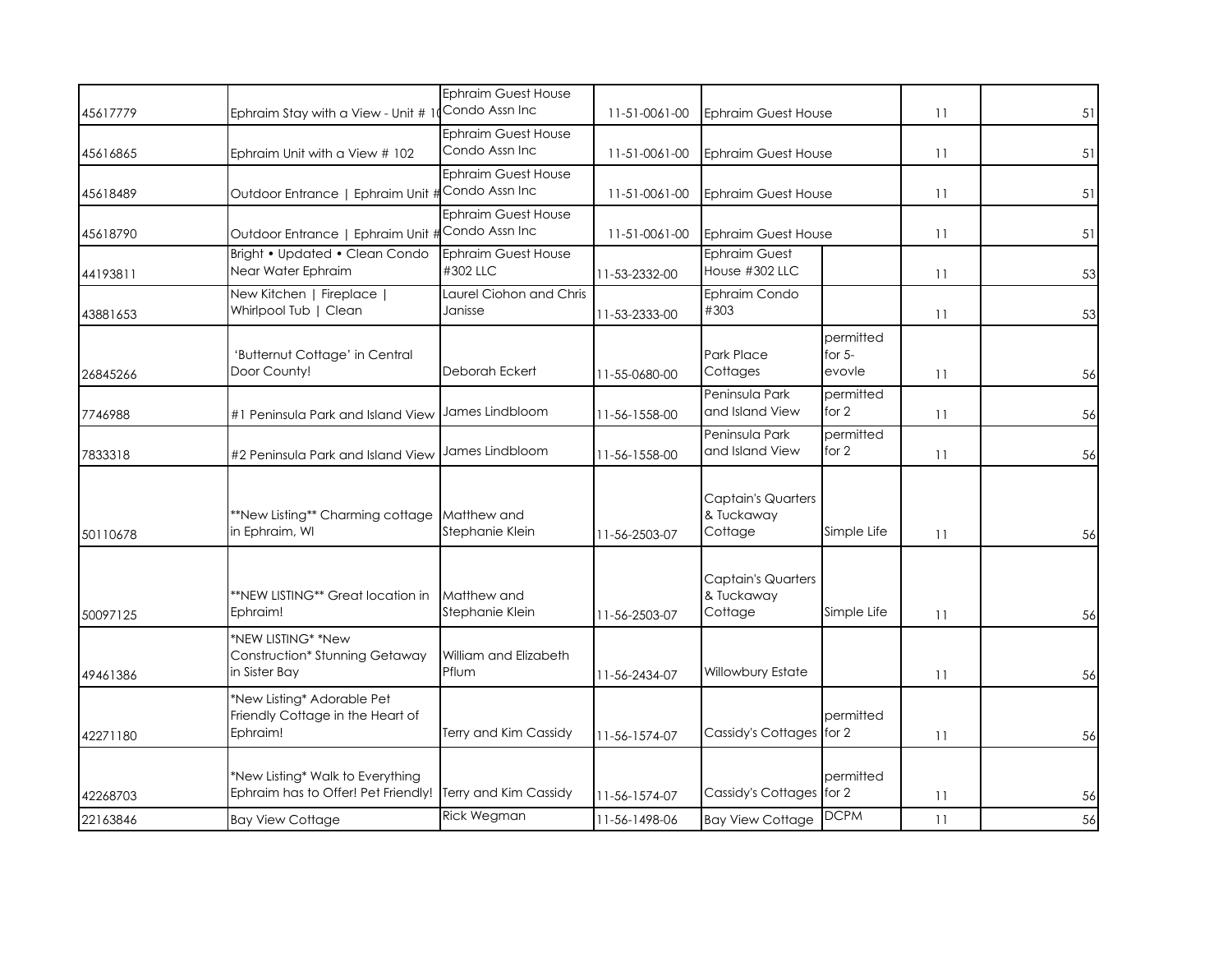| | | | | | | | |
|---|---|---|---|---|---|---|---|
| 45617779 | Ephraim Stay with a View - Unit # 1( | Ephraim Guest House Condo Assn Inc | 11-51-0061-00 | Ephraim Guest House | | 11 | 51 |
| 45616865 | Ephraim Unit with a View # 102 | Ephraim Guest House Condo Assn Inc | 11-51-0061-00 | Ephraim Guest House | | 11 | 51 |
| 45618489 | Outdoor Entrance \| Ephraim Unit # | Ephraim Guest House Condo Assn Inc | 11-51-0061-00 | Ephraim Guest House | | 11 | 51 |
| 45618790 | Outdoor Entrance \| Ephraim Unit # | Ephraim Guest House Condo Assn Inc | 11-51-0061-00 | Ephraim Guest House | | 11 | 51 |
| 44193811 | Bright • Updated • Clean Condo Near Water Ephraim | Ephraim Guest House #302 LLC | 11-53-2332-00 | Ephraim Guest House #302 LLC | | 11 | 53 |
| 43881653 | New Kitchen \| Fireplace \| Whirlpool Tub \| Clean | Laurel Ciohon and Chris Janisse | 11-53-2333-00 | Ephraim Condo #303 | | 11 | 53 |
| 26845266 | 'Butternut Cottage' in Central Door County! | Deborah Eckert | 11-55-0680-00 | Park Place Cottages | permitted for 5-evovle | 11 | 56 |
| 7746988 | #1 Peninsula Park and Island View | James Lindbloom | 11-56-1558-00 | Peninsula Park and Island View | permitted for 2 | 11 | 56 |
| 7833318 | #2 Peninsula Park and Island View | James Lindbloom | 11-56-1558-00 | Peninsula Park and Island View | permitted for 2 | 11 | 56 |
| 50110678 | **New Listing** Charming cottage in Ephraim, WI | Matthew and Stephanie Klein | 11-56-2503-07 | Captain's Quarters & Tuckaway Cottage | Simple Life | 11 | 56 |
| 50097125 | **NEW LISTING** Great location in Ephraim! | Matthew and Stephanie Klein | 11-56-2503-07 | Captain's Quarters & Tuckaway Cottage | Simple Life | 11 | 56 |
| 49461386 | *NEW LISTING* *New Construction* Stunning Getaway in Sister Bay | William and Elizabeth Pflum | 11-56-2434-07 | Willowbury Estate | | 11 | 56 |
| 42271180 | *New Listing* Adorable Pet Friendly Cottage in the Heart of Ephraim! | Terry and Kim Cassidy | 11-56-1574-07 | Cassidy's Cottages | permitted for 2 | 11 | 56 |
| 42268703 | *New Listing* Walk to Everything Ephraim has to Offer! Pet Friendly! | Terry and Kim Cassidy | 11-56-1574-07 | Cassidy's Cottages | permitted for 2 | 11 | 56 |
| 22163846 | Bay View Cottage | Rick Wegman | 11-56-1498-06 | Bay View Cottage | DCPM | 11 | 56 |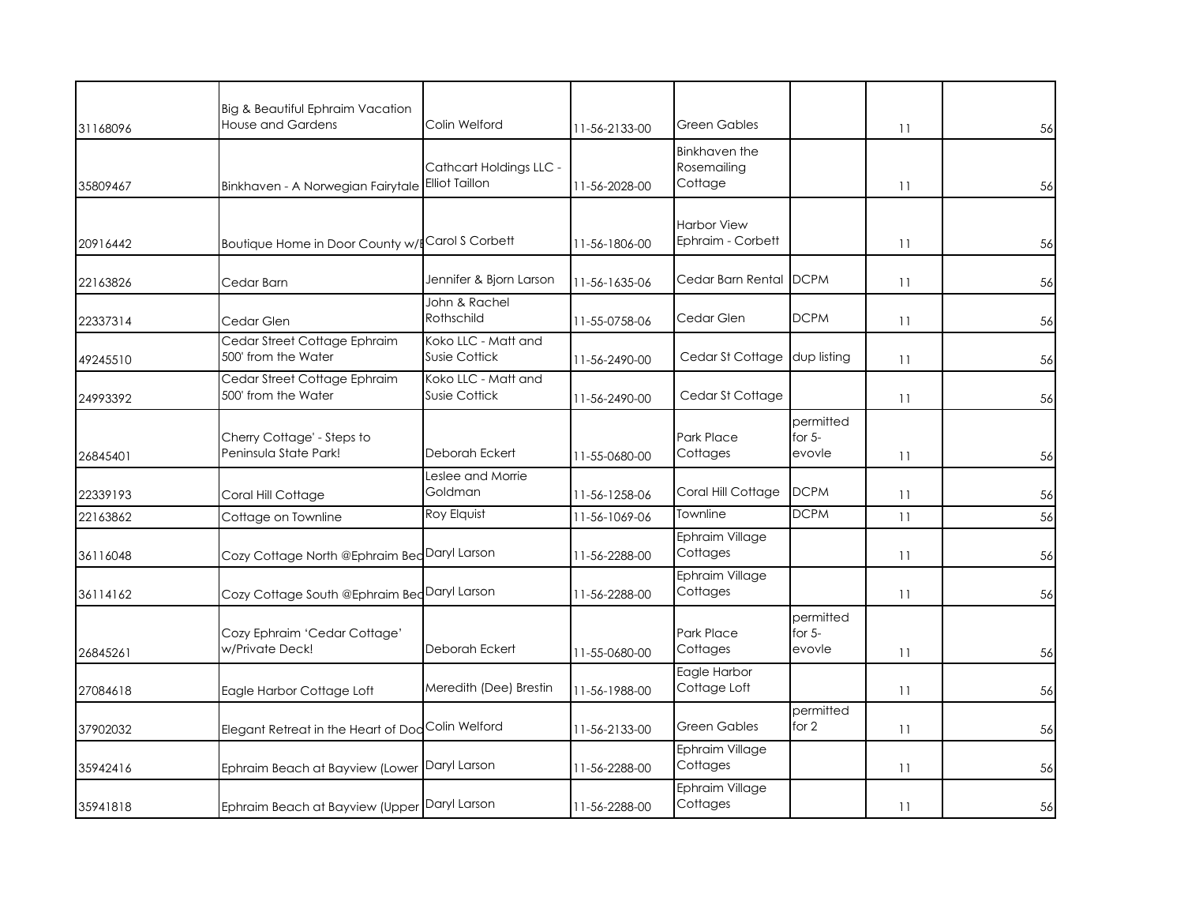| | | | | | | | |
|---|---|---|---|---|---|---|---|
| 31168096 | Big & Beautiful Ephraim Vacation House and Gardens | Colin Welford | 11-56-2133-00 | Green Gables | | 11 | 56 |
| 35809467 | Binkhaven - A Norwegian Fairytale | Cathcart Holdings LLC - Elliot Taillon | 11-56-2028-00 | Binkhaven the Rosemailing Cottage | | 11 | 56 |
| 20916442 | Boutique Home in Door County w/ | Carol S Corbett | 11-56-1806-00 | Harbor View Ephraim - Corbett | | 11 | 56 |
| 22163826 | Cedar Barn | Jennifer & Bjorn Larson | 11-56-1635-06 | Cedar Barn Rental | DCPM | 11 | 56 |
| 22337314 | Cedar Glen | John & Rachel Rothschild | 11-55-0758-06 | Cedar Glen | DCPM | 11 | 56 |
| 49245510 | Cedar Street Cottage Ephraim 500' from the Water | Koko LLC - Matt and Susie Cottick | 11-56-2490-00 | Cedar St Cottage | dup listing | 11 | 56 |
| 24993392 | Cedar Street Cottage Ephraim 500' from the Water | Koko LLC - Matt and Susie Cottick | 11-56-2490-00 | Cedar St Cottage | | 11 | 56 |
| 26845401 | Cherry Cottage' - Steps to Peninsula State Park! | Deborah Eckert | 11-55-0680-00 | Park Place Cottages | permitted for 5- evovle | 11 | 56 |
| 22339193 | Coral Hill Cottage | Leslee and Morrie Goldman | 11-56-1258-06 | Coral Hill Cottage | DCPM | 11 | 56 |
| 22163862 | Cottage on Townline | Roy Elquist | 11-56-1069-06 | Townline | DCPM | 11 | 56 |
| 36116048 | Cozy Cottage North @Ephraim Bed | Daryl Larson | 11-56-2288-00 | Ephraim Village Cottages | | 11 | 56 |
| 36114162 | Cozy Cottage South @Ephraim Bed | Daryl Larson | 11-56-2288-00 | Ephraim Village Cottages | | 11 | 56 |
| 26845261 | Cozy Ephraim 'Cedar Cottage' w/Private Deck! | Deborah Eckert | 11-55-0680-00 | Park Place Cottages | permitted for 5- evovle | 11 | 56 |
| 27084618 | Eagle Harbor Cottage Loft | Meredith (Dee) Brestin | 11-56-1988-00 | Eagle Harbor Cottage Loft | | 11 | 56 |
| 37902032 | Elegant Retreat in the Heart of Doo | Colin Welford | 11-56-2133-00 | Green Gables | permitted for 2 | 11 | 56 |
| 35942416 | Ephraim Beach at Bayview (Lower | Daryl Larson | 11-56-2288-00 | Ephraim Village Cottages | | 11 | 56 |
| 35941818 | Ephraim Beach at Bayview (Upper | Daryl Larson | 11-56-2288-00 | Ephraim Village Cottages | | 11 | 56 |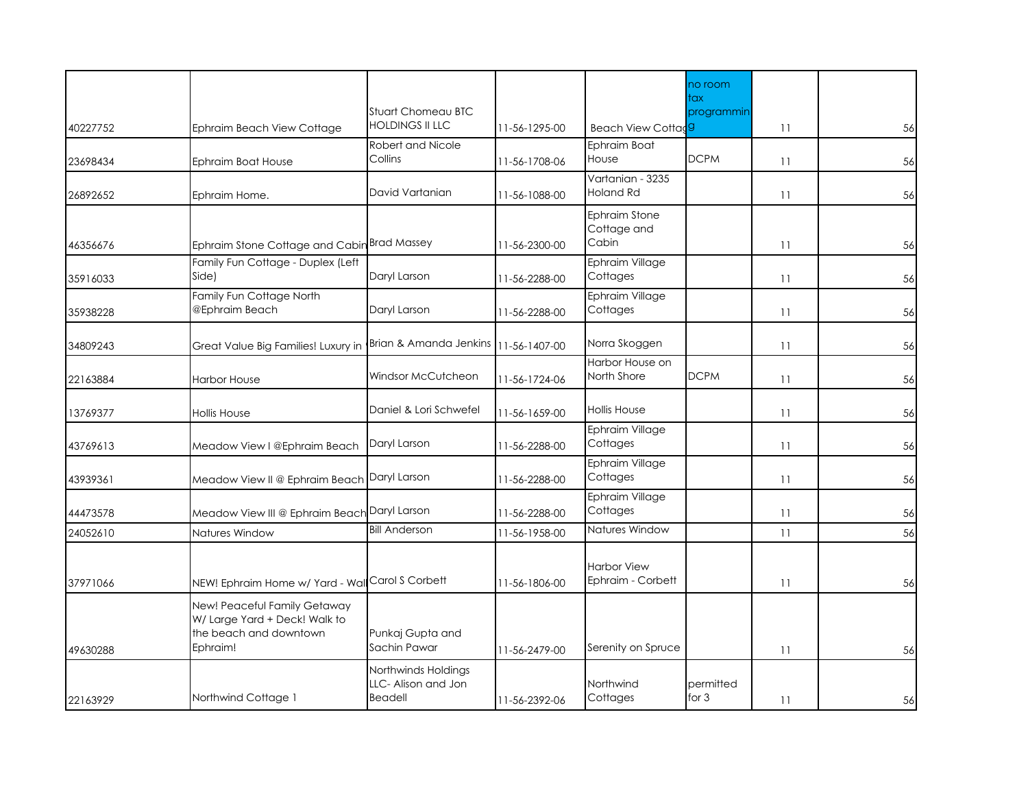| | | | | | | | |
|---|---|---|---|---|---|---|---|
| 40227752 | Ephraim Beach View Cottage | Stuart Chomeau BTC HOLDINGS II LLC | 11-56-1295-00 | Beach View Cottag | no room tax programming | 11 | 56 |
| 23698434 | Ephraim Boat House | Robert and Nicole Collins | 11-56-1708-06 | Ephraim Boat House | DCPM | 11 | 56 |
| 26892652 | Ephraim Home. | David Vartanian | 11-56-1088-00 | Vartanian - 3235 Holand Rd | | 11 | 56 |
| 46356676 | Ephraim Stone Cottage and Cabin | Brad Massey | 11-56-2300-00 | Ephraim Stone Cottage and Cabin | | 11 | 56 |
| 35916033 | Family Fun Cottage - Duplex (Left Side) | Daryl Larson | 11-56-2288-00 | Ephraim Village Cottages | | 11 | 56 |
| 35938228 | Family Fun Cottage North @Ephraim Beach | Daryl Larson | 11-56-2288-00 | Ephraim Village Cottages | | 11 | 56 |
| 34809243 | Great Value Big Families! Luxury in | Brian & Amanda Jenkins | 11-56-1407-00 | Norra Skoggen | | 11 | 56 |
| 22163884 | Harbor House | Windsor McCutcheon | 11-56-1724-06 | Harbor House on North Shore | DCPM | 11 | 56 |
| 13769377 | Hollis House | Daniel & Lori Schwefel | 11-56-1659-00 | Hollis House | | 11 | 56 |
| 43769613 | Meadow View I @Ephraim Beach | Daryl Larson | 11-56-2288-00 | Ephraim Village Cottages | | 11 | 56 |
| 43939361 | Meadow View II @ Ephraim Beach | Daryl Larson | 11-56-2288-00 | Ephraim Village Cottages | | 11 | 56 |
| 44473578 | Meadow View III @ Ephraim Beach | Daryl Larson | 11-56-2288-00 | Ephraim Village Cottages | | 11 | 56 |
| 24052610 | Natures Window | Bill Anderson | 11-56-1958-00 | Natures Window | | 11 | 56 |
| 37971066 | NEW! Ephraim Home w/ Yard - Wal | Carol S Corbett | 11-56-1806-00 | Harbor View Ephraim - Corbett | | 11 | 56 |
| 49630288 | New! Peaceful Family Getaway W/ Large Yard + Deck! Walk to the beach and downtown Ephraim! | Punkaj Gupta and Sachin Pawar | 11-56-2479-00 | Serenity on Spruce | | 11 | 56 |
| 22163929 | Northwind Cottage 1 | Northwinds Holdings LLC- Alison and Jon Beadell | 11-56-2392-06 | Northwind Cottages | permitted for 3 | 11 | 56 |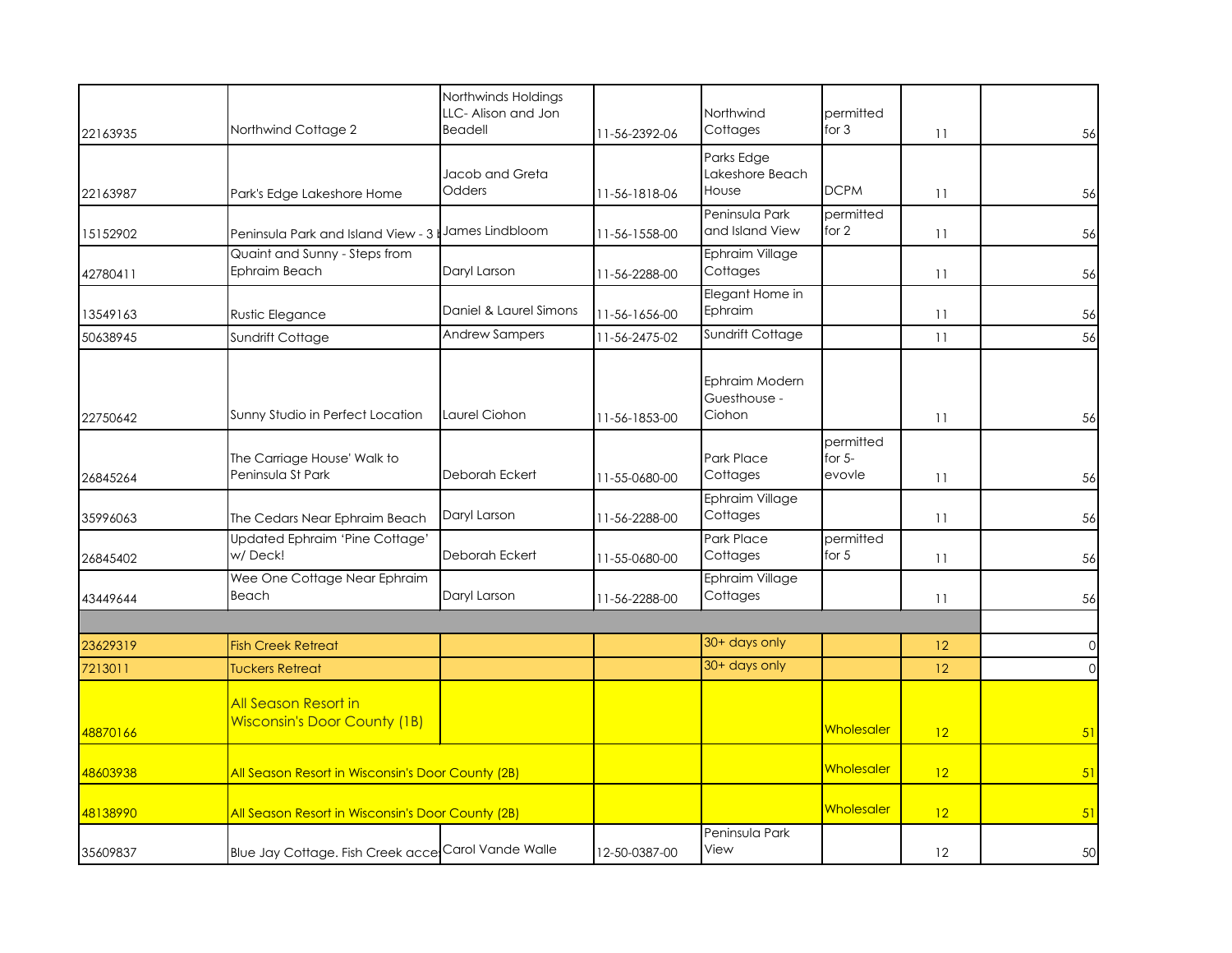| | | | | | | | |
|---|---|---|---|---|---|---|---|
| 22163935 | Northwind Cottage 2 | Northwinds Holdings LLC- Alison and Jon Beadell | 11-56-2392-06 | Northwind Cottages | permitted for 3 | 11 | 56 |
| 22163987 | Park's Edge Lakeshore Home | Jacob and Greta Odders | 11-56-1818-06 | Parks Edge Lakeshore Beach House | DCPM | 11 | 56 |
| 15152902 | Peninsula Park and Island View - 3 b | James Lindbloom | 11-56-1558-00 | Peninsula Park and Island View | permitted for 2 | 11 | 56 |
| 42780411 | Quaint and Sunny - Steps from Ephraim Beach | Daryl Larson | 11-56-2288-00 | Ephraim Village Cottages | | 11 | 56 |
| 13549163 | Rustic Elegance | Daniel & Laurel Simons | 11-56-1656-00 | Elegant Home in Ephraim | | 11 | 56 |
| 50638945 | Sundrift Cottage | Andrew Sampers | 11-56-2475-02 | Sundrift Cottage | | 11 | 56 |
| 22750642 | Sunny Studio in Perfect Location | Laurel Ciohon | 11-56-1853-00 | Ephraim Modern Guesthouse - Ciohon | | 11 | 56 |
| 26845264 | The Carriage House' Walk to Peninsula St Park | Deborah Eckert | 11-55-0680-00 | Park Place Cottages | permitted for 5-evovle | 11 | 56 |
| 35996063 | The Cedars Near Ephraim Beach | Daryl Larson | 11-56-2288-00 | Ephraim Village Cottages | | 11 | 56 |
| 26845402 | Updated Ephraim 'Pine Cottage' w/ Deck! | Deborah Eckert | 11-55-0680-00 | Park Place Cottages | permitted for 5 | 11 | 56 |
| 43449644 | Wee One Cottage Near Ephraim Beach | Daryl Larson | 11-56-2288-00 | Ephraim Village Cottages | | 11 | 56 |
| | | | | | | | |
| 23629319 | Fish Creek Retreat | | | 30+ days only | | 12 | 0 |
| 7213011 | Tuckers Retreat | | | 30+ days only | | 12 | 0 |
| 48870166 | All Season Resort in Wisconsin's Door County (1B) | | | | Wholesaler | 12 | 51 |
| 48603938 | All Season Resort in Wisconsin's Door County (2B) | | | | Wholesaler | 12 | 51 |
| 48138990 | All Season Resort in Wisconsin's Door County (2B) | | | | Wholesaler | 12 | 51 |
| 35609837 | Blue Jay Cottage. Fish Creek acce | Carol Vande Walle | 12-50-0387-00 | Peninsula Park View | | 12 | 50 |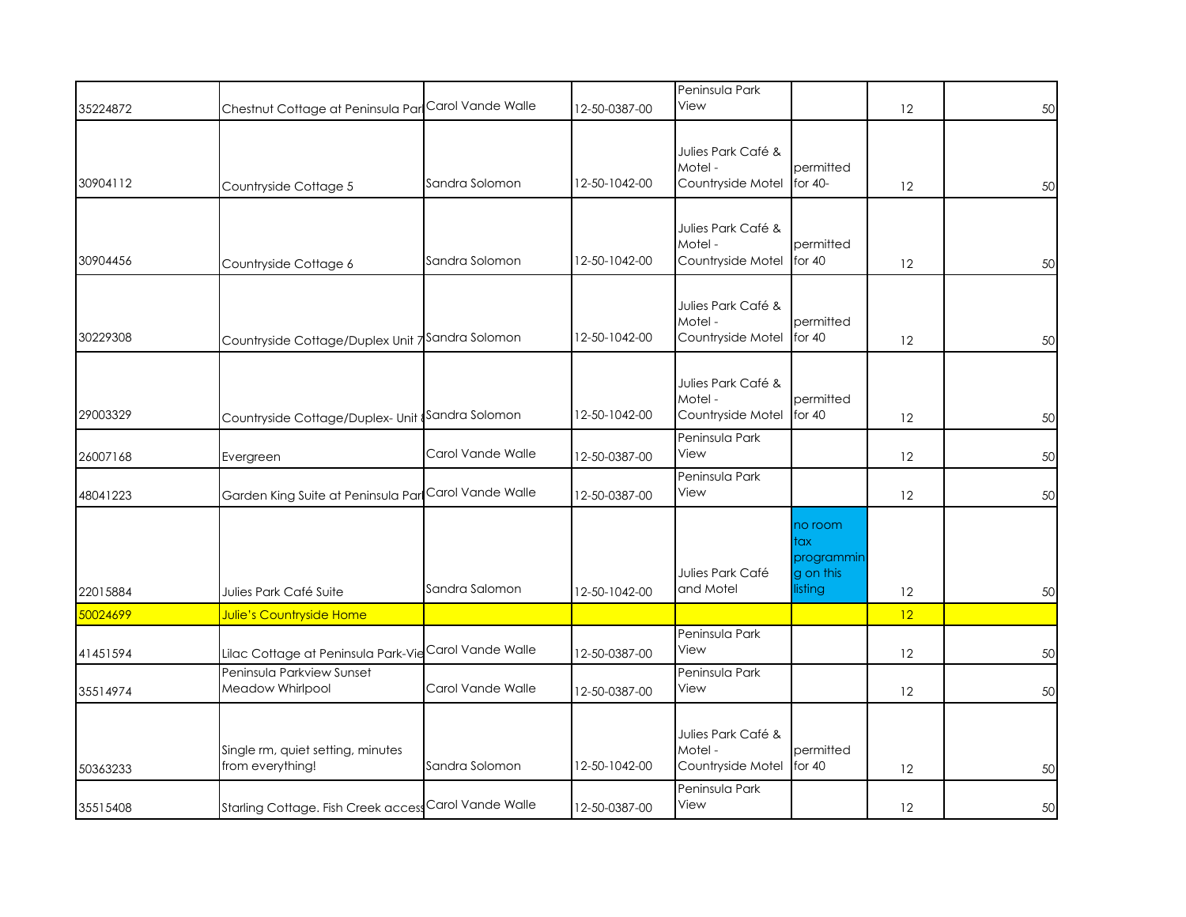| | | | | | | | |
|---|---|---|---|---|---|---|---|
| 35224872 | Chestnut Cottage at Peninsula Par | Carol Vande Walle | 12-50-0387-00 | Peninsula Park View | | 12 | 50 |
| 30904112 | Countryside Cottage 5 | Sandra Solomon | 12-50-1042-00 | Julies Park Café & Motel - Countryside Motel | permitted for 40- | 12 | 50 |
| 30904456 | Countryside Cottage 6 | Sandra Solomon | 12-50-1042-00 | Julies Park Café & Motel - Countryside Motel | permitted for 40 | 12 | 50 |
| 30229308 | Countryside Cottage/Duplex Unit 7 | Sandra Solomon | 12-50-1042-00 | Julies Park Café & Motel - Countryside Motel | permitted for 40 | 12 | 50 |
| 29003329 | Countryside Cottage/Duplex- Unit 8 | Sandra Solomon | 12-50-1042-00 | Julies Park Café & Motel - Countryside Motel | permitted for 40 | 12 | 50 |
| 26007168 | Evergreen | Carol Vande Walle | 12-50-0387-00 | Peninsula Park View | | 12 | 50 |
| 48041223 | Garden King Suite at Peninsula Par | Carol Vande Walle | 12-50-0387-00 | Peninsula Park View | | 12 | 50 |
| 22015884 | Julies Park Café Suite | Sandra Salomon | 12-50-1042-00 | Julies Park Café and Motel | no room tax programming on this listing | 12 | 50 |
| 50024699 | Julie's Countryside Home | | | | | 12 | |
| 41451594 | Lilac Cottage at Peninsula Park-Vie | Carol Vande Walle | 12-50-0387-00 | Peninsula Park View | | 12 | 50 |
| 35514974 | Peninsula Parkview Sunset Meadow Whirlpool | Carol Vande Walle | 12-50-0387-00 | Peninsula Park View | | 12 | 50 |
| 50363233 | Single rm, quiet setting, minutes from everything! | Sandra Solomon | 12-50-1042-00 | Julies Park Café & Motel - Countryside Motel | permitted for 40 | 12 | 50 |
| 35515408 | Starling Cottage. Fish Creek access | Carol Vande Walle | 12-50-0387-00 | Peninsula Park View | | 12 | 50 |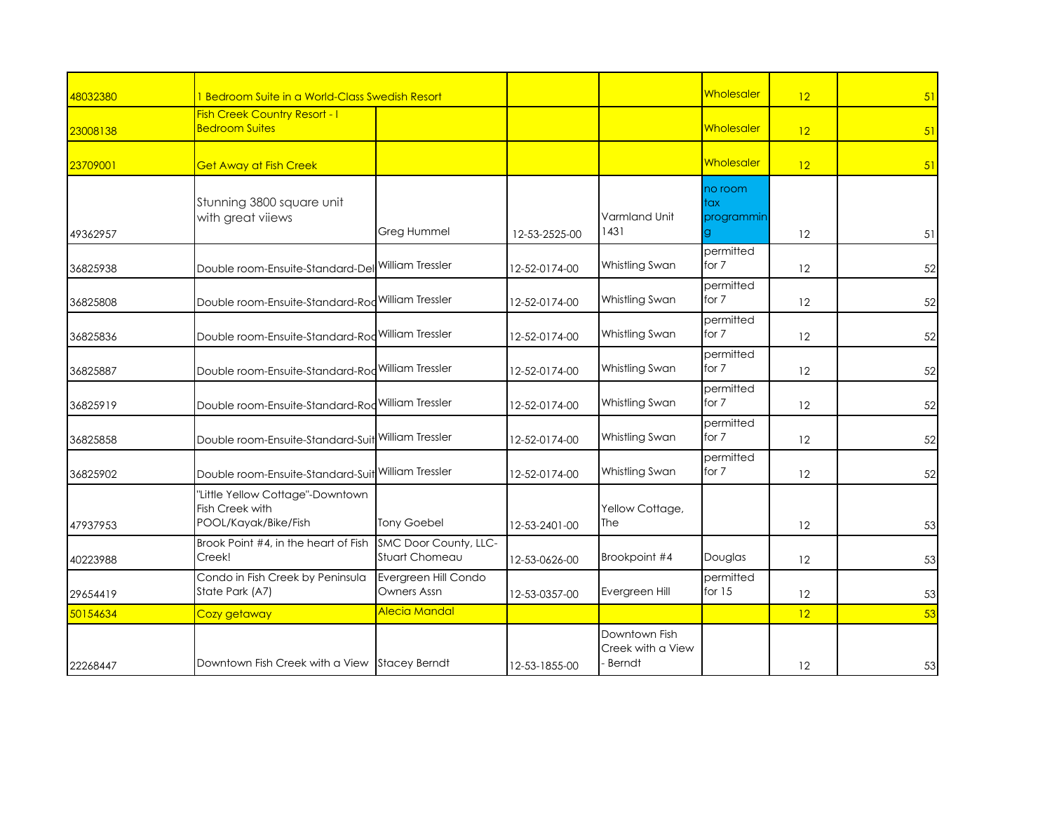| | | | | | | | |
|---|---|---|---|---|---|---|---|
| 48032380 | 1 Bedroom Suite in a World-Class Swedish Resort | | | | Wholesaler | 12 | 51 |
| 23008138 | Fish Creek Country Resort - I Bedroom Suites | | | | Wholesaler | 12 | 51 |
| 23709001 | Get Away at Fish Creek | | | | Wholesaler | 12 | 51 |
| 49362957 | Stunning 3800 square unit with great viiews | Greg Hummel | 12-53-2525-00 | Varmland Unit 1431 | no room tax programming | 12 | 51 |
| 36825938 | Double room-Ensuite-Standard-Del | William Tressler | 12-52-0174-00 | Whistling Swan | permitted for 7 | 12 | 52 |
| 36825808 | Double room-Ensuite-Standard-Roc | William Tressler | 12-52-0174-00 | Whistling Swan | permitted for 7 | 12 | 52 |
| 36825836 | Double room-Ensuite-Standard-Roc | William Tressler | 12-52-0174-00 | Whistling Swan | permitted for 7 | 12 | 52 |
| 36825887 | Double room-Ensuite-Standard-Roc | William Tressler | 12-52-0174-00 | Whistling Swan | permitted for 7 | 12 | 52 |
| 36825919 | Double room-Ensuite-Standard-Roc | William Tressler | 12-52-0174-00 | Whistling Swan | permitted for 7 | 12 | 52 |
| 36825858 | Double room-Ensuite-Standard-Suit | William Tressler | 12-52-0174-00 | Whistling Swan | permitted for 7 | 12 | 52 |
| 36825902 | Double room-Ensuite-Standard-Suit | William Tressler | 12-52-0174-00 | Whistling Swan | permitted for 7 | 12 | 52 |
| 47937953 | "Little Yellow Cottage"-Downtown Fish Creek with POOL/Kayak/Bike/Fish | Tony Goebel | 12-53-2401-00 | Yellow Cottage, The | | 12 | 53 |
| 40223988 | Brook Point #4, in the heart of Fish Creek! | SMC Door County, LLC-Stuart Chomeau | 12-53-0626-00 | Brookpoint #4 | Douglas | 12 | 53 |
| 29654419 | Condo in Fish Creek by Peninsula State Park (A7) | Evergreen Hill Condo Owners Assn | 12-53-0357-00 | Evergreen Hill | permitted for 15 | 12 | 53 |
| 50154634 | Cozy getaway | Alecia Mandal | | | | 12 | 53 |
| 22268447 | Downtown Fish Creek with a View | Stacey Berndt | 12-53-1855-00 | Downtown Fish Creek with a View - Berndt | | 12 | 53 |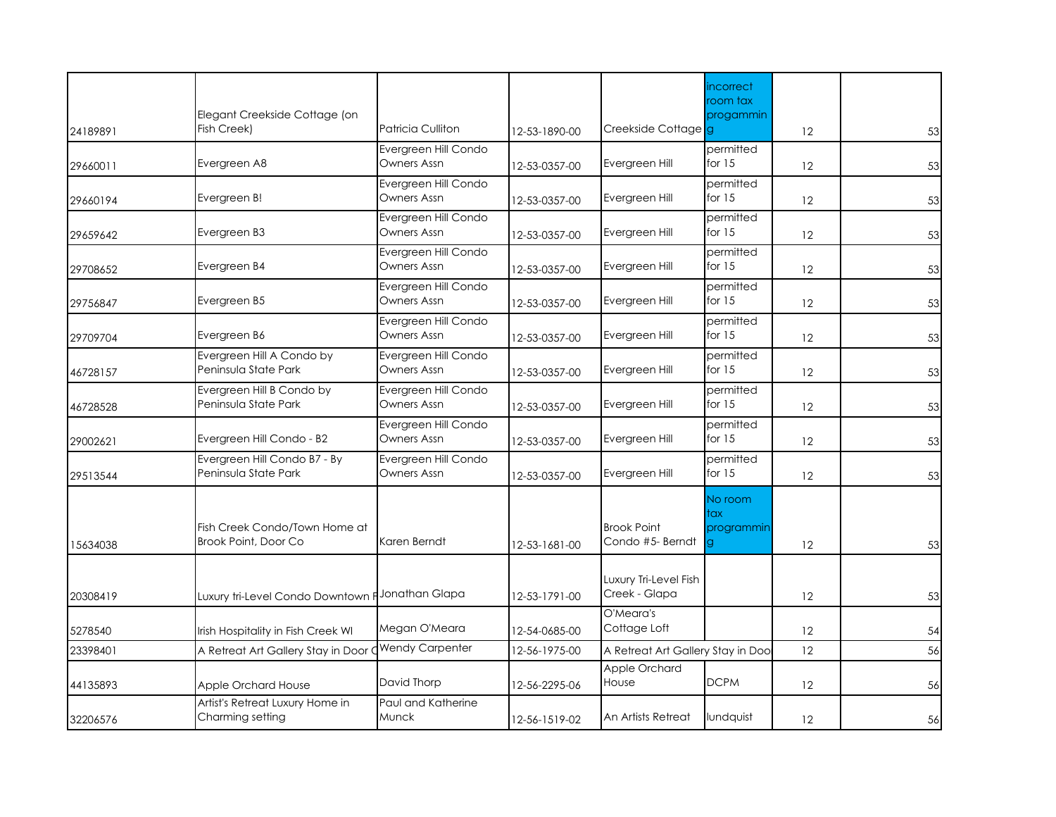| | | | | | | | |
|---|---|---|---|---|---|---|---|
| 24189891 | Elegant Creekside Cottage (on Fish Creek) | Patricia Culliton | 12-53-1890-00 | Creekside Cottage | incorrect room tax progamming | 12 | 53 |
| 29660011 | Evergreen A8 | Evergreen Hill Condo Owners Assn | 12-53-0357-00 | Evergreen Hill | permitted for 15 | 12 | 53 |
| 29660194 | Evergreen B! | Evergreen Hill Condo Owners Assn | 12-53-0357-00 | Evergreen Hill | permitted for 15 | 12 | 53 |
| 29659642 | Evergreen B3 | Evergreen Hill Condo Owners Assn | 12-53-0357-00 | Evergreen Hill | permitted for 15 | 12 | 53 |
| 29708652 | Evergreen B4 | Evergreen Hill Condo Owners Assn | 12-53-0357-00 | Evergreen Hill | permitted for 15 | 12 | 53 |
| 29756847 | Evergreen B5 | Evergreen Hill Condo Owners Assn | 12-53-0357-00 | Evergreen Hill | permitted for 15 | 12 | 53 |
| 29709704 | Evergreen B6 | Evergreen Hill Condo Owners Assn | 12-53-0357-00 | Evergreen Hill | permitted for 15 | 12 | 53 |
| 46728157 | Evergreen Hill A Condo by Peninsula State Park | Evergreen Hill Condo Owners Assn | 12-53-0357-00 | Evergreen Hill | permitted for 15 | 12 | 53 |
| 46728528 | Evergreen Hill B Condo by Peninsula State Park | Evergreen Hill Condo Owners Assn | 12-53-0357-00 | Evergreen Hill | permitted for 15 | 12 | 53 |
| 29002621 | Evergreen Hill Condo - B2 | Evergreen Hill Condo Owners Assn | 12-53-0357-00 | Evergreen Hill | permitted for 15 | 12 | 53 |
| 29513544 | Evergreen Hill Condo B7 - By Peninsula State Park | Evergreen Hill Condo Owners Assn | 12-53-0357-00 | Evergreen Hill | permitted for 15 | 12 | 53 |
| 15634038 | Fish Creek Condo/Town Home at Brook Point, Door Co | Karen Berndt | 12-53-1681-00 | Brook Point Condo #5- Berndt | No room tax programming | 12 | 53 |
| 20308419 | Luxury tri-Level Condo Downtown F | Jonathan Glapa | 12-53-1791-00 | Luxury Tri-Level Fish Creek - Glapa | | 12 | 53 |
| 5278540 | Irish Hospitality in Fish Creek WI | Megan O'Meara | 12-54-0685-00 | O'Meara's Cottage Loft | | 12 | 54 |
| 23398401 | A Retreat Art Gallery Stay in Door C | Wendy Carpenter | 12-56-1975-00 | A Retreat Art Gallery Stay in Doo | | 12 | 56 |
| 44135893 | Apple Orchard House | David Thorp | 12-56-2295-06 | Apple Orchard House | DCPM | 12 | 56 |
| 32206576 | Artist's Retreat Luxury Home in Charming setting | Paul and Katherine Munck | 12-56-1519-02 | An Artists Retreat | lundquist | 12 | 56 |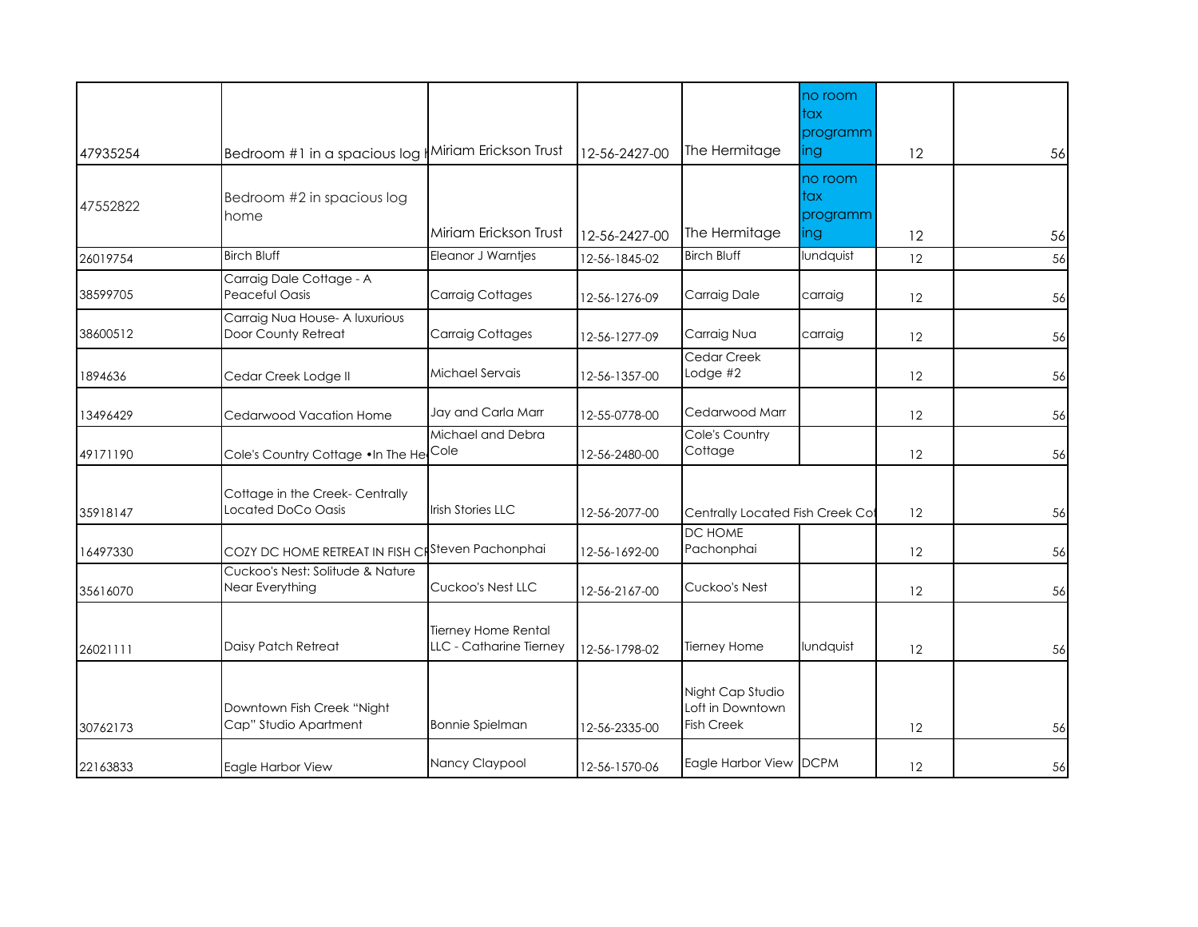| | | | | | | | |
|---|---|---|---|---|---|---|---|
| 47935254 | Bedroom #1 in a spacious log | Miriam Erickson Trust | 12-56-2427-00 | The Hermitage | no room tax programming | 12 | 56 |
| 47552822 | Bedroom #2 in spacious log home | Miriam Erickson Trust | 12-56-2427-00 | The Hermitage | no room tax programming | 12 | 56 |
| 26019754 | Birch Bluff | Eleanor J Warntjes | 12-56-1845-02 | Birch Bluff | lundquist | 12 | 56 |
| 38599705 | Carraig Dale Cottage - A Peaceful Oasis | Carraig Cottages | 12-56-1276-09 | Carraig Dale | carraig | 12 | 56 |
| 38600512 | Carraig Nua House- A luxurious Door County Retreat | Carraig Cottages | 12-56-1277-09 | Carraig Nua | carraig | 12 | 56 |
| 1894636 | Cedar Creek Lodge II | Michael Servais | 12-56-1357-00 | Cedar Creek Lodge #2 | | 12 | 56 |
| 13496429 | Cedarwood Vacation Home | Jay and Carla Marr | 12-55-0778-00 | Cedarwood Marr | | 12 | 56 |
| 49171190 | Cole's Country Cottage •In The He | Michael and Debra Cole | 12-56-2480-00 | Cole's Country Cottage | | 12 | 56 |
| 35918147 | Cottage in the Creek- Centrally Located DoCo Oasis | Irish Stories LLC | 12-56-2077-00 | Centrally Located Fish Creek Cot | | 12 | 56 |
| 16497330 | COZY DC HOME RETREAT IN FISH CR | Steven Pachonphai | 12-56-1692-00 | DC HOME Pachonphai | | 12 | 56 |
| 35616070 | Cuckoo's Nest: Solitude & Nature Near Everything | Cuckoo's Nest LLC | 12-56-2167-00 | Cuckoo's Nest | | 12 | 56 |
| 26021111 | Daisy Patch Retreat | Tierney Home Rental LLC - Catharine Tierney | 12-56-1798-02 | Tierney Home | lundquist | 12 | 56 |
| 30762173 | Downtown Fish Creek "Night Cap" Studio Apartment | Bonnie Spielman | 12-56-2335-00 | Night Cap Studio Loft in Downtown Fish Creek | | 12 | 56 |
| 22163833 | Eagle Harbor View | Nancy Claypool | 12-56-1570-06 | Eagle Harbor View | DCPM | 12 | 56 |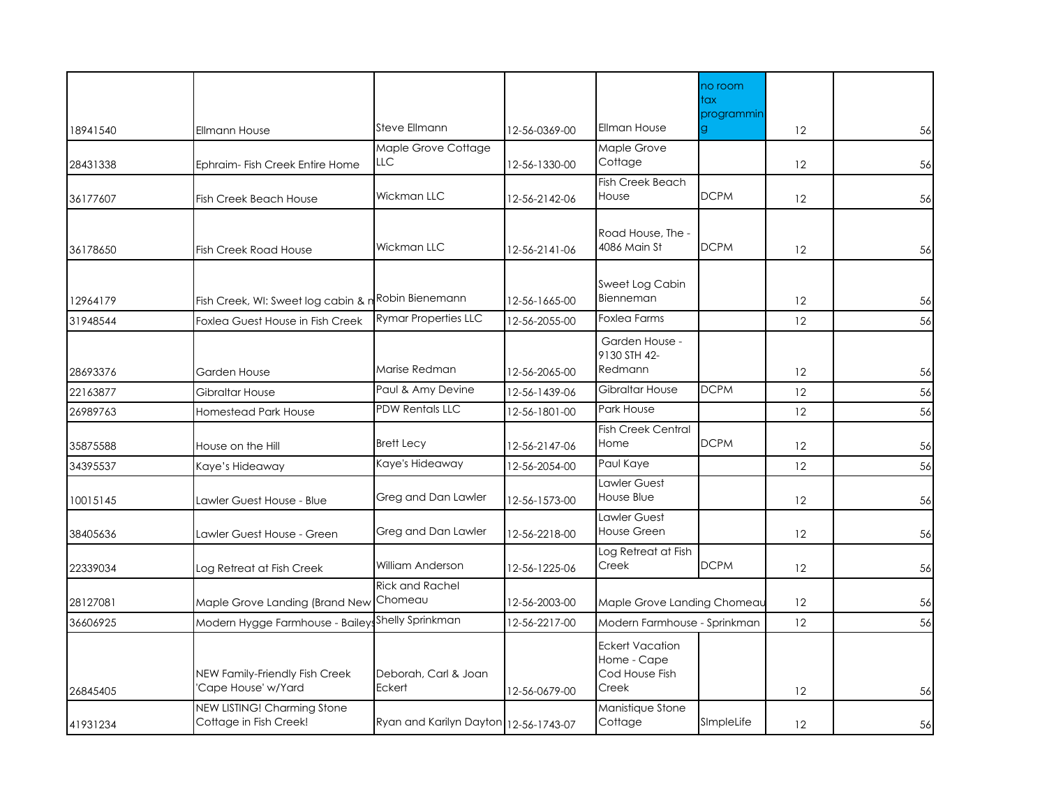| | | | | | | | |
|---|---|---|---|---|---|---|---|
| 18941540 | Ellmann House | Steve Ellmann | 12-56-0369-00 | Ellman House | no room tax programming | 12 | 56 |
| 28431338 | Ephraim- Fish Creek Entire Home | Maple Grove Cottage LLC | 12-56-1330-00 | Maple Grove Cottage | | 12 | 56 |
| 36177607 | Fish Creek Beach House | Wickman LLC | 12-56-2142-06 | Fish Creek Beach House | DCPM | 12 | 56 |
| 36178650 | Fish Creek Road House | Wickman LLC | 12-56-2141-06 | Road House, The - 4086 Main St | DCPM | 12 | 56 |
| 12964179 | Fish Creek, WI: Sweet log cabin & n | Robin Bienemann | 12-56-1665-00 | Sweet Log Cabin Bienneman | | 12 | 56 |
| 31948544 | Foxlea Guest House in Fish Creek | Rymar Properties LLC | 12-56-2055-00 | Foxlea Farms | | 12 | 56 |
| 28693376 | Garden House | Marise Redman | 12-56-2065-00 | Garden House - 9130 STH 42- Redmann | | 12 | 56 |
| 22163877 | Gibraltar House | Paul & Amy Devine | 12-56-1439-06 | Gibraltar House | DCPM | 12 | 56 |
| 26989763 | Homestead Park House | PDW Rentals LLC | 12-56-1801-00 | Park House | | 12 | 56 |
| 35875588 | House on the Hill | Brett Lecy | 12-56-2147-06 | Fish Creek Central Home | DCPM | 12 | 56 |
| 34395537 | Kaye's Hideaway | Kaye's Hideaway | 12-56-2054-00 | Paul Kaye | | 12 | 56 |
| 10015145 | Lawler Guest House - Blue | Greg and Dan Lawler | 12-56-1573-00 | Lawler Guest House Blue | | 12 | 56 |
| 38405636 | Lawler Guest House - Green | Greg and Dan Lawler | 12-56-2218-00 | Lawler Guest House Green | | 12 | 56 |
| 22339034 | Log Retreat at Fish Creek | William Anderson | 12-56-1225-06 | Log Retreat at Fish Creek | DCPM | 12 | 56 |
| 28127081 | Maple Grove Landing (Brand New | Rick and Rachel Chomeau | 12-56-2003-00 | Maple Grove Landing Chomeau | | 12 | 56 |
| 36606925 | Modern Hygge Farmhouse - Baileys | Shelly Sprinkman | 12-56-2217-00 | Modern Farmhouse - Sprinkman | | 12 | 56 |
| 26845405 | NEW Family-Friendly Fish Creek 'Cape House' w/Yard | Deborah, Carl & Joan Eckert | 12-56-0679-00 | Eckert Vacation Home - Cape Cod House Fish Creek | | 12 | 56 |
| 41931234 | NEW LISTING! Charming Stone Cottage in Fish Creek! | Ryan and Karilyn Dayton | 12-56-1743-07 | Manistique Stone Cottage | SImpleLife | 12 | 56 |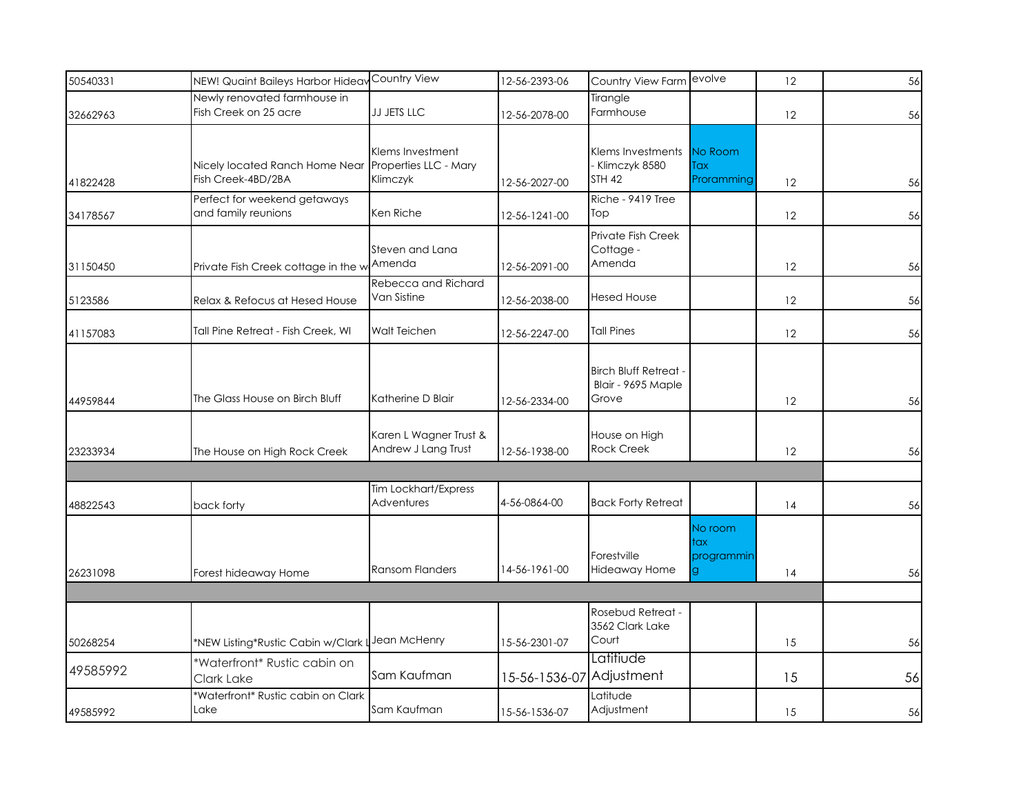| | | | | | | | |
|---|---|---|---|---|---|---|---|
| 50540331 | NEW! Quaint Baileys Harbor Hideav | Country View | 12-56-2393-06 | Country View Farm | evolve | 12 | 56 |
| 32662963 | Newly renovated farmhouse in Fish Creek on 25 acre | JJ JETS LLC | 12-56-2078-00 | Tirangle Farmhouse | | 12 | 56 |
| 41822428 | Nicely located Ranch Home Near Fish Creek-4BD/2BA | Klems Investment Properties LLC - Mary Klimczyk | 12-56-2027-00 | Klems Investments - Klimczyk 8580 STH 42 | No Room Tax Proramming | 12 | 56 |
| 34178567 | Perfect for weekend getaways and family reunions | Ken Riche | 12-56-1241-00 | Riche - 9419 Tree Top | | 12 | 56 |
| 31150450 | Private Fish Creek cottage in the w | Steven and Lana Amenda | 12-56-2091-00 | Private Fish Creek Cottage - Amenda | | 12 | 56 |
| 5123586 | Relax & Refocus at Hesed House | Rebecca and Richard Van Sistine | 12-56-2038-00 | Hesed House | | 12 | 56 |
| 41157083 | Tall Pine Retreat - Fish Creek, WI | Walt Teichen | 12-56-2247-00 | Tall Pines | | 12 | 56 |
| 44959844 | The Glass House on Birch Bluff | Katherine D Blair | 12-56-2334-00 | Birch Bluff Retreat - Blair - 9695 Maple Grove | | 12 | 56 |
| 23233934 | The House on High Rock Creek | Karen L Wagner Trust & Andrew J Lang Trust | 12-56-1938-00 | House on High Rock Creek | | 12 | 56 |
| | | | | | | | |
| 48822543 | back forty | Tim Lockhart/Express Adventures | 4-56-0864-00 | Back Forty Retreat | | 14 | 56 |
| 26231098 | Forest hideaway Home | Ransom Flanders | 14-56-1961-00 | Forestville Hideaway Home | No room tax programming | 14 | 56 |
| | | | | | | | |
| 50268254 | *NEW Listing*Rustic Cabin w/Clark L | Jean McHenry | 15-56-2301-07 | Rosebud Retreat - 3562 Clark Lake Court | | 15 | 56 |
| 49585992 | *Waterfront* Rustic cabin on Clark Lake | Sam Kaufman | 15-56-1536-07 | Latitiude Adjustment | | 15 | 56 |
| 49585992 | *Waterfront* Rustic cabin on Clark Lake | Sam Kaufman | 15-56-1536-07 | Latitude Adjustment | | 15 | 56 |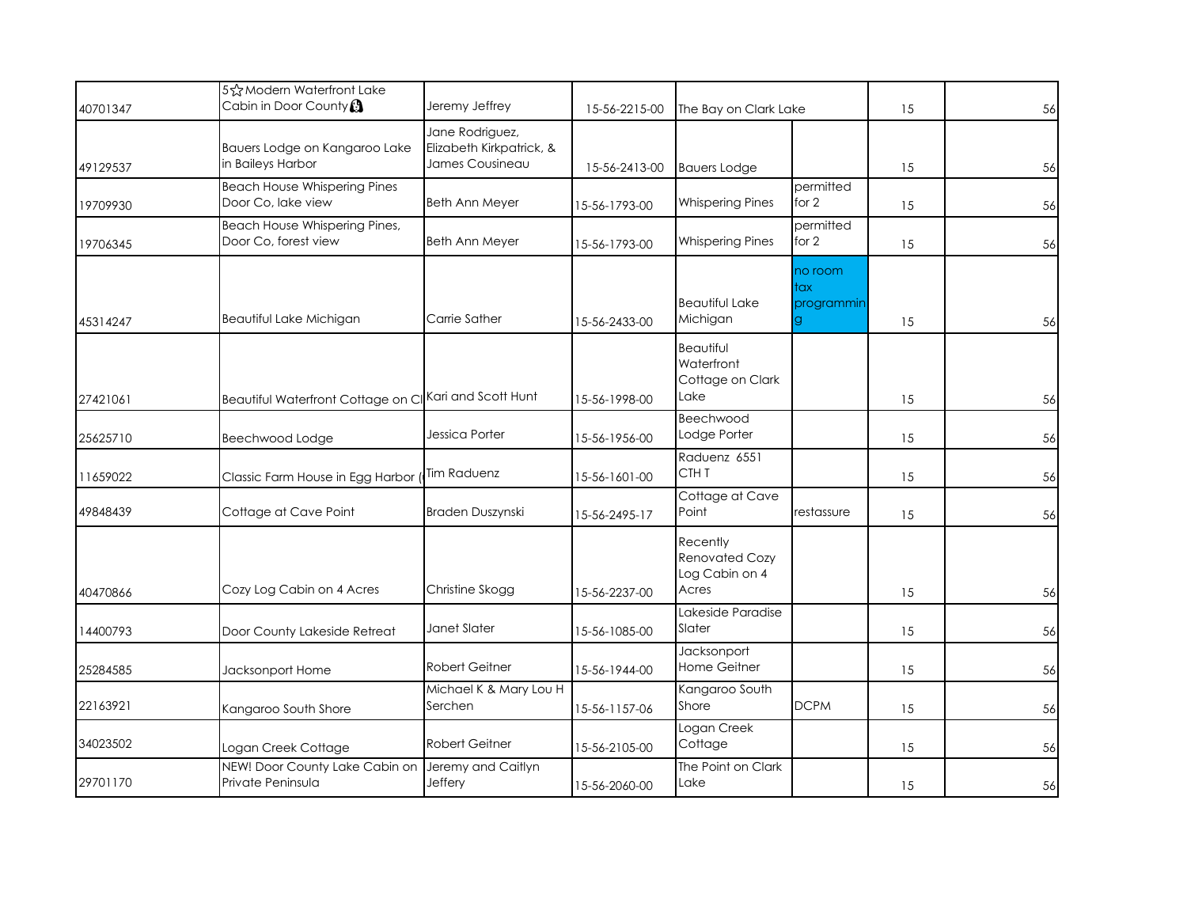| | | | | | | | |
|---|---|---|---|---|---|---|---|
| 40701347 | 5☆Modern Waterfront Lake Cabin in Door County | Jeremy Jeffrey | 15-56-2215-00 | The Bay on Clark Lake | | 15 | 56 |
| 49129537 | Bauers Lodge on Kangaroo Lake in Baileys Harbor | Jane Rodriguez, Elizabeth Kirkpatrick, & James Cousineau | 15-56-2413-00 | Bauers Lodge | | 15 | 56 |
| 19709930 | Beach House Whispering Pines Door Co, lake view | Beth Ann Meyer | 15-56-1793-00 | Whispering Pines | permitted for 2 | 15 | 56 |
| 19706345 | Beach House Whispering Pines, Door Co, forest view | Beth Ann Meyer | 15-56-1793-00 | Whispering Pines | permitted for 2 | 15 | 56 |
| 45314247 | Beautiful Lake Michigan | Carrie Sather | 15-56-2433-00 | Beautiful Lake Michigan | no room tax programming | 15 | 56 |
| 27421061 | Beautiful Waterfront Cottage on Cl | Kari and Scott Hunt | 15-56-1998-00 | Beautiful Waterfront Cottage on Clark Lake | | 15 | 56 |
| 25625710 | Beechwood Lodge | Jessica Porter | 15-56-1956-00 | Beechwood Lodge Porter | | 15 | 56 |
| 11659022 | Classic Farm House in Egg Harbor ( | Tim Raduenz | 15-56-1601-00 | Raduenz 6551 CTH T | | 15 | 56 |
| 49848439 | Cottage at Cave Point | Braden Duszynski | 15-56-2495-17 | Cottage at Cave Point | restassure | 15 | 56 |
| 40470866 | Cozy Log Cabin on 4 Acres | Christine Skogg | 15-56-2237-00 | Recently Renovated Cozy Log Cabin on 4 Acres | | 15 | 56 |
| 14400793 | Door County Lakeside Retreat | Janet Slater | 15-56-1085-00 | Lakeside Paradise Slater | | 15 | 56 |
| 25284585 | Jacksonport Home | Robert Geitner | 15-56-1944-00 | Jacksonport Home Geitner | | 15 | 56 |
| 22163921 | Kangaroo South Shore | Michael K & Mary Lou H Serchen | 15-56-1157-06 | Kangaroo South Shore | DCPM | 15 | 56 |
| 34023502 | Logan Creek Cottage | Robert Geitner | 15-56-2105-00 | Logan Creek Cottage | | 15 | 56 |
| 29701170 | NEW! Door County Lake Cabin on Private Peninsula | Jeremy and Caitlyn Jeffery | 15-56-2060-00 | The Point on Clark Lake | | 15 | 56 |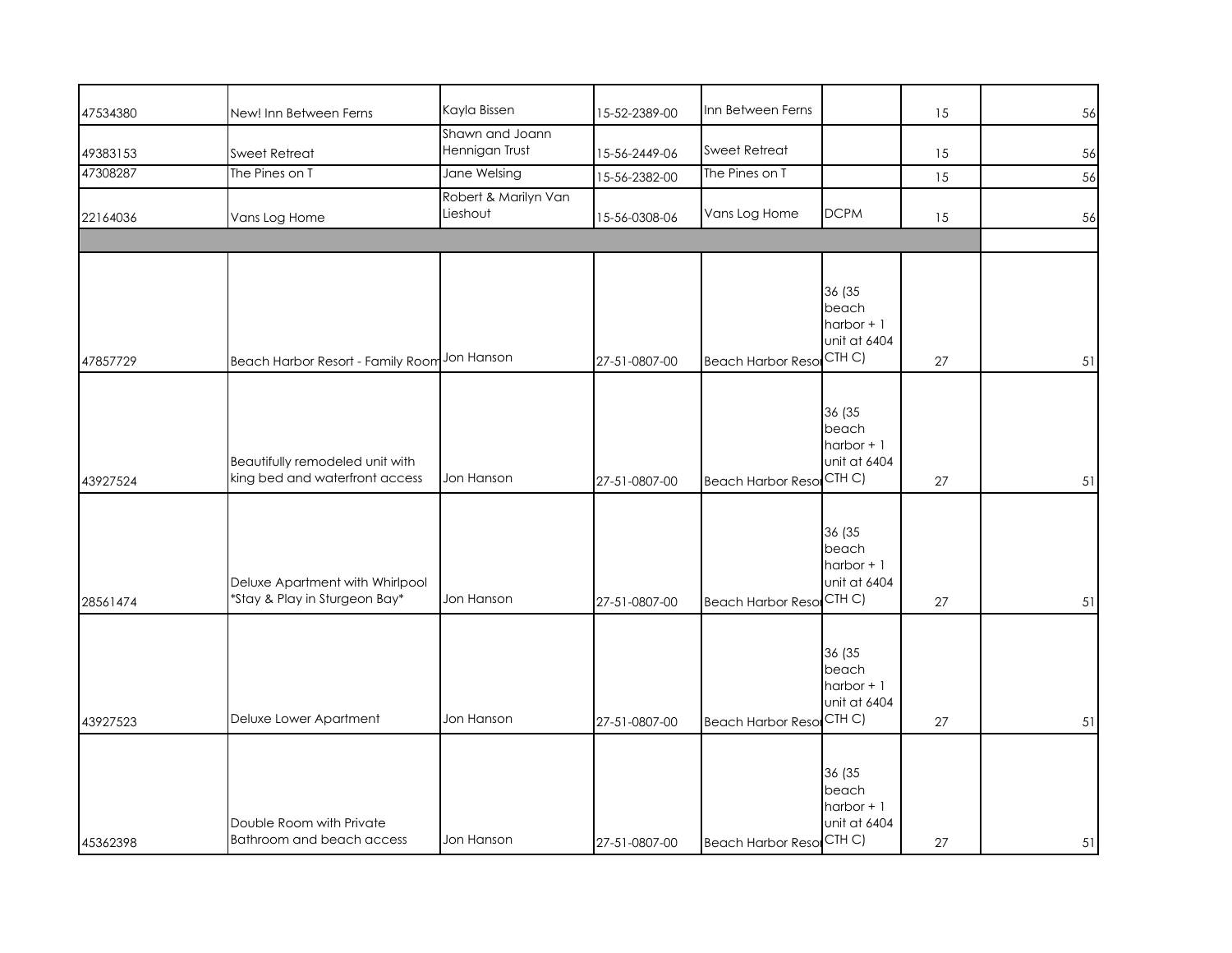| | | | | | | | |
|---|---|---|---|---|---|---|---|
| 47534380 | New! Inn Between Ferns | Kayla Bissen | 15-52-2389-00 | Inn Between Ferns | | 15 | 56 |
| 49383153 | Sweet Retreat | Shawn and Joann Hennigan Trust | 15-56-2449-06 | Sweet Retreat | | 15 | 56 |
| 47308287 | The Pines on T | Jane Welsing | 15-56-2382-00 | The Pines on T | | 15 | 56 |
| 22164036 | Vans Log Home | Robert & Marilyn Van Lieshout | 15-56-0308-06 | Vans Log Home | DCPM | 15 | 56 |
| | | | | | | | |
| 47857729 | Beach Harbor Resort - Family Room | Jon Hanson | 27-51-0807-00 | Beach Harbor Resor | 36 (35 beach harbor + 1 unit at 6404 CTH C) | 27 | 51 |
| 43927524 | Beautifully remodeled unit with king bed and waterfront access | Jon Hanson | 27-51-0807-00 | Beach Harbor Resor | 36 (35 beach harbor + 1 unit at 6404 CTH C) | 27 | 51 |
| 28561474 | Deluxe Apartment with Whirlpool *Stay & Play in Sturgeon Bay* | Jon Hanson | 27-51-0807-00 | Beach Harbor Resor | 36 (35 beach harbor + 1 unit at 6404 CTH C) | 27 | 51 |
| 43927523 | Deluxe Lower Apartment | Jon Hanson | 27-51-0807-00 | Beach Harbor Resor | 36 (35 beach harbor + 1 unit at 6404 CTH C) | 27 | 51 |
| 45362398 | Double Room with Private Bathroom and beach access | Jon Hanson | 27-51-0807-00 | Beach Harbor Resor | 36 (35 beach harbor + 1 unit at 6404 CTH C) | 27 | 51 |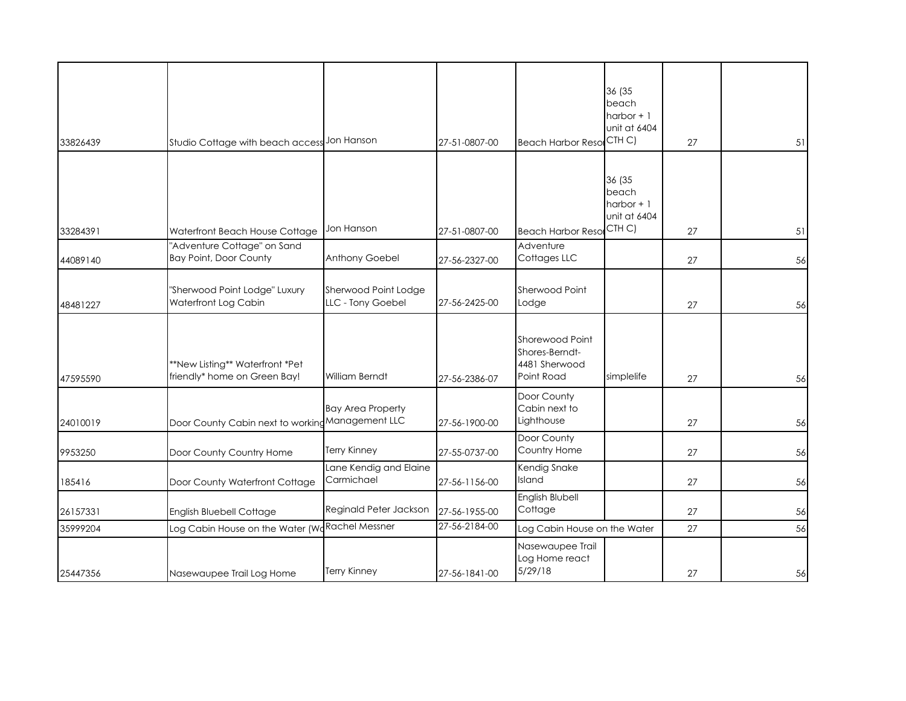| | | | | | | | |
|---|---|---|---|---|---|---|---|
| 33826439 | Studio Cottage with beach access | Jon Hanson | 27-51-0807-00 | Beach Harbor Reso | 36 (35 beach harbor + 1 unit at 6404 CTH C) | 27 | 51 |
| 33284391 | Waterfront Beach House Cottage | Jon Hanson | 27-51-0807-00 | Beach Harbor Reso | 36 (35 beach harbor + 1 unit at 6404 CTH C) | 27 | 51 |
| 44089140 | "Adventure Cottage" on Sand Bay Point, Door County | Anthony Goebel | 27-56-2327-00 | Adventure Cottages LLC | | 27 | 56 |
| 48481227 | "Sherwood Point Lodge" Luxury Waterfront Log Cabin | Sherwood Point Lodge LLC - Tony Goebel | 27-56-2425-00 | Sherwood Point Lodge | | 27 | 56 |
| 47595590 | **New Listing** Waterfront *Pet friendly* home on Green Bay! | William Berndt | 27-56-2386-07 | Shorewood Point Shores-Berndt-4481 Sherwood Point Road | simplelife | 27 | 56 |
| 24010019 | Door County Cabin next to working | Bay Area Property Management LLC | 27-56-1900-00 | Door County Cabin next to Lighthouse | | 27 | 56 |
| 9953250 | Door County Country Home | Terry Kinney | 27-55-0737-00 | Door County Country Home | | 27 | 56 |
| 185416 | Door County Waterfront Cottage | Lane Kendig and Elaine Carmichael | 27-56-1156-00 | Kendig Snake Island | | 27 | 56 |
| 26157331 | English Bluebell Cottage | Reginald Peter Jackson | 27-56-1955-00 | English Blubell Cottage | | 27 | 56 |
| 35999204 | Log Cabin House on the Water (Wa | Rachel Messner | 27-56-2184-00 | Log Cabin House on the Water | | 27 | 56 |
| 25447356 | Nasewaupee Trail Log Home | Terry Kinney | 27-56-1841-00 | Nasewaupee Trail Log Home react 5/29/18 | | 27 | 56 |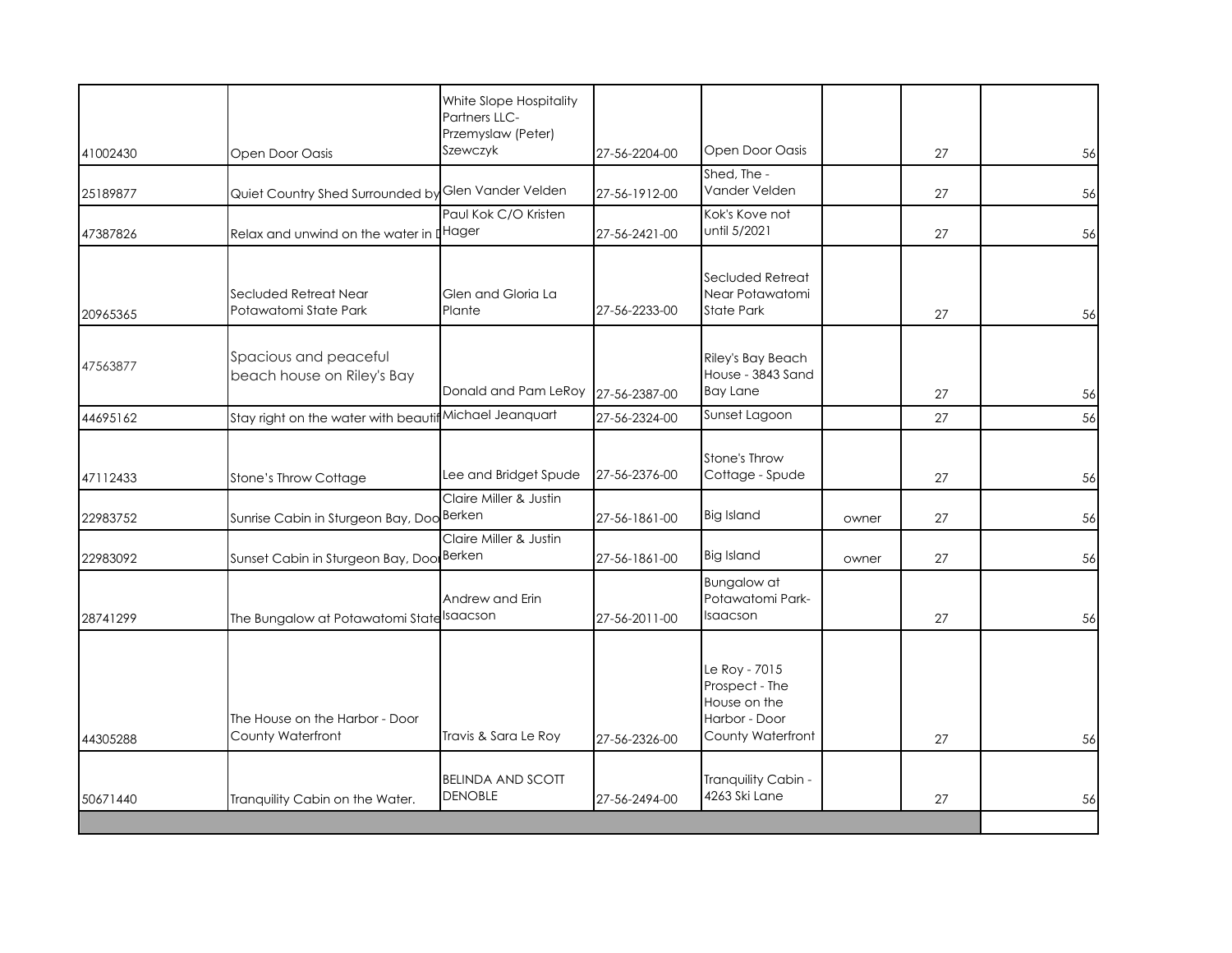| | | | | | | | |
|---|---|---|---|---|---|---|---|
| 41002430 | Open Door Oasis | White Slope Hospitality Partners LLC- Przemyslaw (Peter) Szewczyk | 27-56-2204-00 | Open Door Oasis | | 27 | 56 |
| 25189877 | Quiet Country Shed Surrounded by | Glen Vander Velden | 27-56-1912-00 | Shed, The - Vander Velden | | 27 | 56 |
| 47387826 | Relax and unwind on the water in D | Paul Kok C/O Kristen Hager | 27-56-2421-00 | Kok's Kove not until 5/2021 | | 27 | 56 |
| 20965365 | Secluded Retreat Near Potawatomi State Park | Glen and Gloria La Plante | 27-56-2233-00 | Secluded Retreat Near Potawatomi State Park | | 27 | 56 |
| 47563877 | Spacious and peaceful beach house on Riley's Bay | Donald and Pam LeRoy | 27-56-2387-00 | Riley's Bay Beach House - 3843 Sand Bay Lane | | 27 | 56 |
| 44695162 | Stay right on the water with beautif | Michael Jeanquart | 27-56-2324-00 | Sunset Lagoon | | 27 | 56 |
| 47112433 | Stone's Throw Cottage | Lee and Bridget Spude | 27-56-2376-00 | Stone's Throw Cottage - Spude | | 27 | 56 |
| 22983752 | Sunrise Cabin in Sturgeon Bay, Doo | Claire Miller & Justin Berken | 27-56-1861-00 | Big Island | owner | 27 | 56 |
| 22983092 | Sunset Cabin in Sturgeon Bay, Door | Claire Miller & Justin Berken | 27-56-1861-00 | Big Island | owner | 27 | 56 |
| 28741299 | The Bungalow at Potawatomi State | Andrew and Erin Isaacson | 27-56-2011-00 | Bungalow at Potawatomi Park- Isaacson | | 27 | 56 |
| 44305288 | The House on the Harbor - Door County Waterfront | Travis & Sara Le Roy | 27-56-2326-00 | Le Roy - 7015 Prospect - The House on the Harbor - Door County Waterfront | | 27 | 56 |
| 50671440 | Tranquility Cabin on the Water. | BELINDA AND SCOTT DENOBLE | 27-56-2494-00 | Tranquility Cabin - 4263 Ski Lane | | 27 | 56 |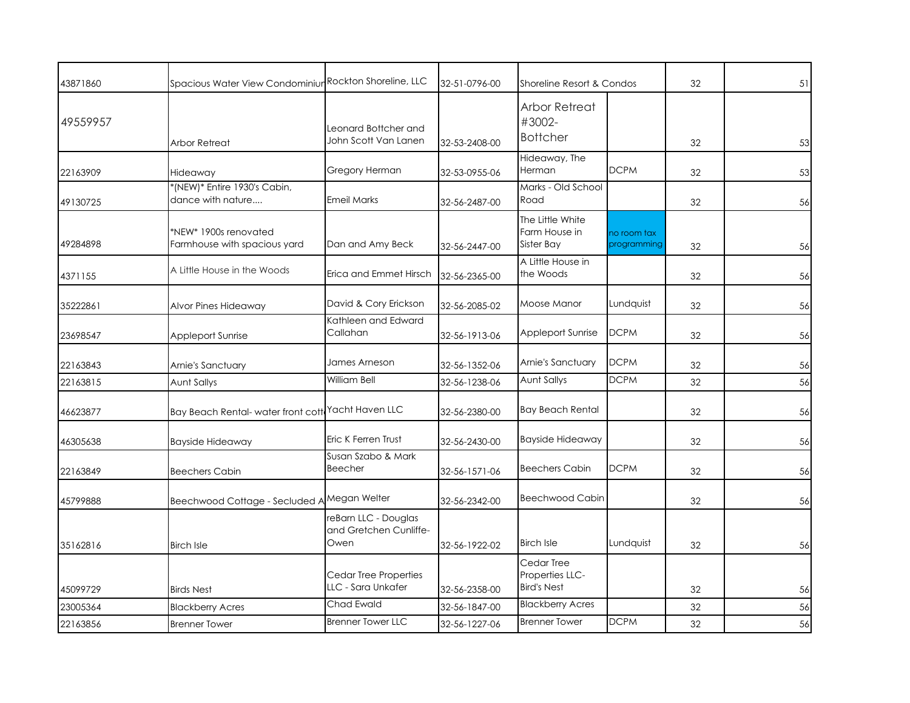| | | | | | | | |
|---|---|---|---|---|---|---|---|
| 43871860 | Spacious Water View Condominiur | Rockton Shoreline, LLC | 32-51-0796-00 | Shoreline Resort & Condos | | 32 | 51 |
| 49559957 | Arbor Retreat | Leonard Bottcher and John Scott Van Lanen | 32-53-2408-00 | Arbor Retreat #3002-Bottcher | | 32 | 53 |
| 22163909 | Hideaway | Gregory Herman | 32-53-0955-06 | Hideaway, The Herman | DCPM | 32 | 53 |
| 49130725 | *(NEW)* Entire 1930's Cabin, dance with nature.... | Emeil Marks | 32-56-2487-00 | Marks - Old School Road | | 32 | 56 |
| 49284898 | *NEW* 1900s renovated Farmhouse with spacious yard | Dan and Amy Beck | 32-56-2447-00 | The Little White Farm House in Sister Bay | no room tax programming | 32 | 56 |
| 4371155 | A Little House in the Woods | Erica and Emmet Hirsch | 32-56-2365-00 | A Little House in the Woods | | 32 | 56 |
| 35222861 | Alvor Pines Hideaway | David & Cory Erickson | 32-56-2085-02 | Moose Manor | Lundquist | 32 | 56 |
| 23698547 | Appleport Sunrise | Kathleen and Edward Callahan | 32-56-1913-06 | Appleport Sunrise | DCPM | 32 | 56 |
| 22163843 | Arnie's Sanctuary | James Arneson | 32-56-1352-06 | Arnie's Sanctuary | DCPM | 32 | 56 |
| 22163815 | Aunt Sallys | William Bell | 32-56-1238-06 | Aunt Sallys | DCPM | 32 | 56 |
| 46623877 | Bay Beach Rental- water front cott | Yacht Haven LLC | 32-56-2380-00 | Bay Beach Rental | | 32 | 56 |
| 46305638 | Bayside Hideaway | Eric K Ferren Trust | 32-56-2430-00 | Bayside Hideaway | | 32 | 56 |
| 22163849 | Beechers Cabin | Susan Szabo & Mark Beecher | 32-56-1571-06 | Beechers Cabin | DCPM | 32 | 56 |
| 45799888 | Beechwood Cottage - Secluded A | Megan Welter | 32-56-2342-00 | Beechwood Cabin | | 32 | 56 |
| 35162816 | Birch Isle | reBarn LLC - Douglas and Gretchen Cunliffe-Owen | 32-56-1922-02 | Birch Isle | Lundquist | 32 | 56 |
| 45099729 | Birds Nest | Cedar Tree Properties LLC - Sara Unkafer | 32-56-2358-00 | Cedar Tree Properties LLC-Bird's Nest | | 32 | 56 |
| 23005364 | Blackberry Acres | Chad Ewald | 32-56-1847-00 | Blackberry Acres | | 32 | 56 |
| 22163856 | Brenner Tower | Brenner Tower LLC | 32-56-1227-06 | Brenner Tower | DCPM | 32 | 56 |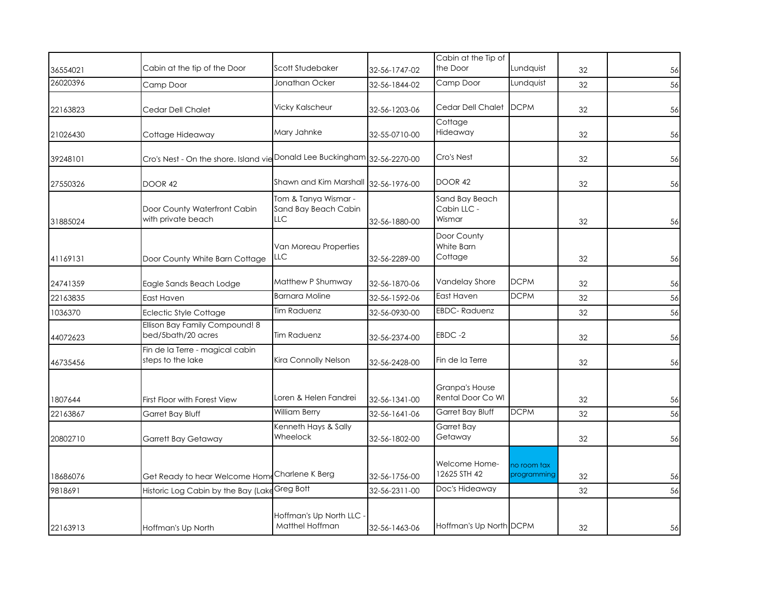| | | | | | | | |
|---|---|---|---|---|---|---|---|
| 36554021 | Cabin at the tip of the Door | Scott Studebaker | 32-56-1747-02 | Cabin at the Tip of the Door | Lundquist | 32 | 56 |
| 26020396 | Camp Door | Jonathan Ocker | 32-56-1844-02 | Camp Door | Lundquist | 32 | 56 |
| 22163823 | Cedar Dell Chalet | Vicky Kalscheur | 32-56-1203-06 | Cedar Dell Chalet | DCPM | 32 | 56 |
| 21026430 | Cottage Hideaway | Mary Jahnke | 32-55-0710-00 | Cottage Hideaway | | 32 | 56 |
| 39248101 | Cro's Nest - On the shore. Island vie | Donald Lee Buckingham | 32-56-2270-00 | Cro's Nest | | 32 | 56 |
| 27550326 | DOOR 42 | Shawn and Kim Marshall | 32-56-1976-00 | DOOR 42 | | 32 | 56 |
| 31885024 | Door County Waterfront Cabin with private beach | Tom & Tanya Wismar - Sand Bay Beach Cabin LLC | 32-56-1880-00 | Sand Bay Beach Cabin LLC - Wismar | | 32 | 56 |
| 41169131 | Door County White Barn Cottage | Van Moreau Properties LLC | 32-56-2289-00 | Door County White Barn Cottage | | 32 | 56 |
| 24741359 | Eagle Sands Beach Lodge | Matthew P Shumway | 32-56-1870-06 | Vandelay Shore | DCPM | 32 | 56 |
| 22163835 | East Haven | Barnara Moline | 32-56-1592-06 | East Haven | DCPM | 32 | 56 |
| 1036370 | Eclectic Style Cottage | Tim Raduenz | 32-56-0930-00 | EBDC- Raduenz | | 32 | 56 |
| 44072623 | Ellison Bay Family Compound! 8 bed/5bath/20 acres | Tim Raduenz | 32-56-2374-00 | EBDC -2 | | 32 | 56 |
| 46735456 | Fin de la Terre - magical cabin steps to the lake | Kira Connolly Nelson | 32-56-2428-00 | Fin de la Terre | | 32 | 56 |
| 1807644 | First Floor with Forest View | Loren & Helen Fandrei | 32-56-1341-00 | Granpa's House Rental Door Co WI | | 32 | 56 |
| 22163867 | Garret Bay Bluff | William Berry | 32-56-1641-06 | Garret Bay Bluff | DCPM | 32 | 56 |
| 20802710 | Garrett Bay Getaway | Kenneth Hays & Sally Wheelock | 32-56-1802-00 | Garret Bay Getaway | | 32 | 56 |
| 18686076 | Get Ready to hear Welcome Home | Charlene K Berg | 32-56-1756-00 | Welcome Home- 12625 STH 42 | no room tax programming | 32 | 56 |
| 9818691 | Historic Log Cabin by the Bay (Lake | Greg Bott | 32-56-2311-00 | Doc's Hideaway | | 32 | 56 |
| 22163913 | Hoffman's Up North | Hoffman's Up North LLC - Matthel Hoffman | 32-56-1463-06 | Hoffman's Up North | DCPM | 32 | 56 |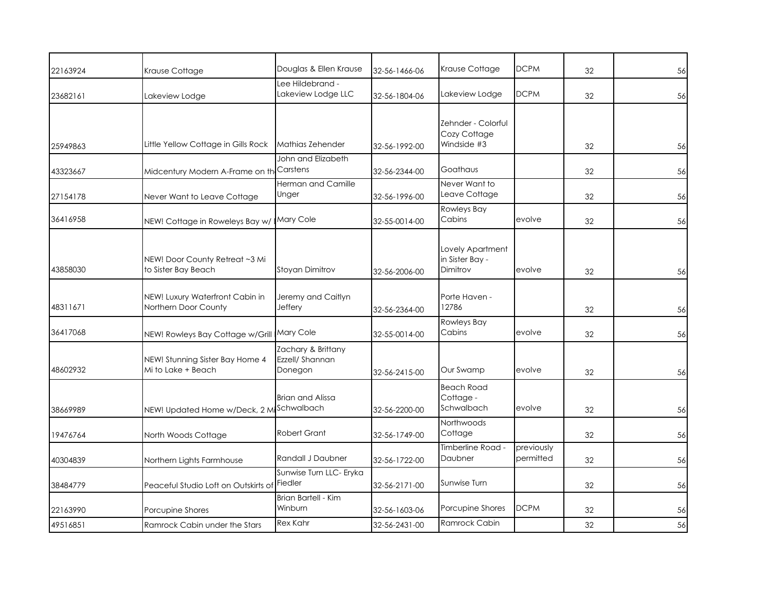| | | | | | | | |
|---|---|---|---|---|---|---|---|
| 22163924 | Krause Cottage | Douglas & Ellen Krause | 32-56-1466-06 | Krause Cottage | DCPM | 32 | 56 |
| 23682161 | Lakeview Lodge | Lee Hildebrand - Lakeview Lodge LLC | 32-56-1804-06 | Lakeview Lodge | DCPM | 32 | 56 |
| 25949863 | Little Yellow Cottage in Gills Rock | Mathias Zehender | 32-56-1992-00 | Zehnder - Colorful Cozy Cottage Windside #3 | | 32 | 56 |
| 43323667 | Midcentury Modern A-Frame on th | John and Elizabeth Carstens | 32-56-2344-00 | Goathaus | | 32 | 56 |
| 27154178 | Never Want to Leave Cottage | Herman and Camille Unger | 32-56-1996-00 | Never Want to Leave Cottage | | 32 | 56 |
| 36416958 | NEW! Cottage in Roweleys Bay w/ | Mary Cole | 32-55-0014-00 | Rowleys Bay Cabins | evolve | 32 | 56 |
| 43858030 | NEW! Door County Retreat ~3 Mi to Sister Bay Beach | Stoyan Dimitrov | 32-56-2006-00 | Lovely Apartment in Sister Bay - Dimitrov | evolve | 32 | 56 |
| 48311671 | NEW! Luxury Waterfront Cabin in Northern Door County | Jeremy and Caitlyn Jeffery | 32-56-2364-00 | Porte Haven - 12786 | | 32 | 56 |
| 36417068 | NEW! Rowleys Bay Cottage w/Grill | Mary Cole | 32-55-0014-00 | Rowleys Bay Cabins | evolve | 32 | 56 |
| 48602932 | NEW! Stunning Sister Bay Home 4 Mi to Lake + Beach | Zachary & Brittany Ezzell/ Shannan Donegon | 32-56-2415-00 | Our Swamp | evolve | 32 | 56 |
| 38669989 | NEW! Updated Home w/Deck, 2 Mi | Brian and Alissa Schwalbach | 32-56-2200-00 | Beach Road Cottage - Schwalbach | evolve | 32 | 56 |
| 19476764 | North Woods Cottage | Robert Grant | 32-56-1749-00 | Northwoods Cottage | | 32 | 56 |
| 40304839 | Northern Lights Farmhouse | Randall J Daubner | 32-56-1722-00 | Timberline Road - Daubner | previously permitted | 32 | 56 |
| 38484779 | Peaceful Studio Loft on Outskirts of | Sunwise Turn LLC- Eryka Fiedler | 32-56-2171-00 | Sunwise Turn | | 32 | 56 |
| 22163990 | Porcupine Shores | Brian Bartell - Kim Winburn | 32-56-1603-06 | Porcupine Shores | DCPM | 32 | 56 |
| 49516851 | Ramrock Cabin under the Stars | Rex Kahr | 32-56-2431-00 | Ramrock Cabin | | 32 | 56 |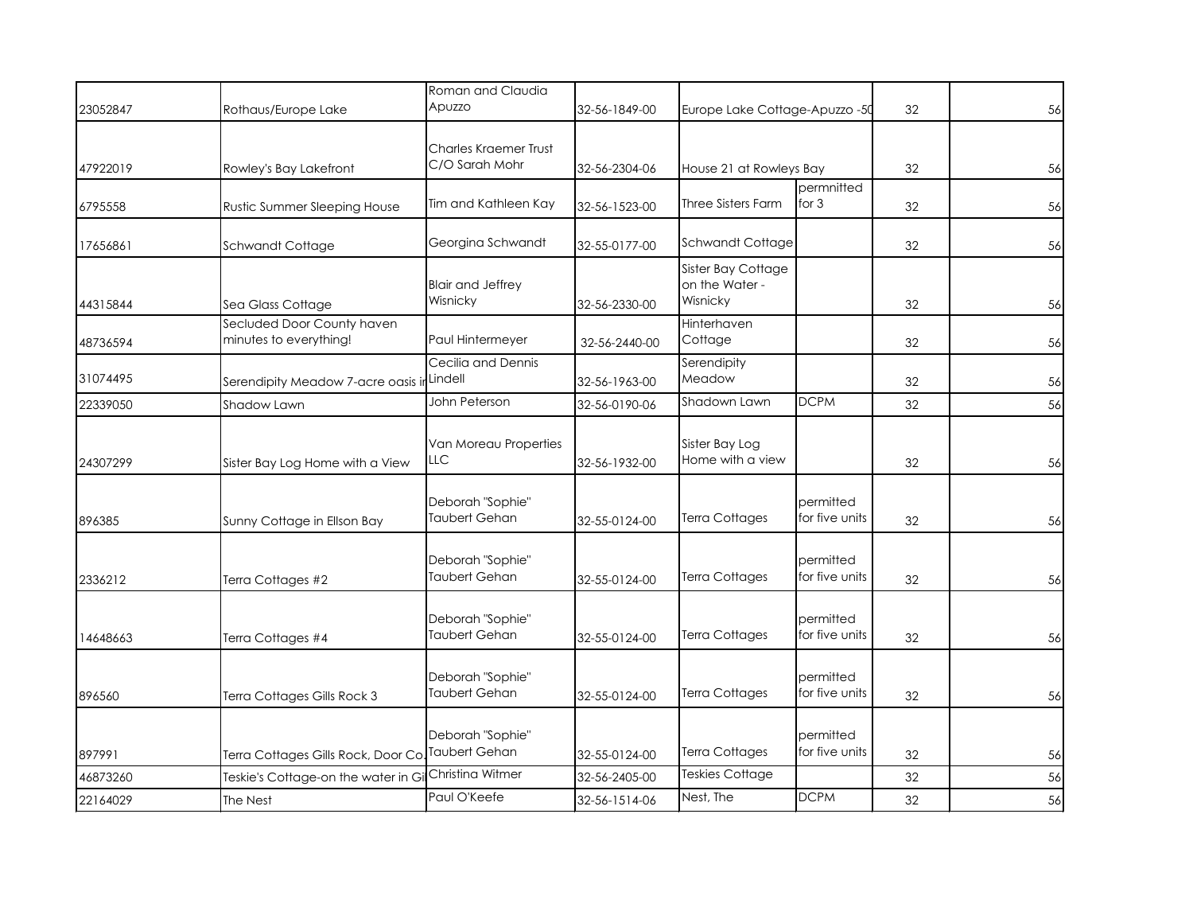| | | | | | | | |
|---|---|---|---|---|---|---|---|
| 23052847 | Rothaus/Europe Lake | Roman and Claudia Apuzzo | 32-56-1849-00 | Europe Lake Cottage-Apuzzo -50 | | 32 | 56 |
| 47922019 | Rowley's Bay Lakefront | Charles Kraemer Trust C/O Sarah Mohr | 32-56-2304-06 | House 21 at Rowleys Bay | | 32 | 56 |
| 6795558 | Rustic Summer Sleeping House | Tim and Kathleen Kay | 32-56-1523-00 | Three Sisters Farm | permnitted for 3 | 32 | 56 |
| 17656861 | Schwandt Cottage | Georgina Schwandt | 32-55-0177-00 | Schwandt Cottage | | 32 | 56 |
| 44315844 | Sea Glass Cottage | Blair and Jeffrey Wisnicky | 32-56-2330-00 | Sister Bay Cottage on the Water - Wisnicky | | 32 | 56 |
| 48736594 | Secluded Door County haven minutes to everything! | Paul Hintermeyer | 32-56-2440-00 | Hinterhaven Cottage | | 32 | 56 |
| 31074495 | Serendipity Meadow 7-acre oasis in | Cecilia and Dennis Lindell | 32-56-1963-00 | Serendipity Meadow | | 32 | 56 |
| 22339050 | Shadow Lawn | John Peterson | 32-56-0190-06 | Shadown Lawn | DCPM | 32 | 56 |
| 24307299 | Sister Bay Log Home with a View | Van Moreau Properties LLC | 32-56-1932-00 | Sister Bay Log Home with a view | | 32 | 56 |
| 896385 | Sunny Cottage in Ellson Bay | Deborah "Sophie" Taubert Gehan | 32-55-0124-00 | Terra Cottages | permitted for five units | 32 | 56 |
| 2336212 | Terra Cottages #2 | Deborah "Sophie" Taubert Gehan | 32-55-0124-00 | Terra Cottages | permitted for five units | 32 | 56 |
| 14648663 | Terra Cottages #4 | Deborah "Sophie" Taubert Gehan | 32-55-0124-00 | Terra Cottages | permitted for five units | 32 | 56 |
| 896560 | Terra Cottages Gills Rock 3 | Deborah "Sophie" Taubert Gehan | 32-55-0124-00 | Terra Cottages | permitted for five units | 32 | 56 |
| 897991 | Terra Cottages Gills Rock, Door Co. | Deborah "Sophie" Taubert Gehan | 32-55-0124-00 | Terra Cottages | permitted for five units | 32 | 56 |
| 46873260 | Teskie's Cottage-on the water in Gi | Christina Witmer | 32-56-2405-00 | Teskies Cottage | | 32 | 56 |
| 22164029 | The Nest | Paul O'Keefe | 32-56-1514-06 | Nest, The | DCPM | 32 | 56 |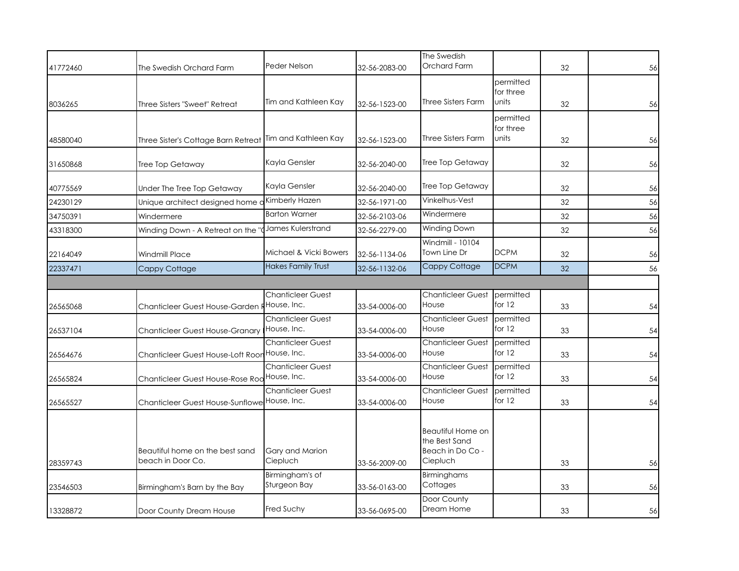| | | | | | | | |
|---|---|---|---|---|---|---|---|
| 41772460 | The Swedish Orchard Farm | Peder Nelson | 32-56-2083-00 | The Swedish Orchard Farm | | 32 | 56 |
| 8036265 | Three Sisters "Sweet" Retreat | Tim and Kathleen Kay | 32-56-1523-00 | Three Sisters Farm | permitted for three units | 32 | 56 |
| 48580040 | Three Sister's Cottage Barn Retreat | Tim and Kathleen Kay | 32-56-1523-00 | Three Sisters Farm | permitted for three units | 32 | 56 |
| 31650868 | Tree Top Getaway | Kayla Gensler | 32-56-2040-00 | Tree Top Getaway | | 32 | 56 |
| 40775569 | Under The Tree Top Getaway | Kayla Gensler | 32-56-2040-00 | Tree Top Getaway | | 32 | 56 |
| 24230129 | Unique architect designed home o | Kimberly Hazen | 32-56-1971-00 | Vinkelhus-Vest | | 32 | 56 |
| 34750391 | Windermere | Barton Warner | 32-56-2103-06 | Windermere | | 32 | 56 |
| 43318300 | Winding Down - A Retreat on the "( | James Kulerstrand | 32-56-2279-00 | Winding Down | | 32 | 56 |
| 22164049 | Windmill Place | Michael & Vicki Bowers | 32-56-1134-06 | Windmill - 10104 Town Line Dr | DCPM | 32 | 56 |
| 22337471 | Cappy Cottage | Hakes Family Trust | 32-56-1132-06 | Cappy Cottage | DCPM | 32 | 56 |
| | | | | | | | |
| 26565068 | Chanticleer Guest House-Garden R | Chanticleer Guest House, Inc. | 33-54-0006-00 | Chanticleer Guest House | permitted for 12 | 33 | 54 |
| 26537104 | Chanticleer Guest House-Granary | Chanticleer Guest House, Inc. | 33-54-0006-00 | Chanticleer Guest House | permitted for 12 | 33 | 54 |
| 26564676 | Chanticleer Guest House-Loft Roon | Chanticleer Guest House, Inc. | 33-54-0006-00 | Chanticleer Guest House | permitted for 12 | 33 | 54 |
| 26565824 | Chanticleer Guest House-Rose Roo | Chanticleer Guest House, Inc. | 33-54-0006-00 | Chanticleer Guest House | permitted for 12 | 33 | 54 |
| 26565527 | Chanticleer Guest House-Sunflowe | Chanticleer Guest House, Inc. | 33-54-0006-00 | Chanticleer Guest House | permitted for 12 | 33 | 54 |
| 28359743 | Beautiful home on the best sand beach in Door Co. | Gary and Marion Ciepluch | 33-56-2009-00 | Beautiful Home on the Best Sand Beach in Do Co - Ciepluch | | 33 | 56 |
| 23546503 | Birmingham's Barn by the Bay | Birmingham's of Sturgeon Bay | 33-56-0163-00 | Birminghams Cottages | | 33 | 56 |
| 13328872 | Door County Dream House | Fred Suchy | 33-56-0695-00 | Door County Dream Home | | 33 | 56 |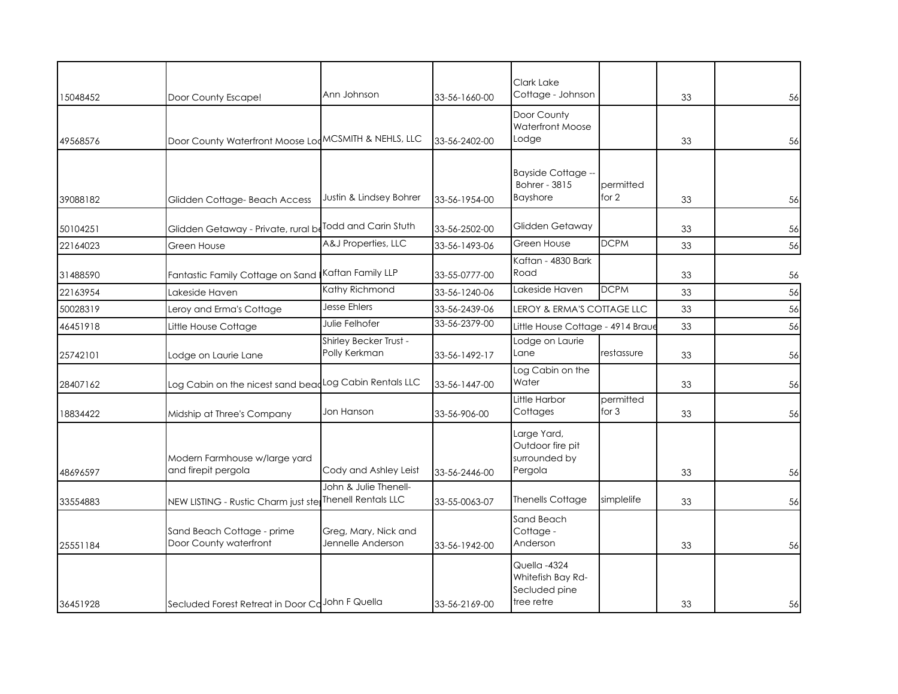|  |  |  |  |  |  |  |  |
|---|---|---|---|---|---|---|---|
| 15048452 | Door County Escape! | Ann Johnson | 33-56-1660-00 | Clark Lake Cottage - Johnson |  | 33 | 56 |
| 49568576 | Door County Waterfront Moose Lod | MCSMITH & NEHLS, LLC | 33-56-2402-00 | Door County Waterfront Moose Lodge |  | 33 | 56 |
| 39088182 | Glidden Cottage- Beach Access | Justin & Lindsey Bohrer | 33-56-1954-00 | Bayside Cottage -- Bohrer - 3815 Bayshore | permitted for 2 | 33 | 56 |
| 50104251 | Glidden Getaway - Private, rural be | Todd and Carin Stuth | 33-56-2502-00 | Glidden Getaway |  | 33 | 56 |
| 22164023 | Green House | A&J Properties, LLC | 33-56-1493-06 | Green House | DCPM | 33 | 56 |
| 31488590 | Fantastic Family Cottage on Sand | Kaftan Family LLP | 33-55-0777-00 | Kaftan - 4830 Bark Road |  | 33 | 56 |
| 22163954 | Lakeside Haven | Kathy Richmond | 33-56-1240-06 | Lakeside Haven | DCPM | 33 | 56 |
| 50028319 | Leroy and Erma's Cottage | Jesse Ehlers | 33-56-2439-06 | LEROY & ERMA'S COTTAGE LLC |  | 33 | 56 |
| 46451918 | Little House Cottage | Julie Felhofer | 33-56-2379-00 | Little House Cottage - 4914 Braue |  | 33 | 56 |
| 25742101 | Lodge on Laurie Lane | Shirley Becker Trust - Polly Kerkman | 33-56-1492-17 | Lodge on Laurie Lane | restassure | 33 | 56 |
| 28407162 | Log Cabin on the nicest sand beac | Log Cabin Rentals LLC | 33-56-1447-00 | Log Cabin on the Water |  | 33 | 56 |
| 18834422 | Midship at Three's Company | Jon Hanson | 33-56-906-00 | Little Harbor Cottages | permitted for 3 | 33 | 56 |
| 48696597 | Modern Farmhouse w/large yard and firepit pergola | Cody and Ashley Leist | 33-56-2446-00 | Large Yard, Outdoor fire pit surrounded by Pergola |  | 33 | 56 |
| 33554883 | NEW LISTING - Rustic Charm just ste | John & Julie Thenell-Thenell Rentals LLC | 33-55-0063-07 | Thenells Cottage | simplelife | 33 | 56 |
| 25551184 | Sand Beach Cottage - prime Door County waterfront | Greg, Mary, Nick and Jennelle Anderson | 33-56-1942-00 | Sand Beach Cottage - Anderson |  | 33 | 56 |
| 36451928 | Secluded Forest Retreat in Door Co | John F Quella | 33-56-2169-00 | Quella -4324 Whitefish Bay Rd-Secluded pine tree retre |  | 33 | 56 |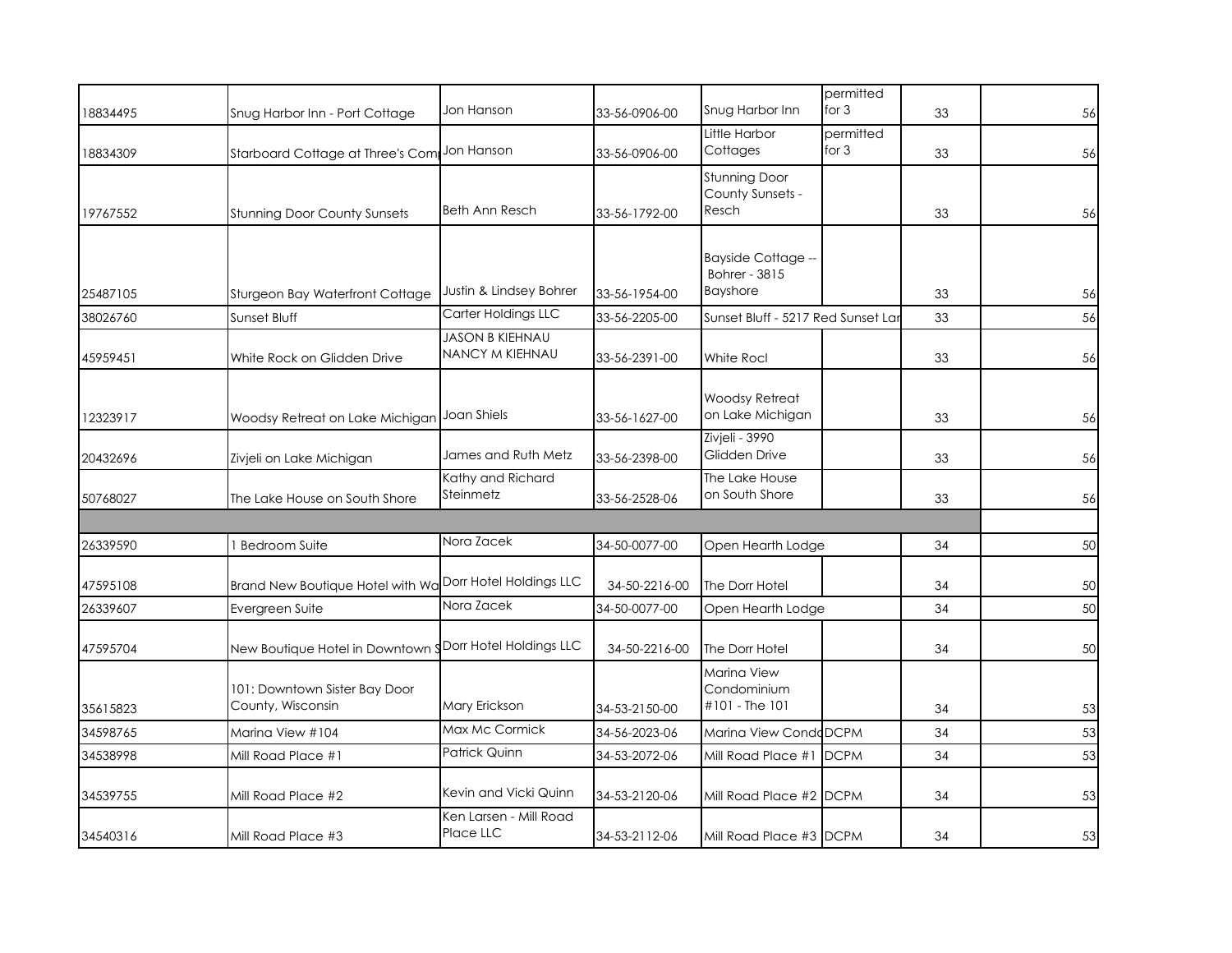| | | | | | | | |
|---|---|---|---|---|---|---|---|
| 18834495 | Snug Harbor Inn - Port Cottage | Jon Hanson | 33-56-0906-00 | Snug Harbor Inn | permitted for 3 | 33 | 56 |
| 18834309 | Starboard Cottage at Three's Com | Jon Hanson | 33-56-0906-00 | Little Harbor Cottages | permitted for 3 | 33 | 56 |
| 19767552 | Stunning Door County Sunsets | Beth Ann Resch | 33-56-1792-00 | Stunning Door County Sunsets - Resch | | 33 | 56 |
| 25487105 | Sturgeon Bay Waterfront Cottage | Justin & Lindsey Bohrer | 33-56-1954-00 | Bayside Cottage -- Bohrer - 3815 Bayshore | | 33 | 56 |
| 38026760 | Sunset Bluff | Carter Holdings LLC | 33-56-2205-00 | Sunset Bluff - 5217 Red Sunset Lar | | 33 | 56 |
| 45959451 | White Rock on Glidden Drive | JASON B KIEHNAU NANCY M KIEHNAU | 33-56-2391-00 | White Rocl | | 33 | 56 |
| 12323917 | Woodsy Retreat on Lake Michigan | Joan Shiels | 33-56-1627-00 | Woodsy Retreat on Lake Michigan | | 33 | 56 |
| 20432696 | Zivjeli on Lake Michigan | James and Ruth Metz | 33-56-2398-00 | Zivjeli - 3990 Glidden Drive | | 33 | 56 |
| 50768027 | The Lake House on South Shore | Kathy and Richard Steinmetz | 33-56-2528-06 | The Lake House on South Shore | | 33 | 56 |
| | | | | | | | |
| 26339590 | 1 Bedroom Suite | Nora Zacek | 34-50-0077-00 | Open Hearth Lodge | | 34 | 50 |
| 47595108 | Brand New Boutique Hotel with Wa | Dorr Hotel Holdings LLC | 34-50-2216-00 | The Dorr Hotel | | 34 | 50 |
| 26339607 | Evergreen Suite | Nora Zacek | 34-50-0077-00 | Open Hearth Lodge | | 34 | 50 |
| 47595704 | New Boutique Hotel in Downtown S | Dorr Hotel Holdings LLC | 34-50-2216-00 | The Dorr Hotel | | 34 | 50 |
| 35615823 | 101: Downtown Sister Bay Door County, Wisconsin | Mary Erickson | 34-53-2150-00 | Marina View Condominium #101 - The 101 | | 34 | 53 |
| 34598765 | Marina View #104 | Max Mc Cormick | 34-56-2023-06 | Marina View Condo | DCPM | 34 | 53 |
| 34538998 | Mill Road Place #1 | Patrick Quinn | 34-53-2072-06 | Mill Road Place #1 | DCPM | 34 | 53 |
| 34539755 | Mill Road Place #2 | Kevin and Vicki Quinn | 34-53-2120-06 | Mill Road Place #2 | DCPM | 34 | 53 |
| 34540316 | Mill Road Place #3 | Ken Larsen - Mill Road Place LLC | 34-53-2112-06 | Mill Road Place #3 | DCPM | 34 | 53 |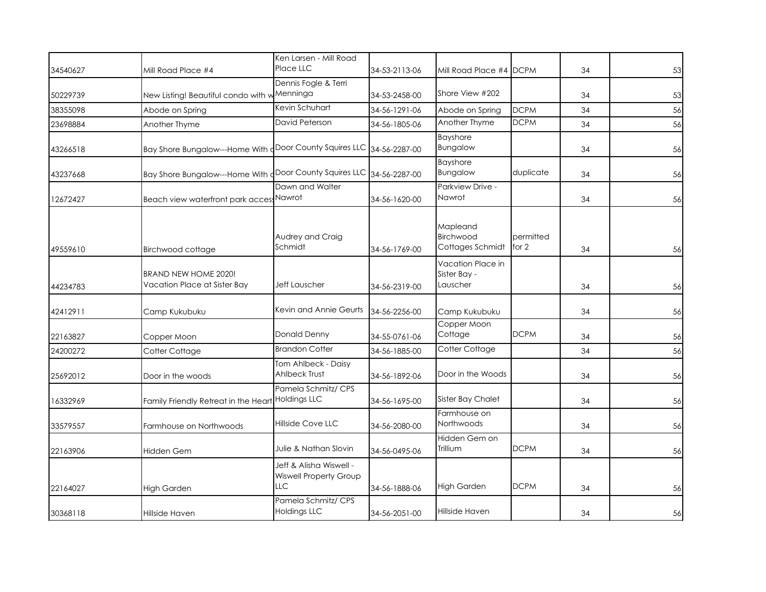| | | | | | | | |
|---|---|---|---|---|---|---|---|
| 34540627 | Mill Road Place #4 | Ken Larsen - Mill Road Place LLC | 34-53-2113-06 | Mill Road Place #4 | DCPM | 34 | 53 |
| 50229739 | New Listing! Beautiful condo with w | Dennis Fogle & Terri Menninga | 34-53-2458-00 | Shore View #202 | | 34 | 53 |
| 38355098 | Abode on Spring | Kevin Schuhart | 34-56-1291-06 | Abode on Spring | DCPM | 34 | 56 |
| 23698884 | Another Thyme | David Peterson | 34-56-1805-06 | Another Thyme | DCPM | 34 | 56 |
| 43266518 | Bay Shore Bungalow---Home With d | Door County Squires LLC | 34-56-2287-00 | Bayshore Bungalow | | 34 | 56 |
| 43237668 | Bay Shore Bungalow---Home With d | Door County Squires LLC | 34-56-2287-00 | Bayshore Bungalow | duplicate | 34 | 56 |
| 12672427 | Beach view waterfront park access | Dawn and Walter Nawrot | 34-56-1620-00 | Parkview Drive - Nawrot | | 34 | 56 |
| 49559610 | Birchwood cottage | Audrey and Craig Schmidt | 34-56-1769-00 | Mapleand Birchwood Cottages Schmidt | permitted for 2 | 34 | 56 |
| 44234783 | BRAND NEW HOME 2020! Vacation Place at Sister Bay | Jeff Lauscher | 34-56-2319-00 | Vacation Place in Sister Bay - Lauscher | | 34 | 56 |
| 42412911 | Camp Kukubuku | Kevin and Annie Geurts | 34-56-2256-00 | Camp Kukubuku | | 34 | 56 |
| 22163827 | Copper Moon | Donald Denny | 34-55-0761-06 | Copper Moon Cottage | DCPM | 34 | 56 |
| 24200272 | Cotter Cottage | Brandon Cotter | 34-56-1885-00 | Cotter Cottage | | 34 | 56 |
| 25692012 | Door in the woods | Tom Ahlbeck - Daisy Ahlbeck Trust | 34-56-1892-06 | Door in the Woods | | 34 | 56 |
| 16332969 | Family Friendly Retreat in the Heart | Pamela Schmitz/ CPS Holdings LLC | 34-56-1695-00 | Sister Bay Chalet | | 34 | 56 |
| 33579557 | Farmhouse on Northwoods | Hillside Cove LLC | 34-56-2080-00 | Farmhouse on Northwoods | | 34 | 56 |
| 22163906 | Hidden Gem | Julie & Nathan Slovin | 34-56-0495-06 | Hidden Gem on Trillium | DCPM | 34 | 56 |
| 22164027 | High Garden | Jeff & Alisha Wiswell - Wiswell Property Group LLC | 34-56-1888-06 | High Garden | DCPM | 34 | 56 |
| 30368118 | Hillside Haven | Pamela Schmitz/ CPS Holdings LLC | 34-56-2051-00 | Hillside Haven | | 34 | 56 |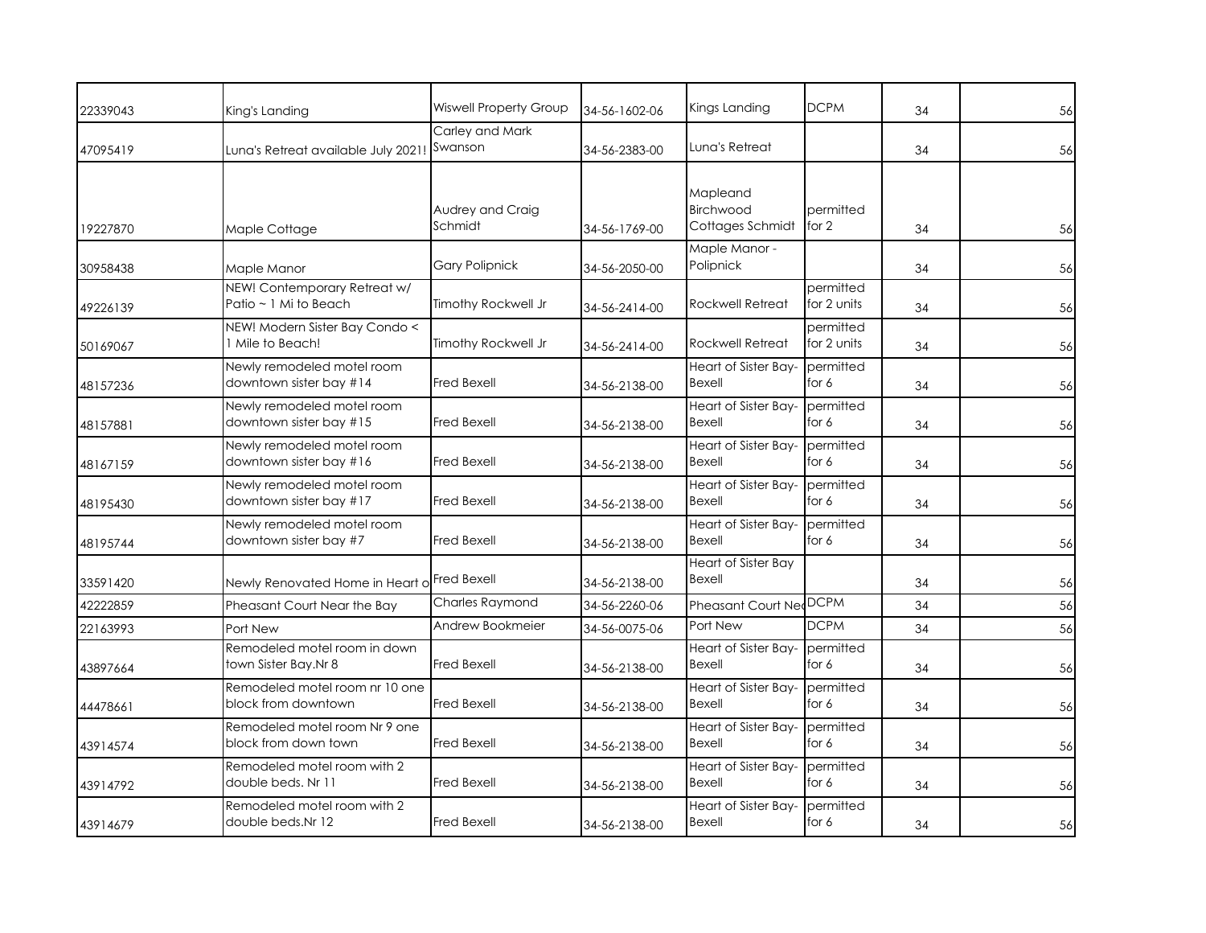| | | | | | | | |
|---|---|---|---|---|---|---|---|
| 22339043 | King's Landing | Wiswell Property Group | 34-56-1602-06 | Kings Landing | DCPM | 34 | 56 |
| 47095419 | Luna's Retreat available July 2021! | Carley and Mark Swanson | 34-56-2383-00 | Luna's Retreat | | 34 | 56 |
| 19227870 | Maple Cottage | Audrey and Craig Schmidt | 34-56-1769-00 | Mapleand Birchwood Cottages Schmidt | permitted for 2 | 34 | 56 |
| 30958438 | Maple Manor | Gary Polipnick | 34-56-2050-00 | Maple Manor - Polipnick | | 34 | 56 |
| 49226139 | NEW! Contemporary Retreat w/ Patio ~ 1 Mi to Beach | Timothy Rockwell Jr | 34-56-2414-00 | Rockwell Retreat | permitted for 2 units | 34 | 56 |
| 50169067 | NEW! Modern Sister Bay Condo < 1 Mile to Beach! | Timothy Rockwell Jr | 34-56-2414-00 | Rockwell Retreat | permitted for 2 units | 34 | 56 |
| 48157236 | Newly remodeled motel room downtown sister bay #14 | Fred Bexell | 34-56-2138-00 | Heart of Sister Bay-Bexell | permitted for 6 | 34 | 56 |
| 48157881 | Newly remodeled motel room downtown sister bay #15 | Fred Bexell | 34-56-2138-00 | Heart of Sister Bay-Bexell | permitted for 6 | 34 | 56 |
| 48167159 | Newly remodeled motel room downtown sister bay #16 | Fred Bexell | 34-56-2138-00 | Heart of Sister Bay-Bexell | permitted for 6 | 34 | 56 |
| 48195430 | Newly remodeled motel room downtown sister bay #17 | Fred Bexell | 34-56-2138-00 | Heart of Sister Bay-Bexell | permitted for 6 | 34 | 56 |
| 48195744 | Newly remodeled motel room downtown sister bay #7 | Fred Bexell | 34-56-2138-00 | Heart of Sister Bay-Bexell | permitted for 6 | 34 | 56 |
| 33591420 | Newly Renovated Home in Heart o | Fred Bexell | 34-56-2138-00 | Heart of Sister Bay Bexell | | 34 | 56 |
| 42222859 | Pheasant Court Near the Bay | Charles Raymond | 34-56-2260-06 | Pheasant Court Ne | DCPM | 34 | 56 |
| 22163993 | Port New | Andrew Bookmeier | 34-56-0075-06 | Port New | DCPM | 34 | 56 |
| 43897664 | Remodeled motel room in down town Sister Bay.Nr 8 | Fred Bexell | 34-56-2138-00 | Heart of Sister Bay-Bexell | permitted for 6 | 34 | 56 |
| 44478661 | Remodeled motel room nr 10 one block from downtown | Fred Bexell | 34-56-2138-00 | Heart of Sister Bay-Bexell | permitted for 6 | 34 | 56 |
| 43914574 | Remodeled motel room Nr 9 one block from down town | Fred Bexell | 34-56-2138-00 | Heart of Sister Bay-Bexell | permitted for 6 | 34 | 56 |
| 43914792 | Remodeled motel room with 2 double beds. Nr 11 | Fred Bexell | 34-56-2138-00 | Heart of Sister Bay-Bexell | permitted for 6 | 34 | 56 |
| 43914679 | Remodeled motel room with 2 double beds.Nr 12 | Fred Bexell | 34-56-2138-00 | Heart of Sister Bay-Bexell | permitted for 6 | 34 | 56 |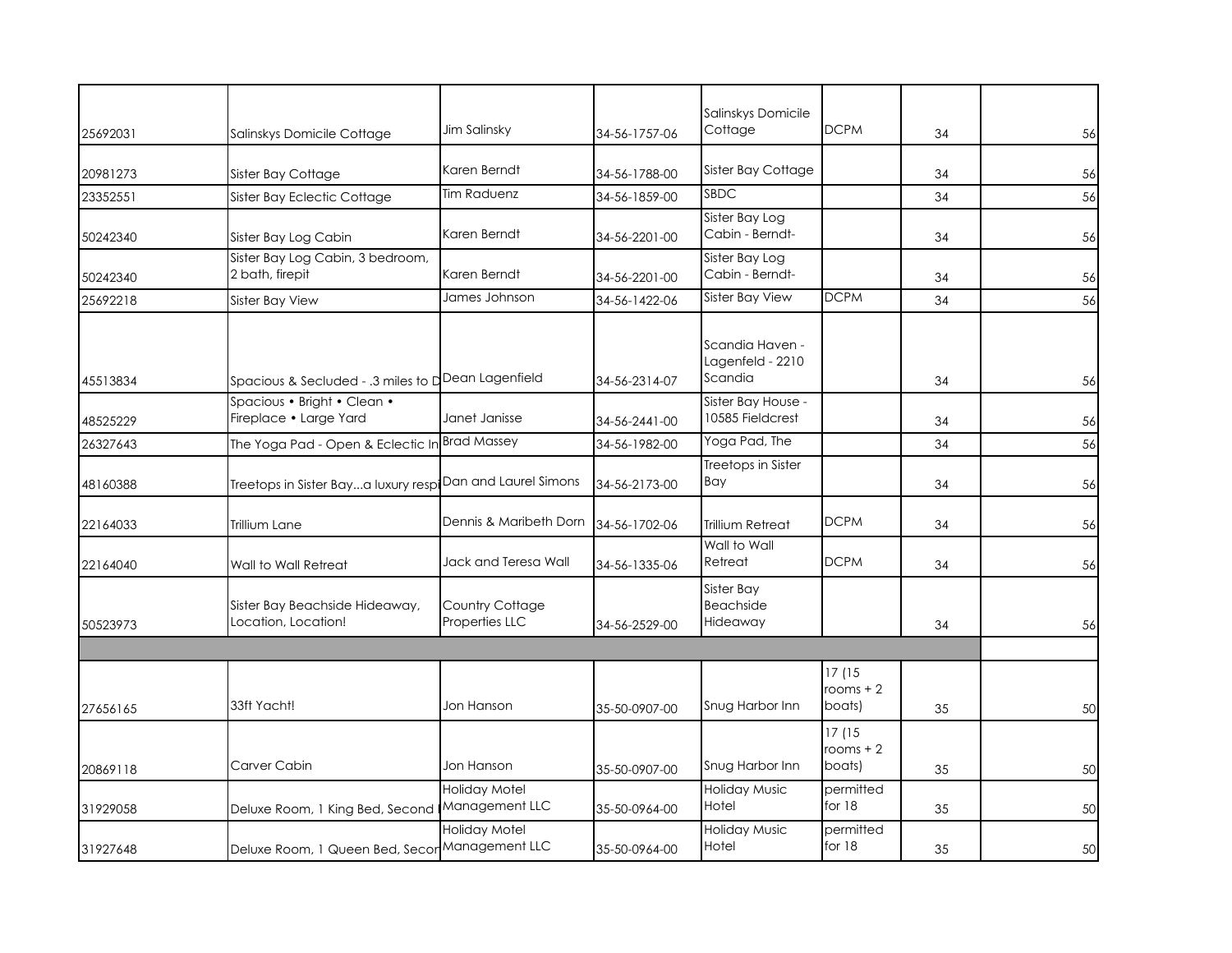| | | | | | | | |
|---|---|---|---|---|---|---|---|
| 25692031 | Salinskys Domicile Cottage | Jim Salinsky | 34-56-1757-06 | Salinskys Domicile Cottage | DCPM | 34 | 56 |
| 20981273 | Sister Bay Cottage | Karen Berndt | 34-56-1788-00 | Sister Bay Cottage | | 34 | 56 |
| 23352551 | Sister Bay Eclectic Cottage | Tim Raduenz | 34-56-1859-00 | SBDC | | 34 | 56 |
| 50242340 | Sister Bay Log Cabin | Karen Berndt | 34-56-2201-00 | Sister Bay Log Cabin - Berndt- | | 34 | 56 |
| 50242340 | Sister Bay Log Cabin, 3 bedroom, 2 bath, firepit | Karen Berndt | 34-56-2201-00 | Sister Bay Log Cabin - Berndt- | | 34 | 56 |
| 25692218 | Sister Bay View | James Johnson | 34-56-1422-06 | Sister Bay View | DCPM | 34 | 56 |
| 45513834 | Spacious & Secluded - .3 miles to D | Dean Lagenfield | 34-56-2314-07 | Scandia Haven - Lagenfeld - 2210 Scandia | | 34 | 56 |
| 48525229 | Spacious • Bright • Clean • Fireplace • Large Yard | Janet Janisse | 34-56-2441-00 | Sister Bay House - 10585 Fieldcrest | | 34 | 56 |
| 26327643 | The Yoga Pad - Open & Eclectic In | Brad Massey | 34-56-1982-00 | Yoga Pad, The | | 34 | 56 |
| 48160388 | Treetops in Sister Bay...a luxury respi | Dan and Laurel Simons | 34-56-2173-00 | Treetops in Sister Bay | | 34 | 56 |
| 22164033 | Trillium Lane | Dennis & Maribeth Dorn | 34-56-1702-06 | Trillium Retreat | DCPM | 34 | 56 |
| 22164040 | Wall to Wall Retreat | Jack and Teresa Wall | 34-56-1335-06 | Wall to Wall Retreat | DCPM | 34 | 56 |
| 50523973 | Sister Bay Beachside Hideaway, Location, Location! | Country Cottage Properties LLC | 34-56-2529-00 | Sister Bay Beachside Hideaway | | 34 | 56 |
| | | | | | | | |
| 27656165 | 33ft Yacht! | Jon Hanson | 35-50-0907-00 | Snug Harbor Inn | 17 (15 rooms + 2 boats) | 35 | 50 |
| 20869118 | Carver Cabin | Jon Hanson | 35-50-0907-00 | Snug Harbor Inn | 17 (15 rooms + 2 boats) | 35 | 50 |
| 31929058 | Deluxe Room, 1 King Bed, Second | Holiday Motel Management LLC | 35-50-0964-00 | Holiday Music Hotel | permitted for 18 | 35 | 50 |
| 31927648 | Deluxe Room, 1 Queen Bed, Secon | Holiday Motel Management LLC | 35-50-0964-00 | Holiday Music Hotel | permitted for 18 | 35 | 50 |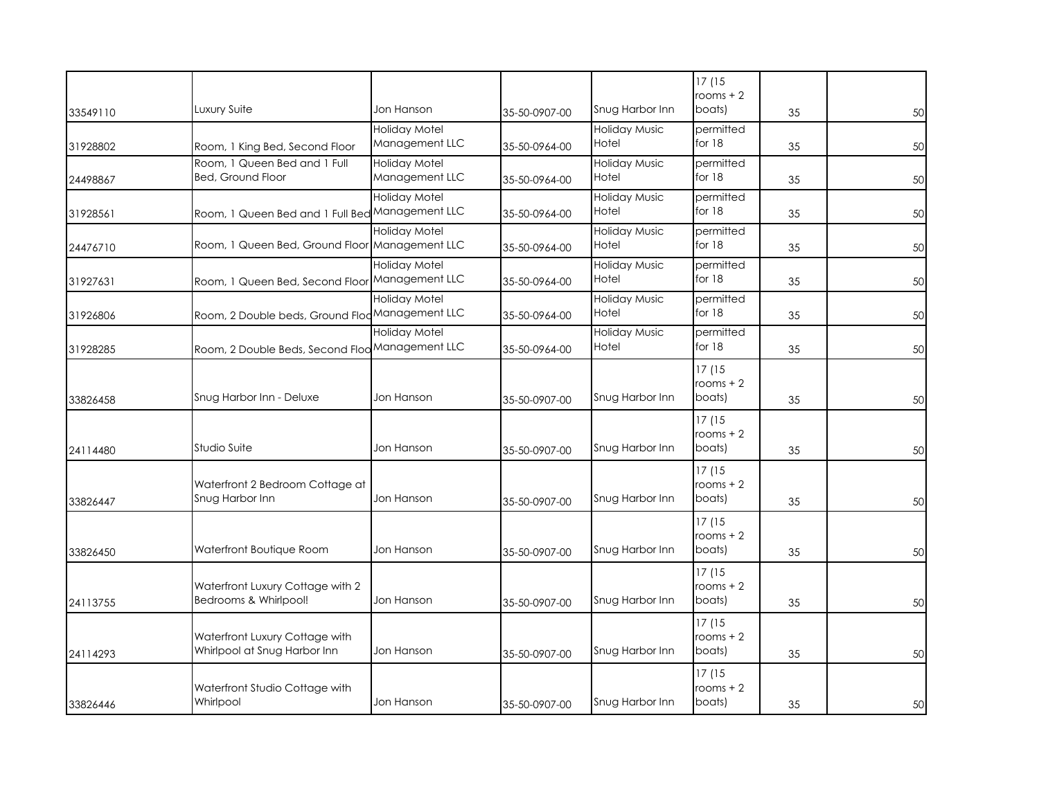| | | | | | | | |
|---|---|---|---|---|---|---|---|
| 33549110 | Luxury Suite | Jon Hanson | 35-50-0907-00 | Snug Harbor Inn | 17 (15 rooms + 2 boats) | 35 | 50 |
| 31928802 | Room, 1 King Bed, Second Floor | Holiday Motel Management LLC | 35-50-0964-00 | Holiday Music Hotel | permitted for 18 | 35 | 50 |
| 24498867 | Room, 1 Queen Bed and 1 Full Bed, Ground Floor | Holiday Motel Management LLC | 35-50-0964-00 | Holiday Music Hotel | permitted for 18 | 35 | 50 |
| 31928561 | Room, 1 Queen Bed and 1 Full Bed | Holiday Motel Management LLC | 35-50-0964-00 | Holiday Music Hotel | permitted for 18 | 35 | 50 |
| 24476710 | Room, 1 Queen Bed, Ground Floor | Holiday Motel Management LLC | 35-50-0964-00 | Holiday Music Hotel | permitted for 18 | 35 | 50 |
| 31927631 | Room, 1 Queen Bed, Second Floor | Holiday Motel Management LLC | 35-50-0964-00 | Holiday Music Hotel | permitted for 18 | 35 | 50 |
| 31926806 | Room, 2 Double beds, Ground Floo | Holiday Motel Management LLC | 35-50-0964-00 | Holiday Music Hotel | permitted for 18 | 35 | 50 |
| 31928285 | Room, 2 Double Beds, Second Floo | Holiday Motel Management LLC | 35-50-0964-00 | Holiday Music Hotel | permitted for 18 | 35 | 50 |
| 33826458 | Snug Harbor Inn - Deluxe | Jon Hanson | 35-50-0907-00 | Snug Harbor Inn | 17 (15 rooms + 2 boats) | 35 | 50 |
| 24114480 | Studio Suite | Jon Hanson | 35-50-0907-00 | Snug Harbor Inn | 17 (15 rooms + 2 boats) | 35 | 50 |
| 33826447 | Waterfront 2 Bedroom Cottage at Snug Harbor Inn | Jon Hanson | 35-50-0907-00 | Snug Harbor Inn | 17 (15 rooms + 2 boats) | 35 | 50 |
| 33826450 | Waterfront Boutique Room | Jon Hanson | 35-50-0907-00 | Snug Harbor Inn | 17 (15 rooms + 2 boats) | 35 | 50 |
| 24113755 | Waterfront Luxury Cottage with 2 Bedrooms & Whirlpool! | Jon Hanson | 35-50-0907-00 | Snug Harbor Inn | 17 (15 rooms + 2 boats) | 35 | 50 |
| 24114293 | Waterfront Luxury Cottage with Whirlpool at Snug Harbor Inn | Jon Hanson | 35-50-0907-00 | Snug Harbor Inn | 17 (15 rooms + 2 boats) | 35 | 50 |
| 33826446 | Waterfront Studio Cottage with Whirlpool | Jon Hanson | 35-50-0907-00 | Snug Harbor Inn | 17 (15 rooms + 2 boats) | 35 | 50 |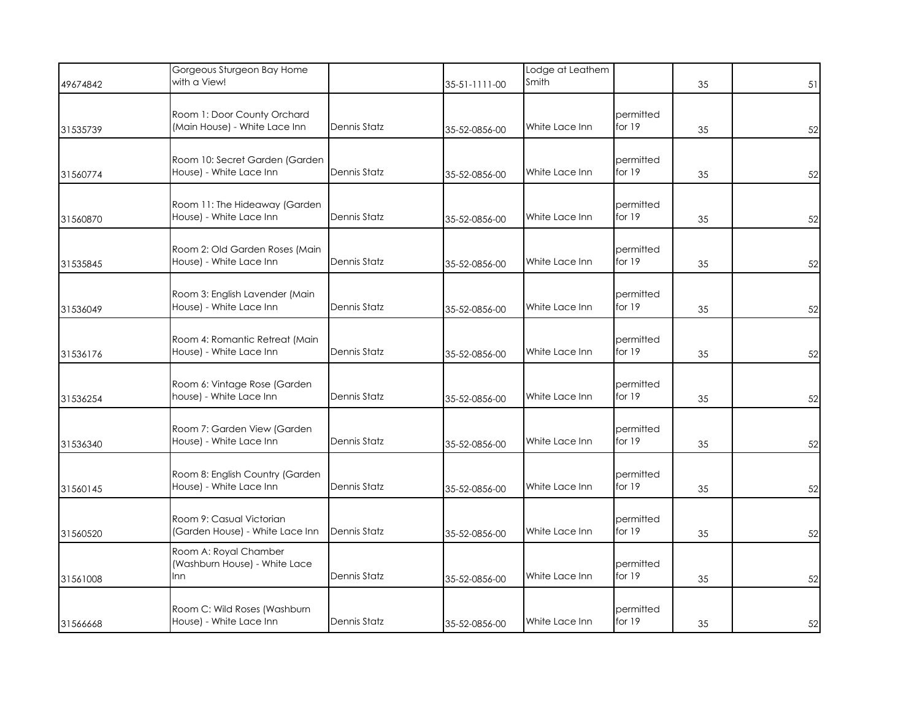| | | | | | | | |
|---|---|---|---|---|---|---|---|
| 49674842 | Gorgeous Sturgeon Bay Home with a View! | | 35-51-1111-00 | Lodge at Leathem Smith | | 35 | 51 |
| 31535739 | Room 1: Door County Orchard (Main House) - White Lace Inn | Dennis Statz | 35-52-0856-00 | White Lace Inn | permitted for 19 | 35 | 52 |
| 31560774 | Room 10: Secret Garden (Garden House) - White Lace Inn | Dennis Statz | 35-52-0856-00 | White Lace Inn | permitted for 19 | 35 | 52 |
| 31560870 | Room 11: The Hideaway (Garden House) - White Lace Inn | Dennis Statz | 35-52-0856-00 | White Lace Inn | permitted for 19 | 35 | 52 |
| 31535845 | Room 2: Old Garden Roses (Main House) - White Lace Inn | Dennis Statz | 35-52-0856-00 | White Lace Inn | permitted for 19 | 35 | 52 |
| 31536049 | Room 3: English Lavender (Main House) - White Lace Inn | Dennis Statz | 35-52-0856-00 | White Lace Inn | permitted for 19 | 35 | 52 |
| 31536176 | Room 4: Romantic Retreat (Main House) - White Lace Inn | Dennis Statz | 35-52-0856-00 | White Lace Inn | permitted for 19 | 35 | 52 |
| 31536254 | Room 6: Vintage Rose (Garden house) - White Lace Inn | Dennis Statz | 35-52-0856-00 | White Lace Inn | permitted for 19 | 35 | 52 |
| 31536340 | Room 7: Garden View (Garden House) - White Lace Inn | Dennis Statz | 35-52-0856-00 | White Lace Inn | permitted for 19 | 35 | 52 |
| 31560145 | Room 8: English Country (Garden House) - White Lace Inn | Dennis Statz | 35-52-0856-00 | White Lace Inn | permitted for 19 | 35 | 52 |
| 31560520 | Room 9: Casual Victorian (Garden House) - White Lace Inn | Dennis Statz | 35-52-0856-00 | White Lace Inn | permitted for 19 | 35 | 52 |
| 31561008 | Room A: Royal Chamber (Washburn House) - White Lace Inn | Dennis Statz | 35-52-0856-00 | White Lace Inn | permitted for 19 | 35 | 52 |
| 31566668 | Room C: Wild Roses (Washburn House) - White Lace Inn | Dennis Statz | 35-52-0856-00 | White Lace Inn | permitted for 19 | 35 | 52 |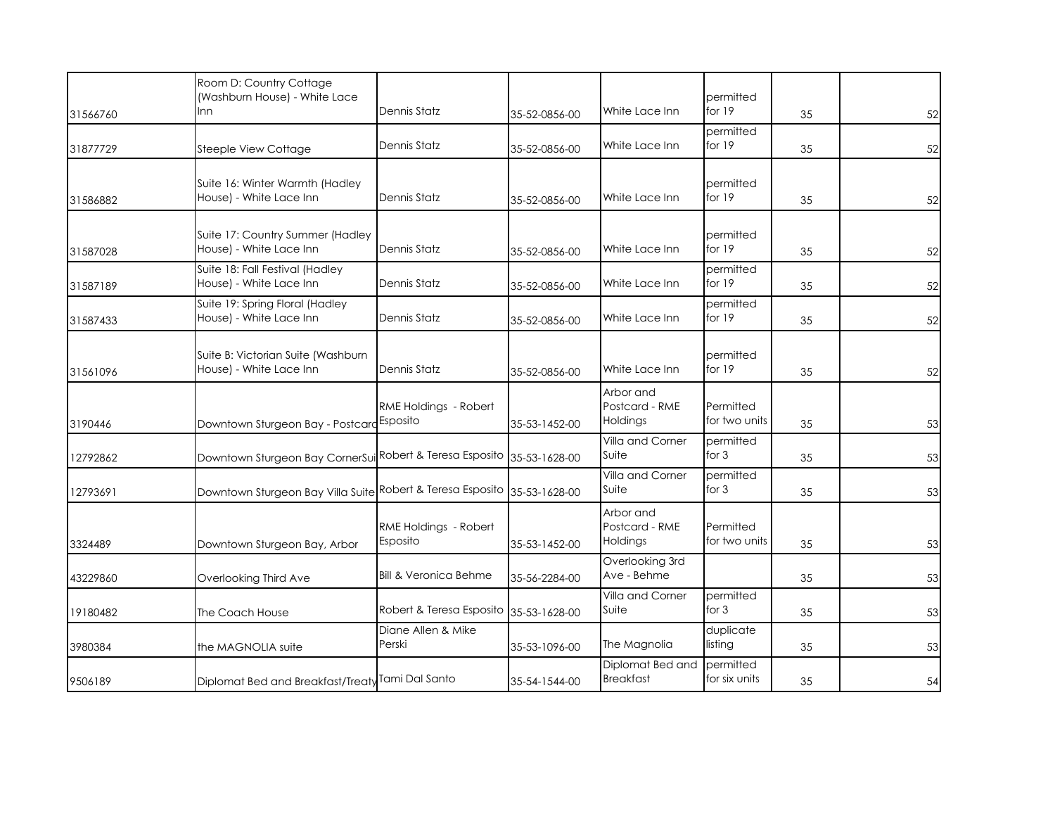| | | | | | | | |
|---|---|---|---|---|---|---|---|
| 31566760 | Room D: Country Cottage (Washburn House) - White Lace Inn | Dennis Statz | 35-52-0856-00 | White Lace Inn | permitted for 19 | 35 | 52 |
| 31877729 | Steeple View Cottage | Dennis Statz | 35-52-0856-00 | White Lace Inn | permitted for 19 | 35 | 52 |
| 31586882 | Suite 16: Winter Warmth (Hadley House) - White Lace Inn | Dennis Statz | 35-52-0856-00 | White Lace Inn | permitted for 19 | 35 | 52 |
| 31587028 | Suite 17: Country Summer (Hadley House) - White Lace Inn | Dennis Statz | 35-52-0856-00 | White Lace Inn | permitted for 19 | 35 | 52 |
| 31587189 | Suite 18: Fall Festival (Hadley House) - White Lace Inn | Dennis Statz | 35-52-0856-00 | White Lace Inn | permitted for 19 | 35 | 52 |
| 31587433 | Suite 19: Spring Floral (Hadley House) - White Lace Inn | Dennis Statz | 35-52-0856-00 | White Lace Inn | permitted for 19 | 35 | 52 |
| 31561096 | Suite B: Victorian Suite (Washburn House) - White Lace Inn | Dennis Statz | 35-52-0856-00 | White Lace Inn | permitted for 19 | 35 | 52 |
| 3190446 | Downtown Sturgeon Bay - Postcard | RME Holdings - Robert Esposito | 35-53-1452-00 | Arbor and Postcard - RME Holdings | Permitted for two units | 35 | 53 |
| 12792862 | Downtown Sturgeon Bay CornerSui | Robert & Teresa Esposito | 35-53-1628-00 | Villa and Corner Suite | permitted for 3 | 35 | 53 |
| 12793691 | Downtown Sturgeon Bay Villa Suite | Robert & Teresa Esposito | 35-53-1628-00 | Villa and Corner Suite | permitted for 3 | 35 | 53 |
| 3324489 | Downtown Sturgeon Bay, Arbor | RME Holdings - Robert Esposito | 35-53-1452-00 | Arbor and Postcard - RME Holdings | Permitted for two units | 35 | 53 |
| 43229860 | Overlooking Third Ave | Bill & Veronica Behme | 35-56-2284-00 | Overlooking 3rd Ave - Behme | | 35 | 53 |
| 19180482 | The Coach House | Robert & Teresa Esposito | 35-53-1628-00 | Villa and Corner Suite | permitted for 3 | 35 | 53 |
| 3980384 | the MAGNOLIA suite | Diane Allen & Mike Perski | 35-53-1096-00 | The Magnolia | duplicate listing | 35 | 53 |
| 9506189 | Diplomat Bed and Breakfast/Treaty | Tami Dal Santo | 35-54-1544-00 | Diplomat Bed and Breakfast | permitted for six units | 35 | 54 |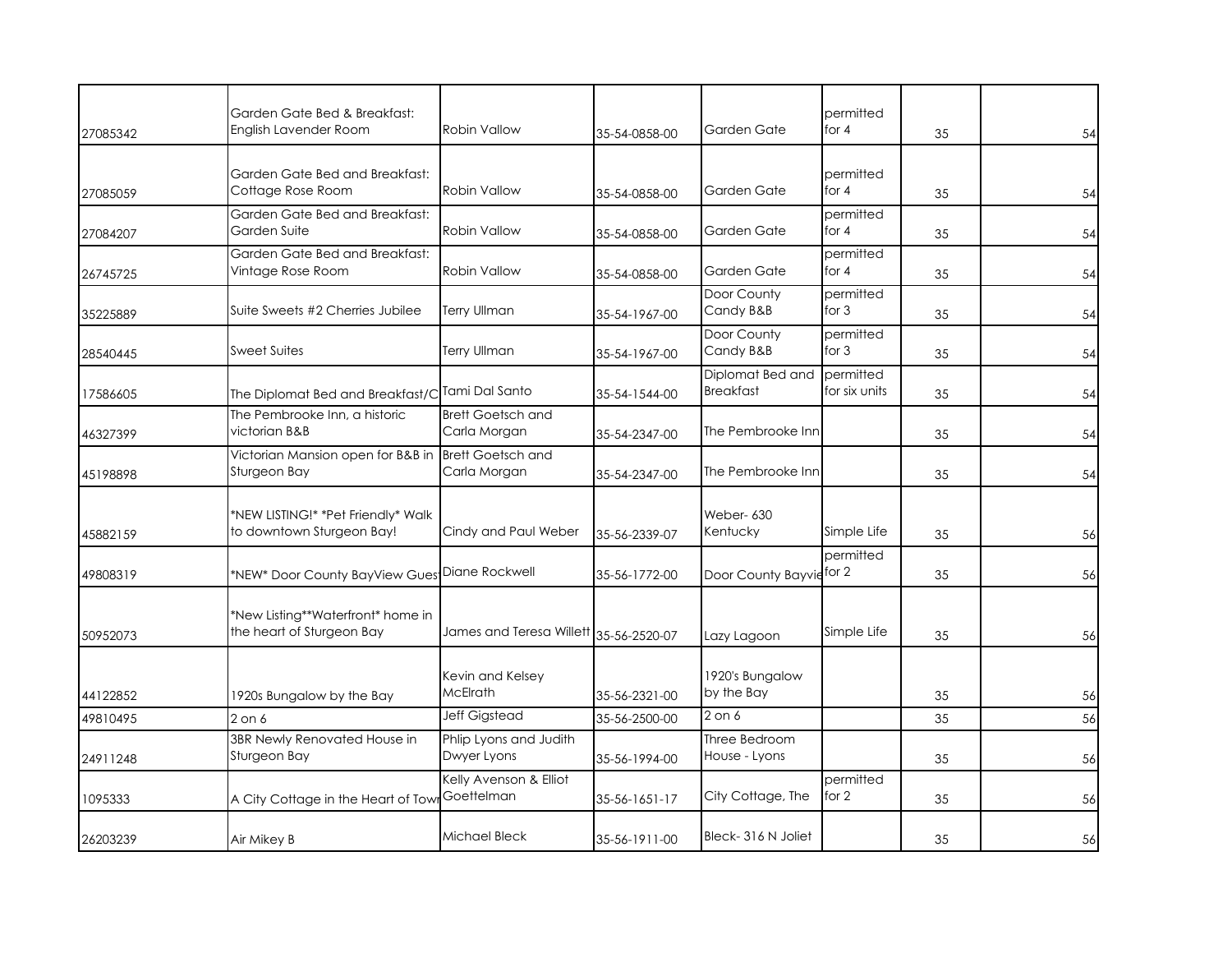| | | | | | | | |
|---|---|---|---|---|---|---|---|
| 27085342 | Garden Gate Bed & Breakfast: English Lavender Room | Robin Vallow | 35-54-0858-00 | Garden Gate | permitted for 4 | 35 | 54 |
| 27085059 | Garden Gate Bed and Breakfast: Cottage Rose Room | Robin Vallow | 35-54-0858-00 | Garden Gate | permitted for 4 | 35 | 54 |
| 27084207 | Garden Gate Bed and Breakfast: Garden Suite | Robin Vallow | 35-54-0858-00 | Garden Gate | permitted for 4 | 35 | 54 |
| 26745725 | Garden Gate Bed and Breakfast: Vintage Rose Room | Robin Vallow | 35-54-0858-00 | Garden Gate | permitted for 4 | 35 | 54 |
| 35225889 | Suite Sweets #2 Cherries Jubilee | Terry Ullman | 35-54-1967-00 | Door County Candy B&B | permitted for 3 | 35 | 54 |
| 28540445 | Sweet Suites | Terry Ullman | 35-54-1967-00 | Door County Candy B&B | permitted for 3 | 35 | 54 |
| 17586605 | The Diplomat Bed and Breakfast/C | Tami Dal Santo | 35-54-1544-00 | Diplomat Bed and Breakfast | permitted for six units | 35 | 54 |
| 46327399 | The Pembrooke Inn, a historic victorian B&B | Brett Goetsch and Carla Morgan | 35-54-2347-00 | The Pembrooke Inn | | 35 | 54 |
| 45198898 | Victorian Mansion open for B&B in Sturgeon Bay | Brett Goetsch and Carla Morgan | 35-54-2347-00 | The Pembrooke Inn | | 35 | 54 |
| 45882159 | *NEW LISTING!* *Pet Friendly* Walk to downtown Sturgeon Bay! | Cindy and Paul Weber | 35-56-2339-07 | Weber- 630 Kentucky | Simple Life | 35 | 56 |
| 49808319 | *NEW* Door County BayView Gues | Diane Rockwell | 35-56-1772-00 | Door County Bayvie | permitted for 2 | 35 | 56 |
| 50952073 | *New Listing**Waterfront* home in the heart of Sturgeon Bay | James and Teresa Willett | 35-56-2520-07 | Lazy Lagoon | Simple Life | 35 | 56 |
| 44122852 | 1920s Bungalow by the Bay | Kevin and Kelsey McElrath | 35-56-2321-00 | 1920's Bungalow by the Bay | | 35 | 56 |
| 49810495 | 2 on 6 | Jeff Gigstead | 35-56-2500-00 | 2 on 6 | | 35 | 56 |
| 24911248 | 3BR Newly Renovated House in Sturgeon Bay | Phlip Lyons and Judith Dwyer Lyons | 35-56-1994-00 | Three Bedroom House - Lyons | | 35 | 56 |
| 1095333 | A City Cottage in the Heart of Towr | Kelly Avenson & Elliot Goettelman | 35-56-1651-17 | City Cottage, The | permitted for 2 | 35 | 56 |
| 26203239 | Air Mikey B | Michael Bleck | 35-56-1911-00 | Bleck- 316 N Joliet | | 35 | 56 |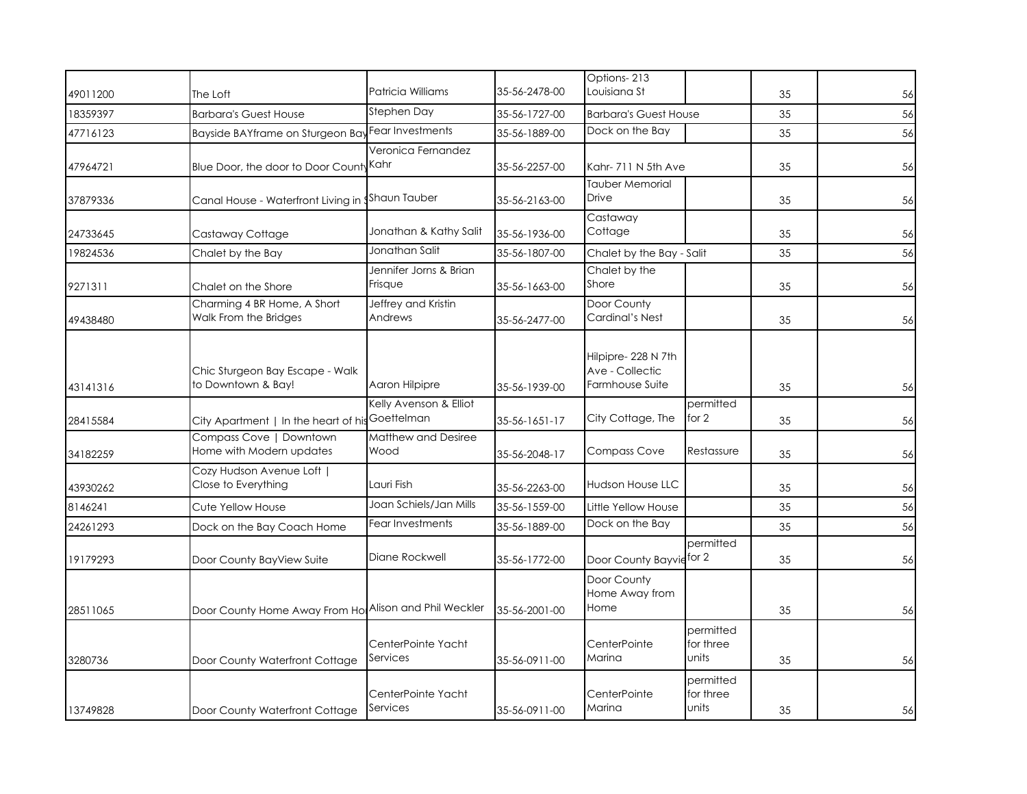| | | | | | | | |
|---|---|---|---|---|---|---|---|
| 49011200 | The Loft | Patricia Williams | 35-56-2478-00 | Options- 213 Louisiana St | | 35 | 56 |
| 18359397 | Barbara's Guest House | Stephen Day | 35-56-1727-00 | Barbara's Guest House | | 35 | 56 |
| 47716123 | Bayside BAYframe on Sturgeon Bay | Fear Investments | 35-56-1889-00 | Dock on the Bay | | 35 | 56 |
| 47964721 | Blue Door, the door to Door County | Veronica Fernandez Kahr | 35-56-2257-00 | Kahr- 711 N 5th Ave | | 35 | 56 |
| 37879336 | Canal House - Waterfront Living in S | Shaun Tauber | 35-56-2163-00 | Tauber Memorial Drive | | 35 | 56 |
| 24733645 | Castaway Cottage | Jonathan & Kathy Salit | 35-56-1936-00 | Castaway Cottage | | 35 | 56 |
| 19824536 | Chalet by the Bay | Jonathan Salit | 35-56-1807-00 | Chalet by the Bay - Salit | | 35 | 56 |
| 9271311 | Chalet on the Shore | Jennifer Jorns & Brian Frisque | 35-56-1663-00 | Chalet by the Shore | | 35 | 56 |
| 49438480 | Charming 4 BR Home, A Short Walk From the Bridges | Jeffrey and Kristin Andrews | 35-56-2477-00 | Door County Cardinal's Nest | | 35 | 56 |
| 43141316 | Chic Sturgeon Bay Escape - Walk to Downtown & Bay! | Aaron Hilpipre | 35-56-1939-00 | Hilpipre- 228 N 7th Ave - Collectic Farmhouse Suite | | 35 | 56 |
| 28415584 | City Apartment \| In the heart of his | Kelly Avenson & Elliot Goettelman | 35-56-1651-17 | City Cottage, The | permitted for 2 | 35 | 56 |
| 34182259 | Compass Cove \| Downtown Home with Modern updates | Matthew and Desiree Wood | 35-56-2048-17 | Compass Cove | Restassure | 35 | 56 |
| 43930262 | Cozy Hudson Avenue Loft \| Close to Everything | Lauri Fish | 35-56-2263-00 | Hudson House LLC | | 35 | 56 |
| 8146241 | Cute Yellow House | Joan Schiels/Jan Mills | 35-56-1559-00 | Little Yellow House | | 35 | 56 |
| 24261293 | Dock on the Bay Coach Home | Fear Investments | 35-56-1889-00 | Dock on the Bay | | 35 | 56 |
| 19179293 | Door County BayView Suite | Diane Rockwell | 35-56-1772-00 | Door County Bayvie | permitted for 2 | 35 | 56 |
| 28511065 | Door County Home Away From Ho | Alison and Phil Weckler | 35-56-2001-00 | Door County Home Away from Home | | 35 | 56 |
| 3280736 | Door County Waterfront Cottage | CenterPointe Yacht Services | 35-56-0911-00 | CenterPointe Marina | permitted for three units | 35 | 56 |
| 13749828 | Door County Waterfront Cottage | CenterPointe Yacht Services | 35-56-0911-00 | CenterPointe Marina | permitted for three units | 35 | 56 |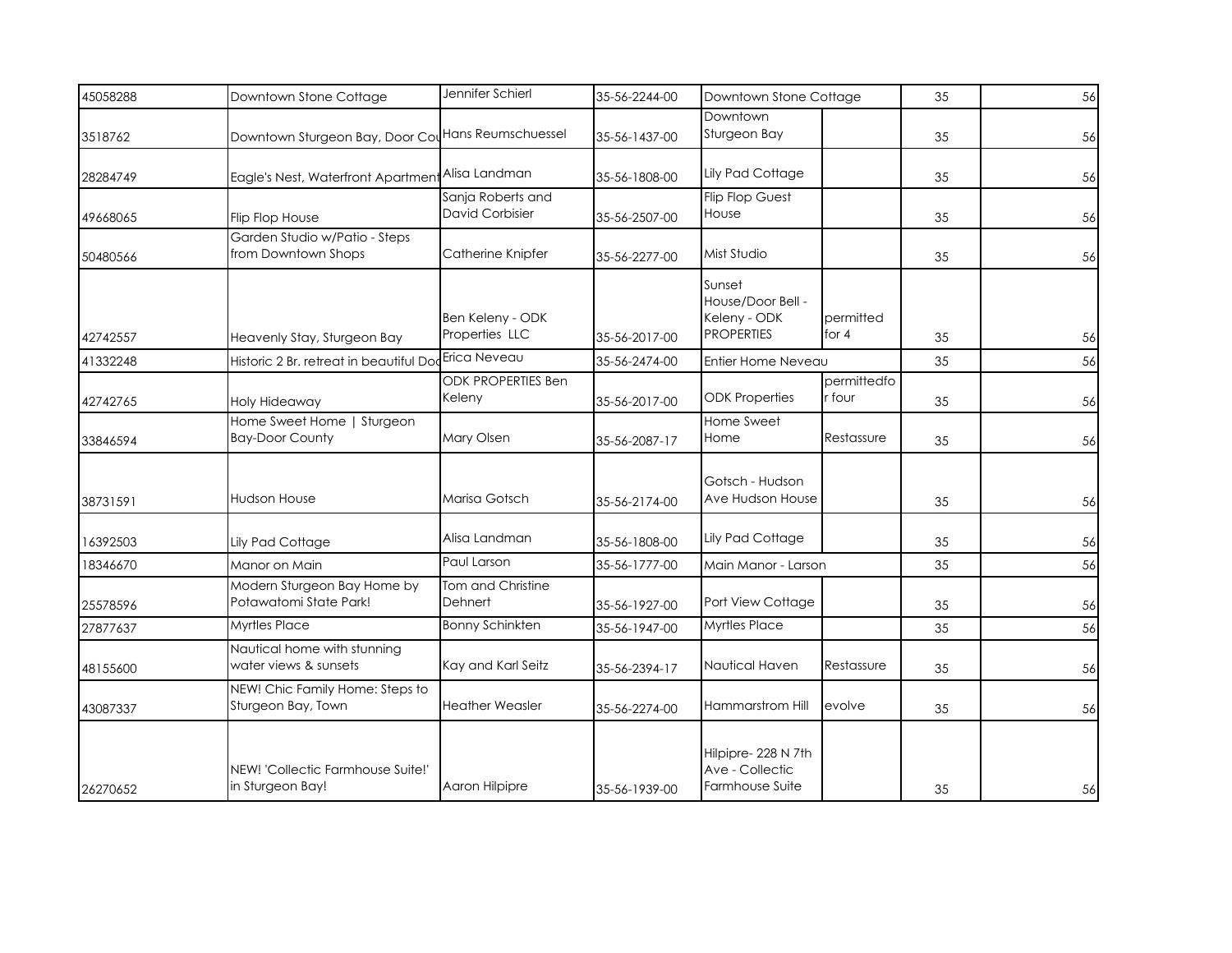| | | | | | | | |
|---|---|---|---|---|---|---|---|
| 45058288 | Downtown Stone Cottage | Jennifer Schierl | 35-56-2244-00 | Downtown Stone Cottage | | 35 | 56 |
| 3518762 | Downtown Sturgeon Bay, Door Cou | Hans Reumschuessel | 35-56-1437-00 | Downtown Sturgeon Bay | | 35 | 56 |
| 28284749 | Eagle's Nest, Waterfront Apartment | Alisa Landman | 35-56-1808-00 | Lily Pad Cottage | | 35 | 56 |
| 49668065 | Flip Flop House | Sanja Roberts and David Corbisier | 35-56-2507-00 | Flip Flop Guest House | | 35 | 56 |
| 50480566 | Garden Studio w/Patio - Steps from Downtown Shops | Catherine Knipfer | 35-56-2277-00 | Mist Studio | | 35 | 56 |
| 42742557 | Heavenly Stay, Sturgeon Bay | Ben Keleny - ODK Properties LLC | 35-56-2017-00 | Sunset House/Door Bell - Keleny - ODK PROPERTIES | permitted for 4 | 35 | 56 |
| 41332248 | Historic 2 Br. retreat in beautiful Doo | Erica Neveau | 35-56-2474-00 | Entier Home Neveau | | 35 | 56 |
| 42742765 | Holy Hideaway | ODK PROPERTIES Ben Keleny | 35-56-2017-00 | ODK Properties | permittedfor four | 35 | 56 |
| 33846594 | Home Sweet Home \| Sturgeon Bay-Door County | Mary Olsen | 35-56-2087-17 | Home Sweet Home | Restassure | 35 | 56 |
| 38731591 | Hudson House | Marisa Gotsch | 35-56-2174-00 | Gotsch - Hudson Ave Hudson House | | 35 | 56 |
| 16392503 | Lily Pad Cottage | Alisa Landman | 35-56-1808-00 | Lily Pad Cottage | | 35 | 56 |
| 18346670 | Manor on Main | Paul Larson | 35-56-1777-00 | Main Manor - Larson | | 35 | 56 |
| 25578596 | Modern Sturgeon Bay Home by Potawatomi State Park! | Tom and Christine Dehnert | 35-56-1927-00 | Port View Cottage | | 35 | 56 |
| 27877637 | Myrtles Place | Bonny Schinkten | 35-56-1947-00 | Myrtles Place | | 35 | 56 |
| 48155600 | Nautical home with stunning water views & sunsets | Kay and Karl Seitz | 35-56-2394-17 | Nautical Haven | Restassure | 35 | 56 |
| 43087337 | NEW! Chic Family Home: Steps to Sturgeon Bay, Town | Heather Weasler | 35-56-2274-00 | Hammarstrom Hill | evolve | 35 | 56 |
| 26270652 | NEW! 'Collectic Farmhouse Suite!' in Sturgeon Bay! | Aaron Hilpipre | 35-56-1939-00 | Hilpipre- 228 N 7th Ave - Collectic Farmhouse Suite | | 35 | 56 |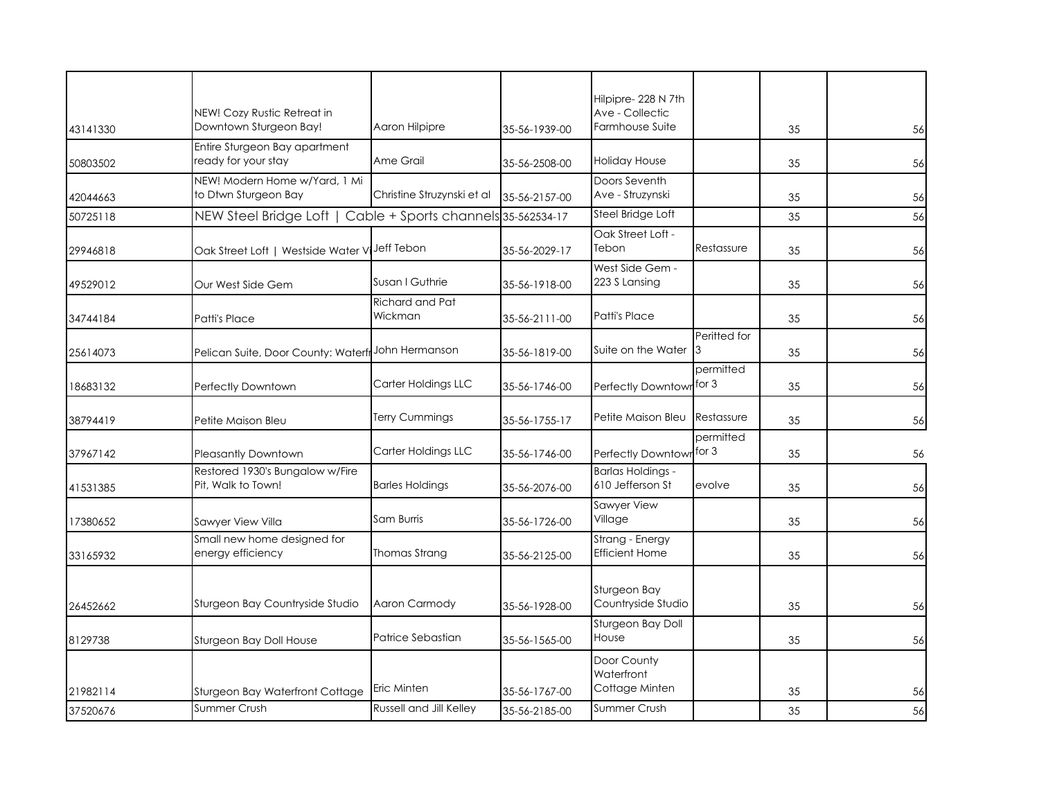| | | | | | | | |
|---|---|---|---|---|---|---|---|
| 43141330 | NEW! Cozy Rustic Retreat in Downtown Sturgeon Bay! | Aaron Hilpipre | 35-56-1939-00 | Hilpipre- 228 N 7th Ave - Collectic Farmhouse Suite | | 35 | 56 |
| 50803502 | Entire Sturgeon Bay apartment ready for your stay | Ame Grail | 35-56-2508-00 | Holiday House | | 35 | 56 |
| 42044663 | NEW! Modern Home w/Yard, 1 Mi to Dtwn Sturgeon Bay | Christine Struzynski et al | 35-56-2157-00 | Doors Seventh Ave - Struzynski | | 35 | 56 |
| 50725118 | NEW Steel Bridge Loft \| Cable + Sports channels | | 35-562534-17 | Steel Bridge Loft | | 35 | 56 |
| 29946818 | Oak Street Loft \| Westside Water Vi | Jeff Tebon | 35-56-2029-17 | Oak Street Loft - Tebon | Restassure | 35 | 56 |
| 49529012 | Our West Side Gem | Susan I Guthrie | 35-56-1918-00 | West Side Gem - 223 S Lansing | | 35 | 56 |
| 34744184 | Patti's Place | Richard and Pat Wickman | 35-56-2111-00 | Patti's Place | | 35 | 56 |
| 25614073 | Pelican Suite, Door County: Waterfr | John Hermanson | 35-56-1819-00 | Suite on the Water | Peritted for 3 | 35 | 56 |
| 18683132 | Perfectly Downtown | Carter Holdings LLC | 35-56-1746-00 | Perfectly Downtown | permitted for 3 | 35 | 56 |
| 38794419 | Petite Maison Bleu | Terry Cummings | 35-56-1755-17 | Petite Maison Bleu | Restassure | 35 | 56 |
| 37967142 | Pleasantly Downtown | Carter Holdings LLC | 35-56-1746-00 | Perfectly Downtown | permitted for 3 | 35 | 56 |
| 41531385 | Restored 1930's Bungalow w/Fire Pit, Walk to Town! | Barles Holdings | 35-56-2076-00 | Barlas Holdings - 610 Jefferson St | evolve | 35 | 56 |
| 17380652 | Sawyer View Villa | Sam Burris | 35-56-1726-00 | Sawyer View Village | | 35 | 56 |
| 33165932 | Small new home designed for energy efficiency | Thomas Strang | 35-56-2125-00 | Strang - Energy Efficient Home | | 35 | 56 |
| 26452662 | Sturgeon Bay Countryside Studio | Aaron Carmody | 35-56-1928-00 | Sturgeon Bay Countryside Studio | | 35 | 56 |
| 8129738 | Sturgeon Bay Doll House | Patrice Sebastian | 35-56-1565-00 | Sturgeon Bay Doll House | | 35 | 56 |
| 21982114 | Sturgeon Bay Waterfront Cottage | Eric Minten | 35-56-1767-00 | Door County Waterfront Cottage Minten | | 35 | 56 |
| 37520676 | Summer Crush | Russell and Jill Kelley | 35-56-2185-00 | Summer Crush | | 35 | 56 |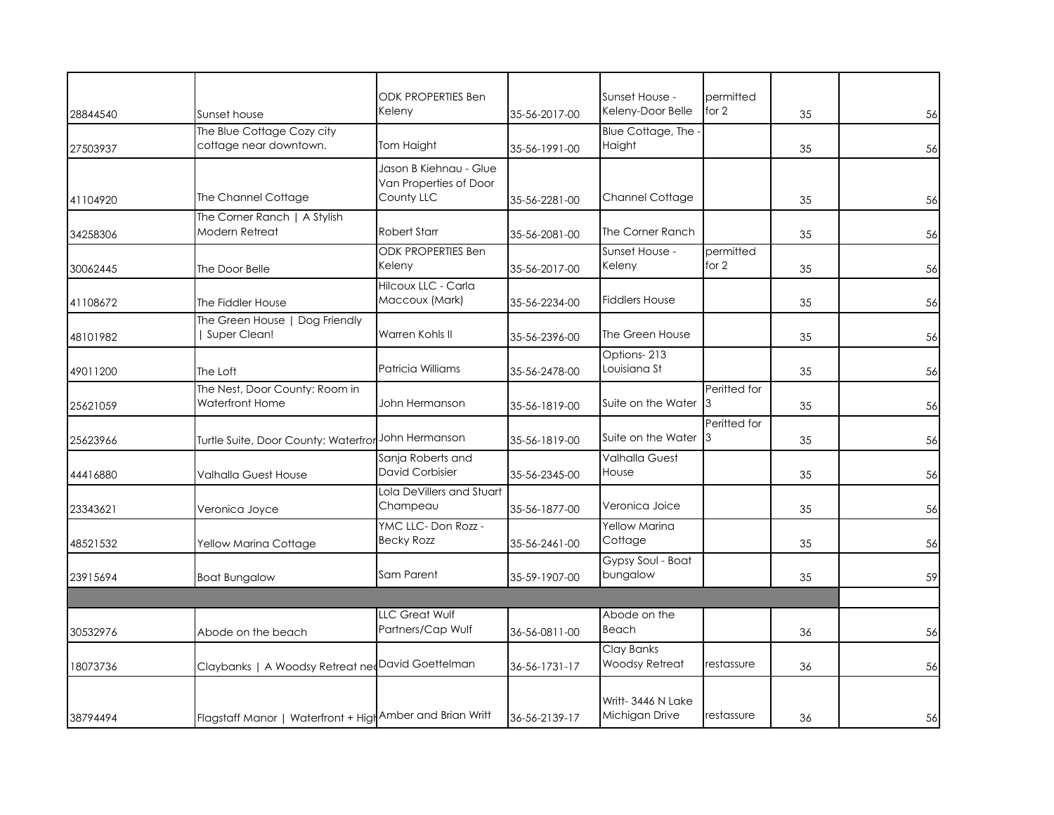| | | | | | | | |
|---|---|---|---|---|---|---|---|
| 28844540 | Sunset house | ODK PROPERTIES Ben Keleny | 35-56-2017-00 | Sunset House - Keleny-Door Belle | permitted for 2 | 35 | 56 |
| 27503937 | The Blue Cottage Cozy city cottage near downtown. | Tom Haight | 35-56-1991-00 | Blue Cottage, The - Haight | | 35 | 56 |
| 41104920 | The Channel Cottage | Jason B Kiehnau - Glue Van Properties of Door County LLC | 35-56-2281-00 | Channel Cottage | | 35 | 56 |
| 34258306 | The Corner Ranch \| A Stylish Modern Retreat | Robert Starr | 35-56-2081-00 | The Corner Ranch | | 35 | 56 |
| 30062445 | The Door Belle | ODK PROPERTIES Ben Keleny | 35-56-2017-00 | Sunset House - Keleny | permitted for 2 | 35 | 56 |
| 41108672 | The Fiddler House | Hilcoux LLC - Carla Maccoux (Mark) | 35-56-2234-00 | Fiddlers House | | 35 | 56 |
| 48101982 | The Green House \| Dog Friendly \| Super Clean! | Warren Kohls II | 35-56-2396-00 | The Green House | | 35 | 56 |
| 49011200 | The Loft | Patricia Williams | 35-56-2478-00 | Options- 213 Louisiana St | | 35 | 56 |
| 25621059 | The Nest, Door County: Room in Waterfront Home | John Hermanson | 35-56-1819-00 | Suite on the Water | Peritted for 3 | 35 | 56 |
| 25623966 | Turtle Suite, Door County: Waterfror | John Hermanson | 35-56-1819-00 | Suite on the Water | Peritted for 3 | 35 | 56 |
| 44416880 | Valhalla Guest House | Sanja Roberts and David Corbisier | 35-56-2345-00 | Valhalla Guest House | | 35 | 56 |
| 23343621 | Veronica Joyce | Lola DeVillers and Stuart Champeau | 35-56-1877-00 | Veronica Joice | | 35 | 56 |
| 48521532 | Yellow Marina Cottage | YMC LLC- Don Rozz - Becky Rozz | 35-56-2461-00 | Yellow Marina Cottage | | 35 | 56 |
| 23915694 | Boat Bungalow | Sam Parent | 35-59-1907-00 | Gypsy Soul - Boat bungalow | | 35 | 59 |
| | | | | | | | |
| 30532976 | Abode on the beach | LLC Great Wulf Partners/Cap Wulf | 36-56-0811-00 | Abode on the Beach | | 36 | 56 |
| 18073736 | Claybanks \| A Woodsy Retreat ne | David Goettelman | 36-56-1731-17 | Clay Banks Woodsy Retreat | restassure | 36 | 56 |
| 38794494 | Flagstaff Manor \| Waterfront + High | Amber and Brian Writt | 36-56-2139-17 | Writt- 3446 N Lake Michigan Drive | restassure | 36 | 56 |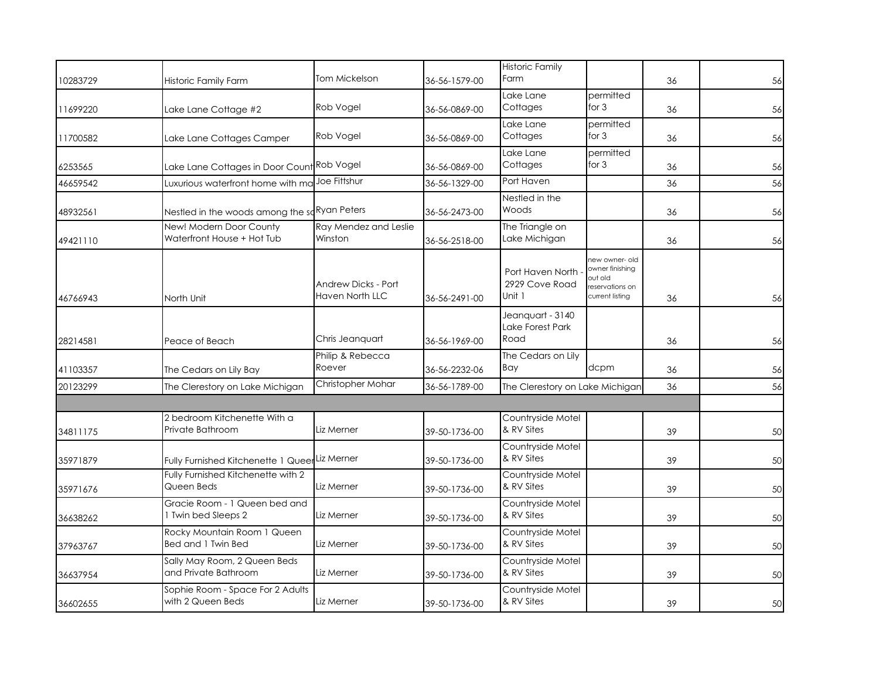| | | | | | | | |
|---|---|---|---|---|---|---|---|
| 10283729 | Historic Family Farm | Tom Mickelson | 36-56-1579-00 | Historic Family Farm | | 36 | 56 |
| 11699220 | Lake Lane Cottage #2 | Rob Vogel | 36-56-0869-00 | Lake Lane Cottages | permitted for 3 | 36 | 56 |
| 11700582 | Lake Lane Cottages Camper | Rob Vogel | 36-56-0869-00 | Lake Lane Cottages | permitted for 3 | 36 | 56 |
| 6253565 | Lake Lane Cottages in Door Count | Rob Vogel | 36-56-0869-00 | Lake Lane Cottages | permitted for 3 | 36 | 56 |
| 46659542 | Luxurious waterfront home with ma | Joe Fittshur | 36-56-1329-00 | Port Haven | | 36 | 56 |
| 48932561 | Nestled in the woods among the so | Ryan Peters | 36-56-2473-00 | Nestled in the Woods | | 36 | 56 |
| 49421110 | New! Modern Door County Waterfront House + Hot Tub | Ray Mendez and Leslie Winston | 36-56-2518-00 | The Triangle on Lake Michigan | | 36 | 56 |
| 46766943 | North Unit | Andrew Dicks - Port Haven North LLC | 36-56-2491-00 | Port Haven North - 2929 Cove Road Unit 1 | new owner- old owner finishing out old reservations on current listing | 36 | 56 |
| 28214581 | Peace of Beach | Chris Jeanquart | 36-56-1969-00 | Jeanquart - 3140 Lake Forest Park Road | | 36 | 56 |
| 41103357 | The Cedars on Lily Bay | Philip & Rebecca Roever | 36-56-2232-06 | The Cedars on Lily Bay | dcpm | 36 | 56 |
| 20123299 | The Clerestory on Lake Michigan | Christopher Mohar | 36-56-1789-00 | The Clerestory on Lake Michigan | | 36 | 56 |
| | | | | | | | |
| 34811175 | 2 bedroom Kitchenette With a Private Bathroom | Liz Merner | 39-50-1736-00 | Countryside Motel & RV Sites | | 39 | 50 |
| 35971879 | Fully Furnished Kitchenette 1 Queer | Liz Merner | 39-50-1736-00 | Countryside Motel & RV Sites | | 39 | 50 |
| 35971676 | Fully Furnished Kitchenette with 2 Queen Beds | Liz Merner | 39-50-1736-00 | Countryside Motel & RV Sites | | 39 | 50 |
| 36638262 | Gracie Room - 1 Queen bed and 1 Twin bed Sleeps 2 | Liz Merner | 39-50-1736-00 | Countryside Motel & RV Sites | | 39 | 50 |
| 37963767 | Rocky Mountain Room 1 Queen Bed and 1 Twin Bed | Liz Merner | 39-50-1736-00 | Countryside Motel & RV Sites | | 39 | 50 |
| 36637954 | Sally May Room, 2 Queen Beds and Private Bathroom | Liz Merner | 39-50-1736-00 | Countryside Motel & RV Sites | | 39 | 50 |
| 36602655 | Sophie Room - Space For 2 Adults with 2 Queen Beds | Liz Merner | 39-50-1736-00 | Countryside Motel & RV Sites | | 39 | 50 |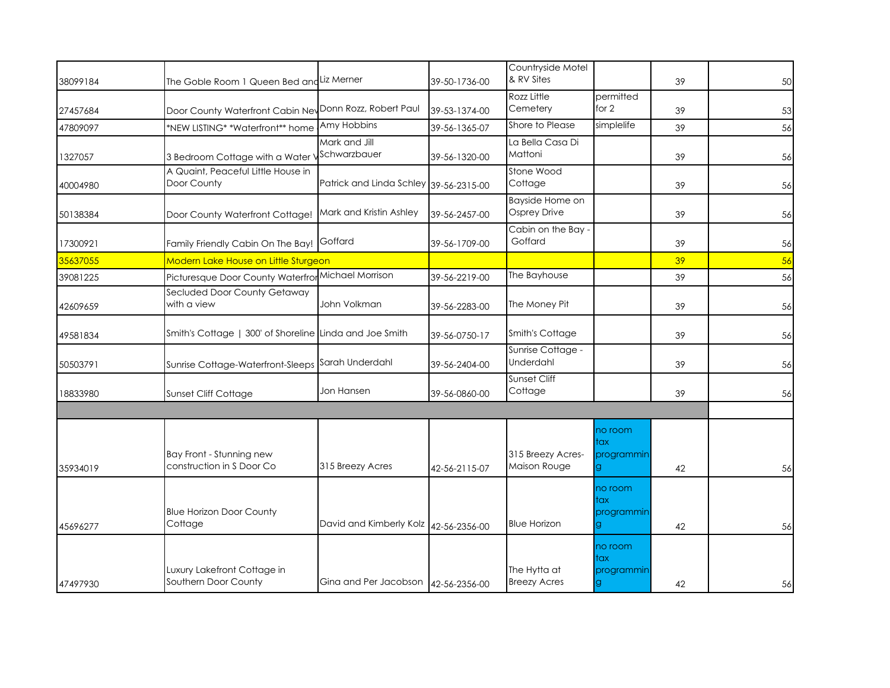| | | | | | | | |
|---|---|---|---|---|---|---|---|
| 38099184 | The Goble Room 1 Queen Bed and | Liz Merner | 39-50-1736-00 | Countryside Motel & RV Sites | | 39 | 50 |
| 27457684 | Door County Waterfront Cabin Nev | Donn Rozz, Robert Paul | 39-53-1374-00 | Rozz Little Cemetery | permitted for 2 | 39 | 53 |
| 47809097 | *NEW LISTING* *Waterfront** home | Amy Hobbins | 39-56-1365-07 | Shore to Please | simplelife | 39 | 56 |
| 1327057 | 3 Bedroom Cottage with a Water V | Mark and Jill Schwarzbauer | 39-56-1320-00 | La Bella Casa Di Mattoni | | 39 | 56 |
| 40004980 | A Quaint, Peaceful Little House in Door County | Patrick and Linda Schley | 39-56-2315-00 | Stone Wood Cottage | | 39 | 56 |
| 50138384 | Door County Waterfront Cottage! | Mark and Kristin Ashley | 39-56-2457-00 | Bayside Home on Osprey Drive | | 39 | 56 |
| 17300921 | Family Friendly Cabin On The Bay! | Goffard | 39-56-1709-00 | Cabin on the Bay - Goffard | | 39 | 56 |
| 35637055 | Modern Lake House on Little Sturgeon | | | | | 39 | 56 |
| 39081225 | Picturesque Door County Waterfror | Michael Morrison | 39-56-2219-00 | The Bayhouse | | 39 | 56 |
| 42609659 | Secluded Door County Getaway with a view | John Volkman | 39-56-2283-00 | The Money Pit | | 39 | 56 |
| 49581834 | Smith's Cottage \| 300' of Shoreline | Linda and Joe Smith | 39-56-0750-17 | Smith's Cottage | | 39 | 56 |
| 50503791 | Sunrise Cottage-Waterfront-Sleeps | Sarah Underdahl | 39-56-2404-00 | Sunrise Cottage - Underdahl | | 39 | 56 |
| 18833980 | Sunset Cliff Cottage | Jon Hansen | 39-56-0860-00 | Sunset Cliff Cottage | | 39 | 56 |
| | | | | | | | |
| 35934019 | Bay Front - Stunning new construction in S Door Co | 315 Breezy Acres | 42-56-2115-07 | 315 Breezy Acres-Maison Rouge | no room tax programming | 42 | 56 |
| 45696277 | Blue Horizon Door County Cottage | David and Kimberly Kolz | 42-56-2356-00 | Blue Horizon | no room tax programming | 42 | 56 |
| 47497930 | Luxury Lakefront Cottage in Southern Door County | Gina and Per Jacobson | 42-56-2356-00 | The Hytta at Breezy Acres | no room tax programming | 42 | 56 |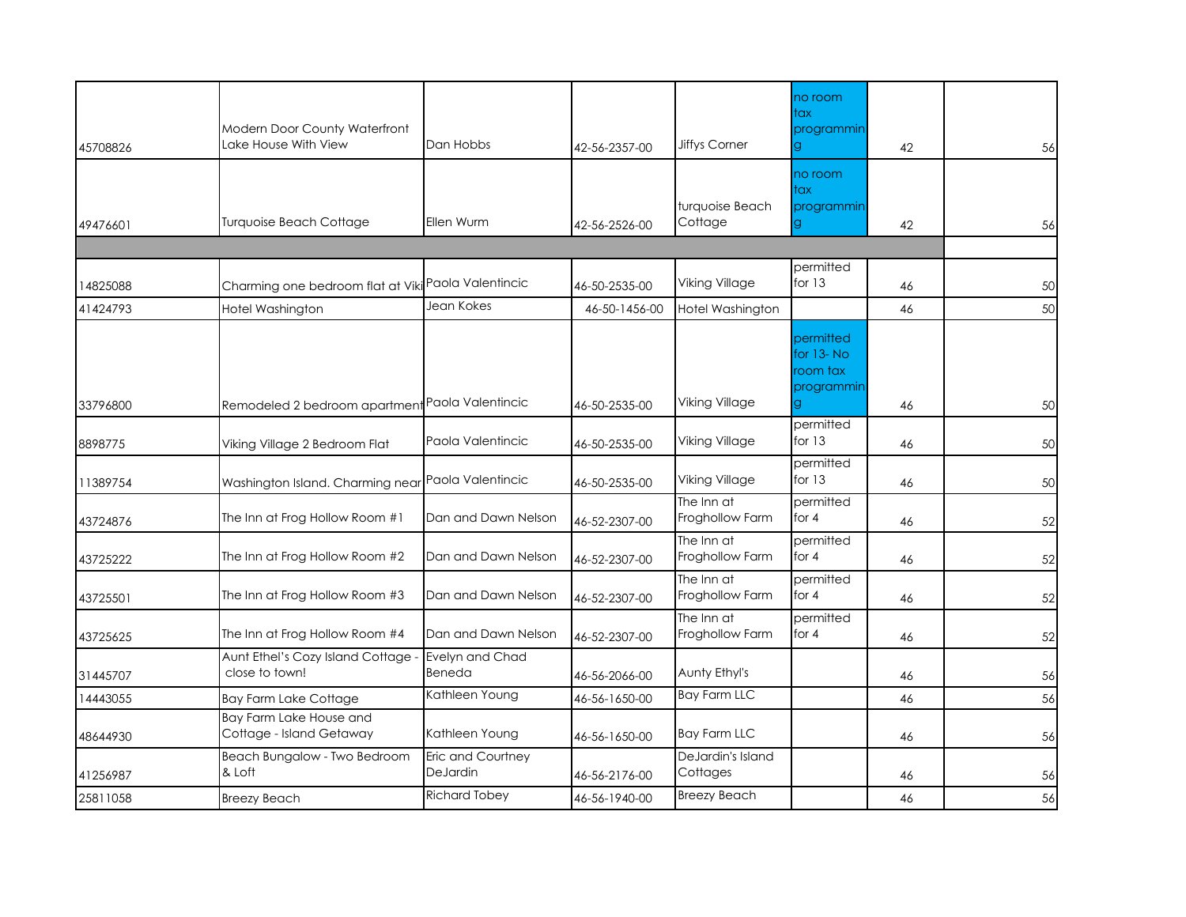| | | | | | | | |
|---|---|---|---|---|---|---|---|
| 45708826 | Modern Door County Waterfront Lake House With View | Dan Hobbs | 42-56-2357-00 | Jiffys Corner | no room tax programming | 42 | 56 |
| 49476601 | Turquoise Beach Cottage | Ellen Wurm | 42-56-2526-00 | turquoise Beach Cottage | no room tax programming | 42 | 56 |
| | | | | | | | |
| 14825088 | Charming one bedroom flat at Viki | Paola Valentincic | 46-50-2535-00 | Viking Village | permitted for 13 | 46 | 50 |
| 41424793 | Hotel Washington | Jean Kokes | 46-50-1456-00 | Hotel Washington | | 46 | 50 |
| 33796800 | Remodeled 2 bedroom apartment | Paola Valentincic | 46-50-2535-00 | Viking Village | permitted for 13- No room tax programming | 46 | 50 |
| 8898775 | Viking Village 2 Bedroom Flat | Paola Valentincic | 46-50-2535-00 | Viking Village | permitted for 13 | 46 | 50 |
| 11389754 | Washington Island. Charming near | Paola Valentincic | 46-50-2535-00 | Viking Village | permitted for 13 | 46 | 50 |
| 43724876 | The Inn at Frog Hollow Room #1 | Dan and Dawn Nelson | 46-52-2307-00 | The Inn at Froghollow Farm | permitted for 4 | 46 | 52 |
| 43725222 | The Inn at Frog Hollow Room #2 | Dan and Dawn Nelson | 46-52-2307-00 | The Inn at Froghollow Farm | permitted for 4 | 46 | 52 |
| 43725501 | The Inn at Frog Hollow Room #3 | Dan and Dawn Nelson | 46-52-2307-00 | The Inn at Froghollow Farm | permitted for 4 | 46 | 52 |
| 43725625 | The Inn at Frog Hollow Room #4 | Dan and Dawn Nelson | 46-52-2307-00 | The Inn at Froghollow Farm | permitted for 4 | 46 | 52 |
| 31445707 | Aunt Ethel's Cozy Island Cottage - close to town! | Evelyn and Chad Beneda | 46-56-2066-00 | Aunty Ethyl's | | 46 | 56 |
| 14443055 | Bay Farm Lake Cottage | Kathleen Young | 46-56-1650-00 | Bay Farm LLC | | 46 | 56 |
| 48644930 | Bay Farm Lake House and Cottage - Island Getaway | Kathleen Young | 46-56-1650-00 | Bay Farm LLC | | 46 | 56 |
| 41256987 | Beach Bungalow - Two Bedroom & Loft | Eric and Courtney DeJardin | 46-56-2176-00 | DeJardin's Island Cottages | | 46 | 56 |
| 25811058 | Breezy Beach | Richard Tobey | 46-56-1940-00 | Breezy Beach | | 46 | 56 |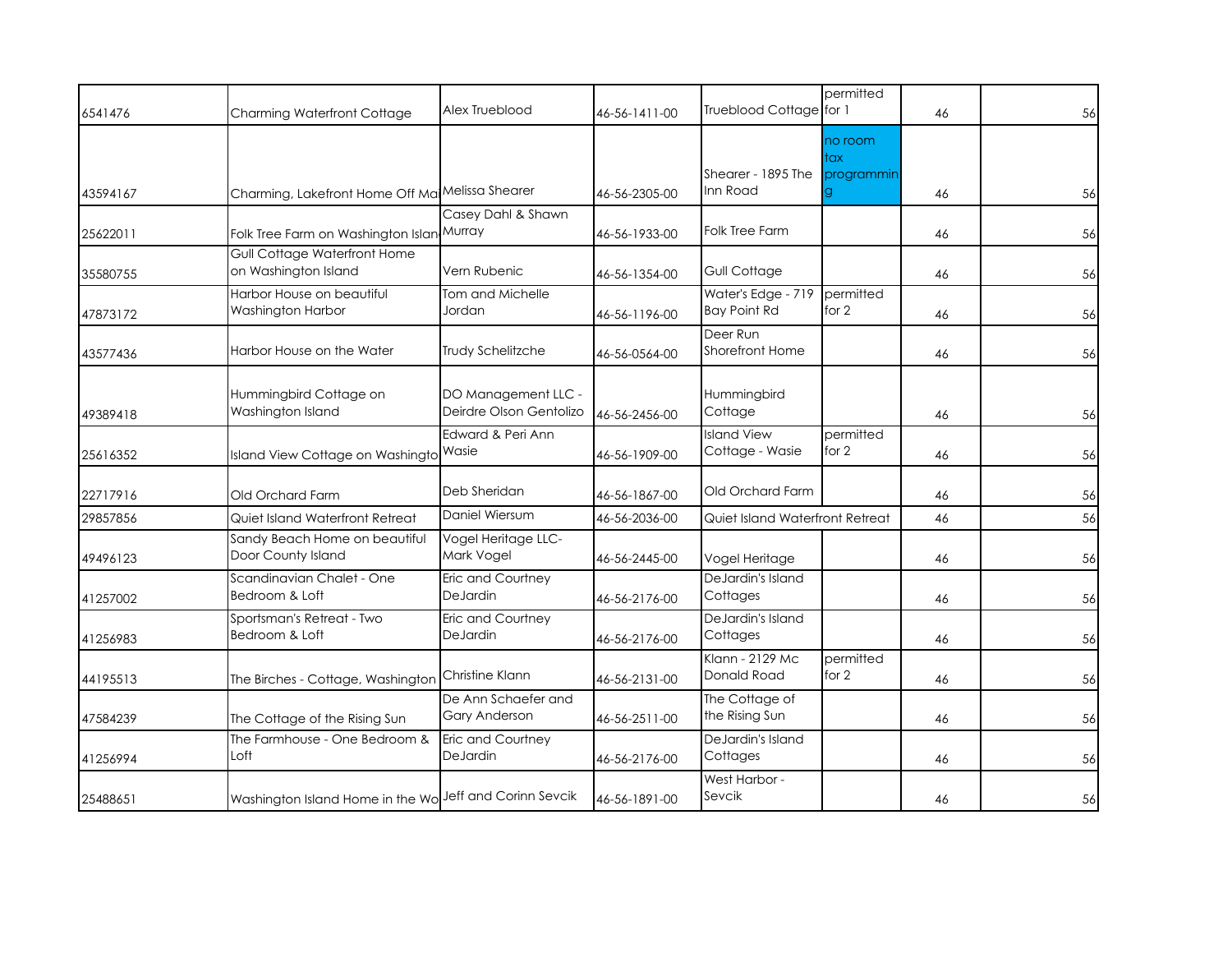| | | | | | | | |
|---|---|---|---|---|---|---|---|
| 6541476 | Charming Waterfront Cottage | Alex Trueblood | 46-56-1411-00 | Trueblood Cottage | permitted for 1 | 46 | 56 |
| 43594167 | Charming, Lakefront Home Off Ma | Melissa Shearer | 46-56-2305-00 | Shearer - 1895 The Inn Road | no room tax programming | 46 | 56 |
| 25622011 | Folk Tree Farm on Washington Islan | Casey Dahl & Shawn Murray | 46-56-1933-00 | Folk Tree Farm | | 46 | 56 |
| 35580755 | Gull Cottage Waterfront Home on Washington Island | Vern Rubenic | 46-56-1354-00 | Gull Cottage | | 46 | 56 |
| 47873172 | Harbor House on beautiful Washington Harbor | Tom and Michelle Jordan | 46-56-1196-00 | Water's Edge - 719 Bay Point Rd | permitted for 2 | 46 | 56 |
| 43577436 | Harbor House on the Water | Trudy Schelitzche | 46-56-0564-00 | Deer Run Shorefront Home | | 46 | 56 |
| 49389418 | Hummingbird Cottage on Washington Island | DO Management LLC - Deirdre Olson Gentolizo | 46-56-2456-00 | Hummingbird Cottage | | 46 | 56 |
| 25616352 | Island View Cottage on Washingto | Edward & Peri Ann Wasie | 46-56-1909-00 | Island View Cottage - Wasie | permitted for 2 | 46 | 56 |
| 22717916 | Old Orchard Farm | Deb Sheridan | 46-56-1867-00 | Old Orchard Farm | | 46 | 56 |
| 29857856 | Quiet Island Waterfront Retreat | Daniel Wiersum | 46-56-2036-00 | Quiet Island Waterfront Retreat | | 46 | 56 |
| 49496123 | Sandy Beach Home on beautiful Door County Island | Vogel Heritage LLC- Mark Vogel | 46-56-2445-00 | Vogel Heritage | | 46 | 56 |
| 41257002 | Scandinavian Chalet - One Bedroom & Loft | Eric and Courtney DeJardin | 46-56-2176-00 | DeJardin's Island Cottages | | 46 | 56 |
| 41256983 | Sportsman's Retreat - Two Bedroom & Loft | Eric and Courtney DeJardin | 46-56-2176-00 | DeJardin's Island Cottages | | 46 | 56 |
| 44195513 | The Birches - Cottage, Washington | Christine Klann | 46-56-2131-00 | Klann - 2129 Mc Donald Road | permitted for 2 | 46 | 56 |
| 47584239 | The Cottage of the Rising Sun | De Ann Schaefer and Gary Anderson | 46-56-2511-00 | The Cottage of the Rising Sun | | 46 | 56 |
| 41256994 | The Farmhouse - One Bedroom & Loft | Eric and Courtney DeJardin | 46-56-2176-00 | DeJardin's Island Cottages | | 46 | 56 |
| 25488651 | Washington Island Home in the Wo | Jeff and Corinn Sevcik | 46-56-1891-00 | West Harbor - Sevcik | | 46 | 56 |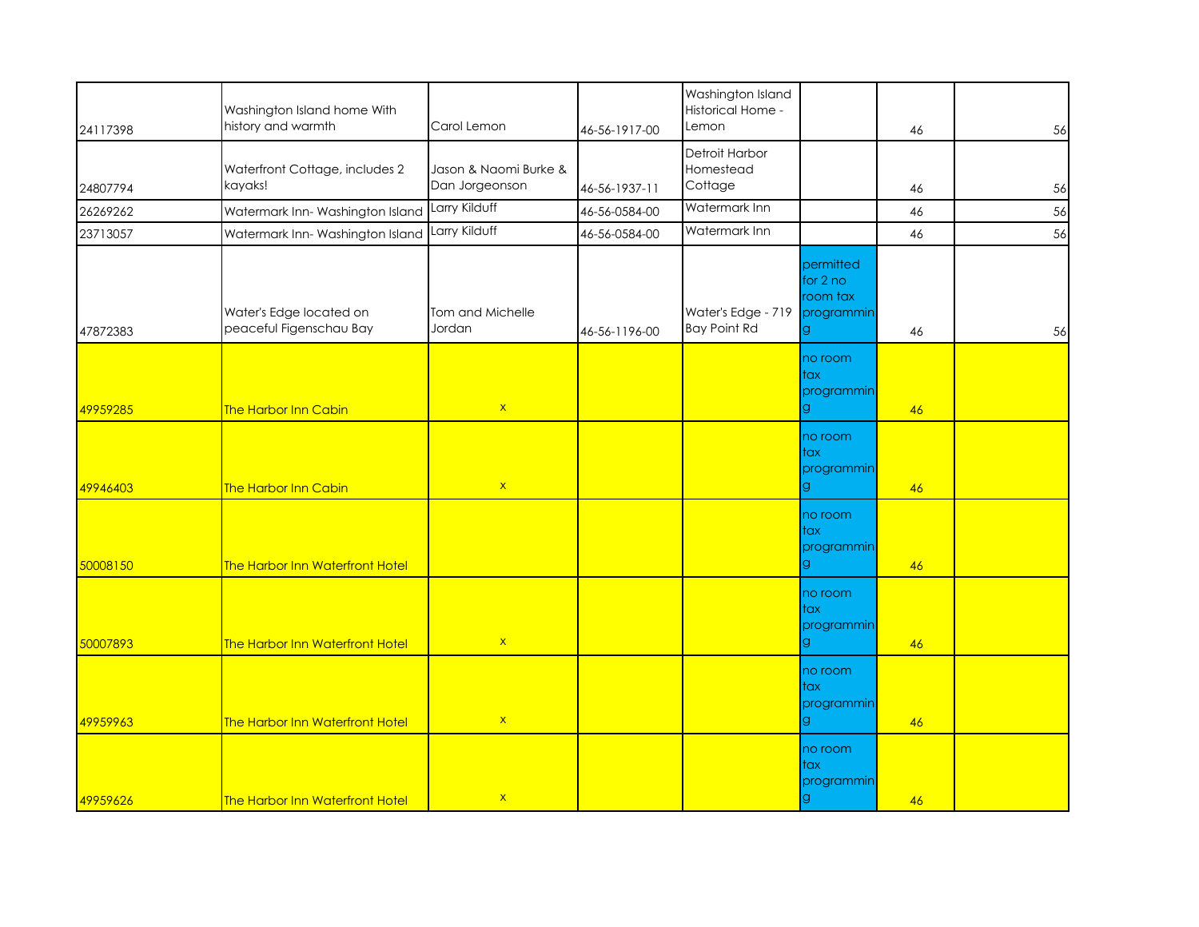| | | | | | | | |
|---|---|---|---|---|---|---|---|
| 24117398 | Washington Island home With history and warmth | Carol Lemon | 46-56-1917-00 | Washington Island Historical Home - Lemon | | 46 | 56 |
| 24807794 | Waterfront Cottage, includes 2 kayaks! | Jason & Naomi Burke & Dan Jorgeonson | 46-56-1937-11 | Detroit Harbor Homestead Cottage | | 46 | 56 |
| 26269262 | Watermark Inn- Washington Island | Larry Kilduff | 46-56-0584-00 | Watermark Inn | | 46 | 56 |
| 23713057 | Watermark Inn- Washington Island | Larry Kilduff | 46-56-0584-00 | Watermark Inn | | 46 | 56 |
| 47872383 | Water's Edge located on peaceful Figenschau Bay | Tom and Michelle Jordan | 46-56-1196-00 | Water's Edge - 719 Bay Point Rd | permitted for 2 no room tax programming | 46 | 56 |
| 49959285 | The Harbor Inn Cabin | x | | | no room tax programming | 46 | |
| 49946403 | The Harbor Inn Cabin | x | | | no room tax programming | 46 | |
| 50008150 | The Harbor Inn Waterfront Hotel | | | | no room tax programming | 46 | |
| 50007893 | The Harbor Inn Waterfront Hotel | x | | | no room tax programming | 46 | |
| 49959963 | The Harbor Inn Waterfront Hotel | x | | | no room tax programming | 46 | |
| 49959626 | The Harbor Inn Waterfront Hotel | x | | | no room tax programming | 46 | |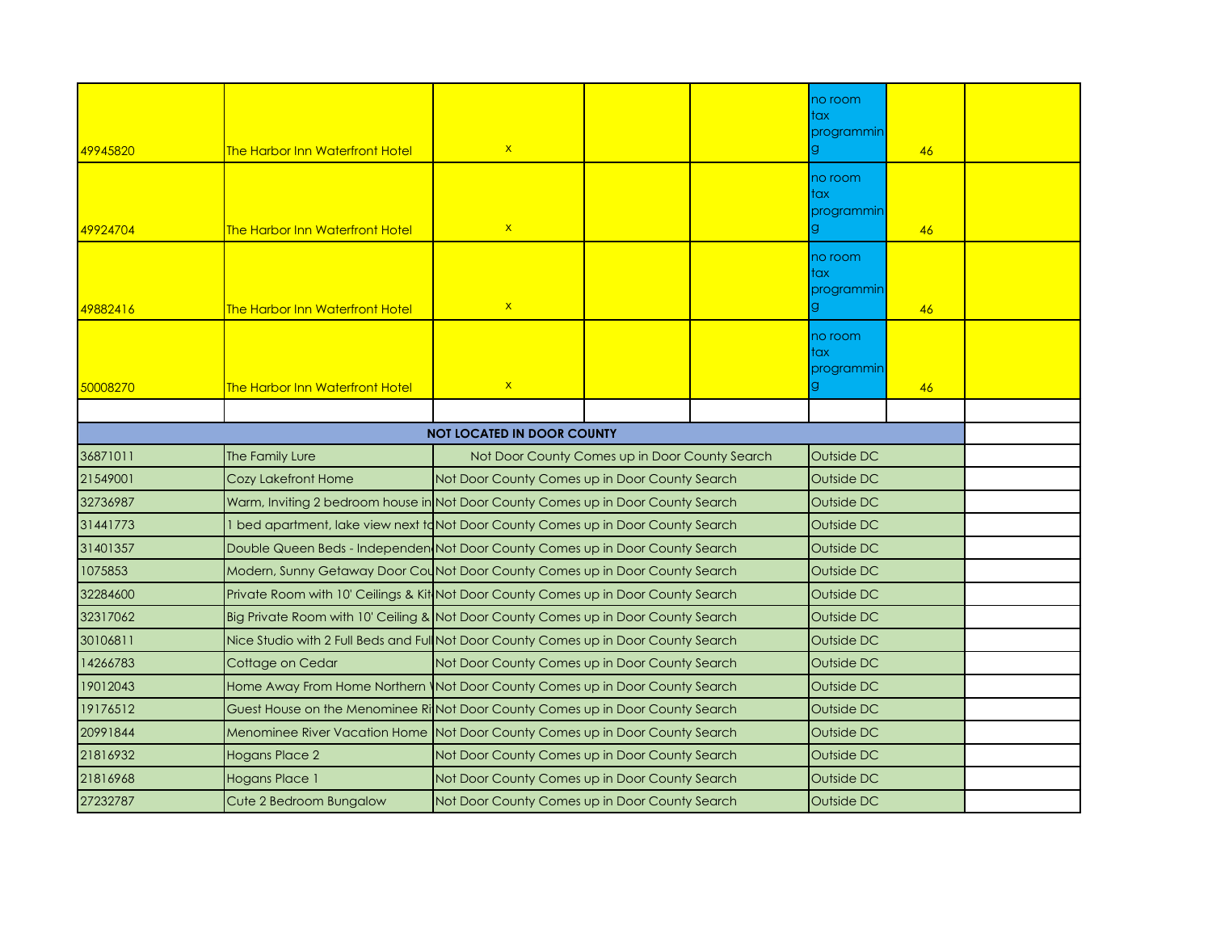| | | | | | | | |
|---|---|---|---|---|---|---|---|
| 49945820 | The Harbor Inn Waterfront Hotel | x | | | no room tax programming | 46 | |
| 49924704 | The Harbor Inn Waterfront Hotel | x | | | no room tax programming | 46 | |
| 49882416 | The Harbor Inn Waterfront Hotel | x | | | no room tax programming | 46 | |
| 50008270 | The Harbor Inn Waterfront Hotel | x | | | no room tax programming | 46 | |
| | | | | | | | |
| | | **NOT LOCATED IN DOOR COUNTY** | | | | | |
| 36871011 | The Family Lure | Not Door County Comes up in Door County Search | | | Outside DC | | |
| 21549001 | Cozy Lakefront Home | Not Door County Comes up in Door County Search | | | Outside DC | | |
| 32736987 | Warm, Inviting 2 bedroom house in | Not Door County Comes up in Door County Search | | | Outside DC | | |
| 31441773 | 1 bed apartment, lake view next to | Not Door County Comes up in Door County Search | | | Outside DC | | |
| 31401357 | Double Queen Beds - Independen | Not Door County Comes up in Door County Search | | | Outside DC | | |
| 1075853 | Modern, Sunny Getaway Door Cou | Not Door County Comes up in Door County Search | | | Outside DC | | |
| 32284600 | Private Room with 10' Ceilings & Kit | Not Door County Comes up in Door County Search | | | Outside DC | | |
| 32317062 | Big Private Room with 10' Ceiling & | Not Door County Comes up in Door County Search | | | Outside DC | | |
| 30106811 | Nice Studio with 2 Full Beds and Ful | Not Door County Comes up in Door County Search | | | Outside DC | | |
| 14266783 | Cottage on Cedar | Not Door County Comes up in Door County Search | | | Outside DC | | |
| 19012043 | Home Away From Home Northern \ | Not Door County Comes up in Door County Search | | | Outside DC | | |
| 19176512 | Guest House on the Menominee Ri | Not Door County Comes up in Door County Search | | | Outside DC | | |
| 20991844 | Menominee River Vacation Home | Not Door County Comes up in Door County Search | | | Outside DC | | |
| 21816932 | Hogans Place 2 | Not Door County Comes up in Door County Search | | | Outside DC | | |
| 21816968 | Hogans Place 1 | Not Door County Comes up in Door County Search | | | Outside DC | | |
| 27232787 | Cute 2 Bedroom Bungalow | Not Door County Comes up in Door County Search | | | Outside DC | | |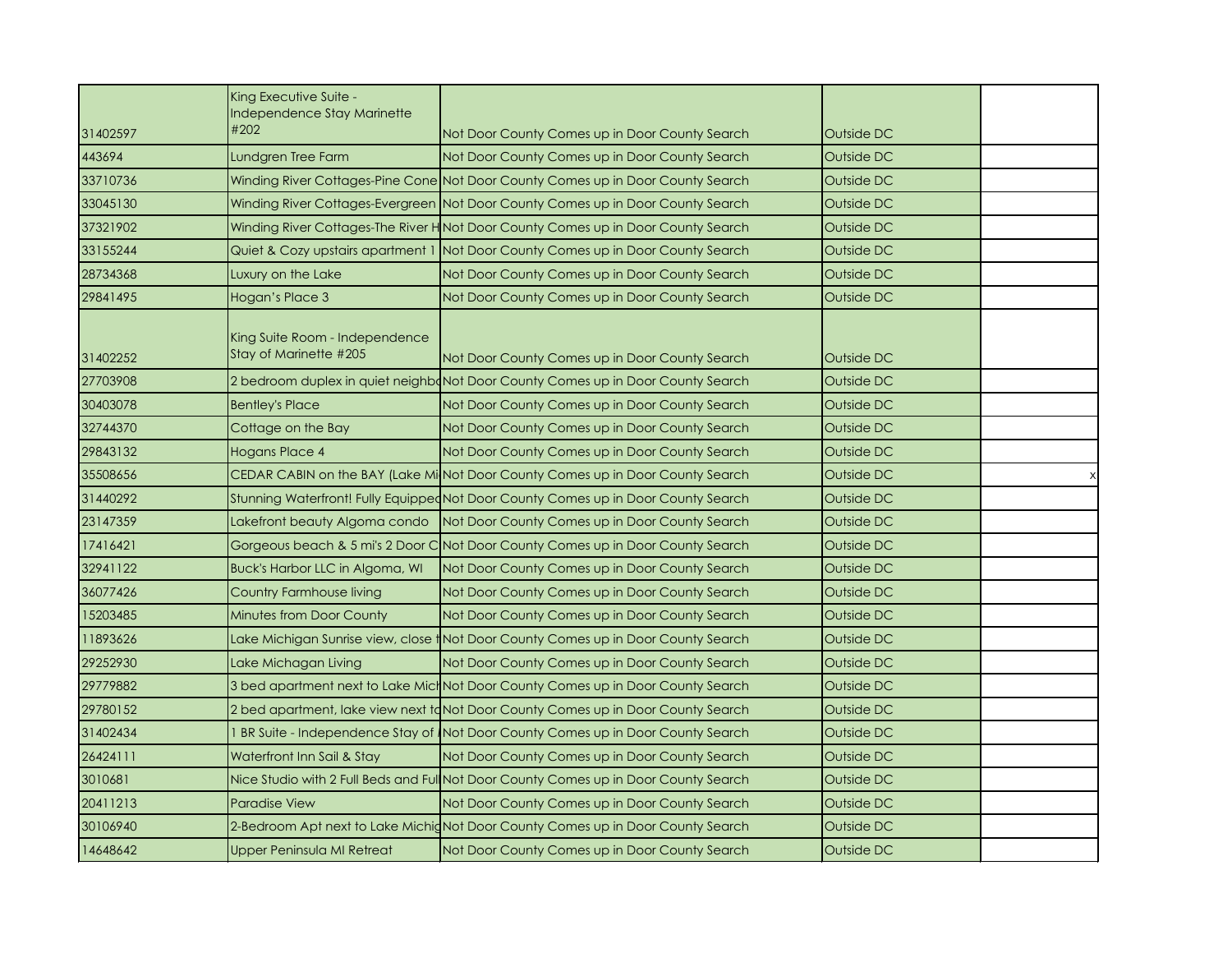| | | | | |
|---|---|---|---|---|
| 31402597 | King Executive Suite - Independence Stay Marinette #202 | Not Door County Comes up in Door County Search | Outside DC | |
| 443694 | Lundgren Tree Farm | Not Door County Comes up in Door County Search | Outside DC | |
| 33710736 | Winding River Cottages-Pine Cone | Not Door County Comes up in Door County Search | Outside DC | |
| 33045130 | Winding River Cottages-Evergreen | Not Door County Comes up in Door County Search | Outside DC | |
| 37321902 | Winding River Cottages-The River H | Not Door County Comes up in Door County Search | Outside DC | |
| 33155244 | Quiet & Cozy upstairs apartment 1 | Not Door County Comes up in Door County Search | Outside DC | |
| 28734368 | Luxury on the Lake | Not Door County Comes up in Door County Search | Outside DC | |
| 29841495 | Hogan's Place 3 | Not Door County Comes up in Door County Search | Outside DC | |
| 31402252 | King Suite Room - Independence Stay of Marinette #205 | Not Door County Comes up in Door County Search | Outside DC | |
| 27703908 | 2 bedroom duplex in quiet neighbo | Not Door County Comes up in Door County Search | Outside DC | |
| 30403078 | Bentley's Place | Not Door County Comes up in Door County Search | Outside DC | |
| 32744370 | Cottage on the Bay | Not Door County Comes up in Door County Search | Outside DC | |
| 29843132 | Hogans Place 4 | Not Door County Comes up in Door County Search | Outside DC | |
| 35508656 | CEDAR CABIN on the BAY (Lake Mi | Not Door County Comes up in Door County Search | Outside DC | x |
| 31440292 | Stunning Waterfront! Fully Equipped | Not Door County Comes up in Door County Search | Outside DC | |
| 23147359 | Lakefront beauty Algoma condo | Not Door County Comes up in Door County Search | Outside DC | |
| 17416421 | Gorgeous beach & 5 mi's 2 Door C | Not Door County Comes up in Door County Search | Outside DC | |
| 32941122 | Buck's Harbor LLC in Algoma, WI | Not Door County Comes up in Door County Search | Outside DC | |
| 36077426 | Country Farmhouse living | Not Door County Comes up in Door County Search | Outside DC | |
| 15203485 | Minutes from Door County | Not Door County Comes up in Door County Search | Outside DC | |
| 11893626 | Lake Michigan Sunrise view, close t | Not Door County Comes up in Door County Search | Outside DC | |
| 29252930 | Lake Michagan Living | Not Door County Comes up in Door County Search | Outside DC | |
| 29779882 | 3 bed apartment next to Lake Mich | Not Door County Comes up in Door County Search | Outside DC | |
| 29780152 | 2 bed apartment, lake view next to | Not Door County Comes up in Door County Search | Outside DC | |
| 31402434 | 1 BR Suite - Independence Stay of | Not Door County Comes up in Door County Search | Outside DC | |
| 26424111 | Waterfront Inn Sail & Stay | Not Door County Comes up in Door County Search | Outside DC | |
| 3010681 | Nice Studio with 2 Full Beds and Ful | Not Door County Comes up in Door County Search | Outside DC | |
| 20411213 | Paradise View | Not Door County Comes up in Door County Search | Outside DC | |
| 30106940 | 2-Bedroom Apt next to Lake Michig | Not Door County Comes up in Door County Search | Outside DC | |
| 14648642 | Upper Peninsula MI Retreat | Not Door County Comes up in Door County Search | Outside DC | |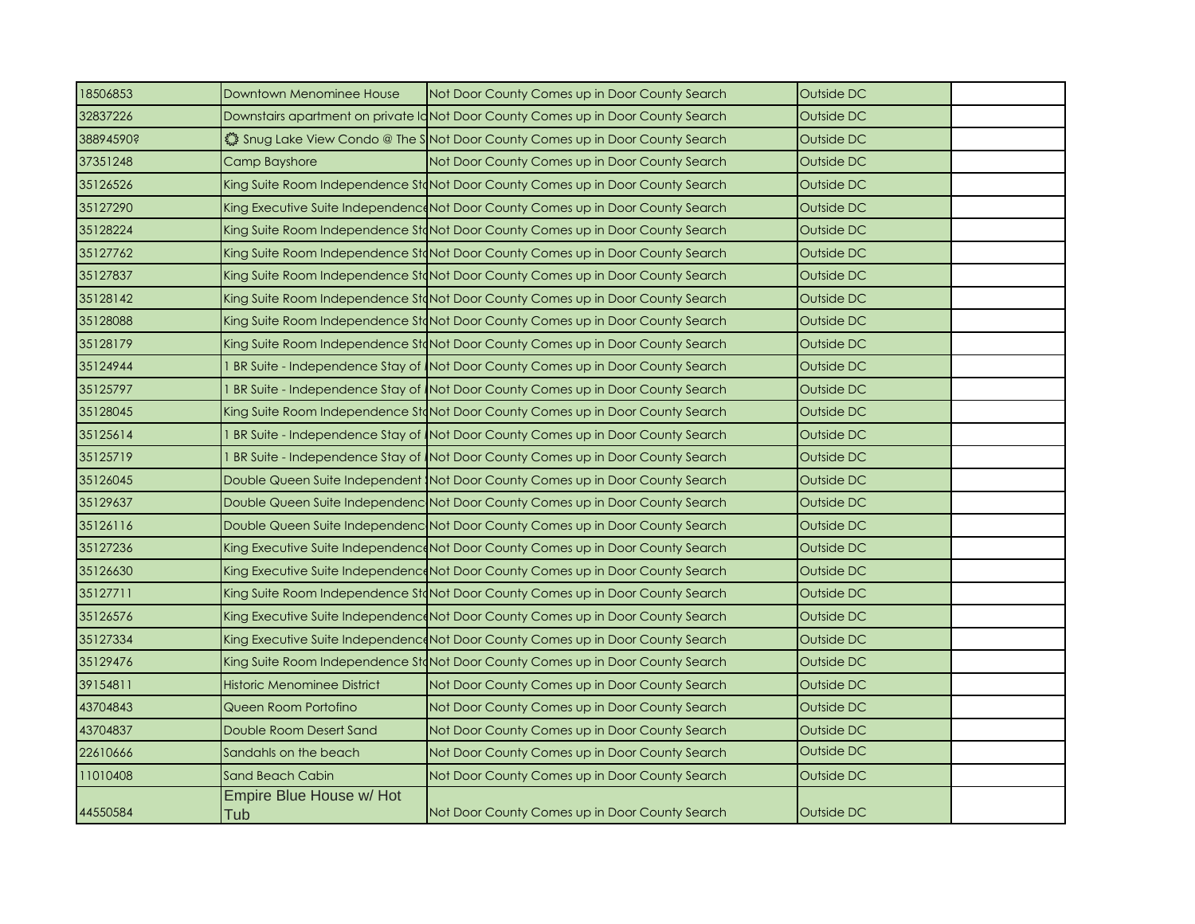| | | | | |
|---|---|---|---|---|
| 18506853 | Downtown Menominee House | Not Door County Comes up in Door County Search | Outside DC | |
| 32837226 | Downstairs apartment on private lo | Not Door County Comes up in Door County Search | Outside DC | |
| 38894590? | ✪ Snug Lake View Condo @ The S | Not Door County Comes up in Door County Search | Outside DC | |
| 37351248 | Camp Bayshore | Not Door County Comes up in Door County Search | Outside DC | |
| 35126526 | King Suite Room Independence Sta | Not Door County Comes up in Door County Search | Outside DC | |
| 35127290 | King Executive Suite Independence | Not Door County Comes up in Door County Search | Outside DC | |
| 35128224 | King Suite Room Independence Sta | Not Door County Comes up in Door County Search | Outside DC | |
| 35127762 | King Suite Room Independence Sta | Not Door County Comes up in Door County Search | Outside DC | |
| 35127837 | King Suite Room Independence Sta | Not Door County Comes up in Door County Search | Outside DC | |
| 35128142 | King Suite Room Independence Sta | Not Door County Comes up in Door County Search | Outside DC | |
| 35128088 | King Suite Room Independence Sta | Not Door County Comes up in Door County Search | Outside DC | |
| 35128179 | King Suite Room Independence Sta | Not Door County Comes up in Door County Search | Outside DC | |
| 35124944 | 1 BR Suite - Independence Stay of | Not Door County Comes up in Door County Search | Outside DC | |
| 35125797 | 1 BR Suite - Independence Stay of | Not Door County Comes up in Door County Search | Outside DC | |
| 35128045 | King Suite Room Independence Sta | Not Door County Comes up in Door County Search | Outside DC | |
| 35125614 | 1 BR Suite - Independence Stay of | Not Door County Comes up in Door County Search | Outside DC | |
| 35125719 | 1 BR Suite - Independence Stay of | Not Door County Comes up in Door County Search | Outside DC | |
| 35126045 | Double Queen Suite Independent | Not Door County Comes up in Door County Search | Outside DC | |
| 35129637 | Double Queen Suite Independenc | Not Door County Comes up in Door County Search | Outside DC | |
| 35126116 | Double Queen Suite Independenc | Not Door County Comes up in Door County Search | Outside DC | |
| 35127236 | King Executive Suite Independence | Not Door County Comes up in Door County Search | Outside DC | |
| 35126630 | King Executive Suite Independence | Not Door County Comes up in Door County Search | Outside DC | |
| 35127711 | King Suite Room Independence Sta | Not Door County Comes up in Door County Search | Outside DC | |
| 35126576 | King Executive Suite Independence | Not Door County Comes up in Door County Search | Outside DC | |
| 35127334 | King Executive Suite Independence | Not Door County Comes up in Door County Search | Outside DC | |
| 35129476 | King Suite Room Independence Sta | Not Door County Comes up in Door County Search | Outside DC | |
| 39154811 | Historic Menominee District | Not Door County Comes up in Door County Search | Outside DC | |
| 43704843 | Queen Room Portofino | Not Door County Comes up in Door County Search | Outside DC | |
| 43704837 | Double Room Desert Sand | Not Door County Comes up in Door County Search | Outside DC | |
| 22610666 | Sandahls on the beach | Not Door County Comes up in Door County Search | Outside DC | |
| 11010408 | Sand Beach Cabin | Not Door County Comes up in Door County Search | Outside DC | |
| 44550584 | Empire Blue House w/ Hot Tub | Not Door County Comes up in Door County Search | Outside DC | |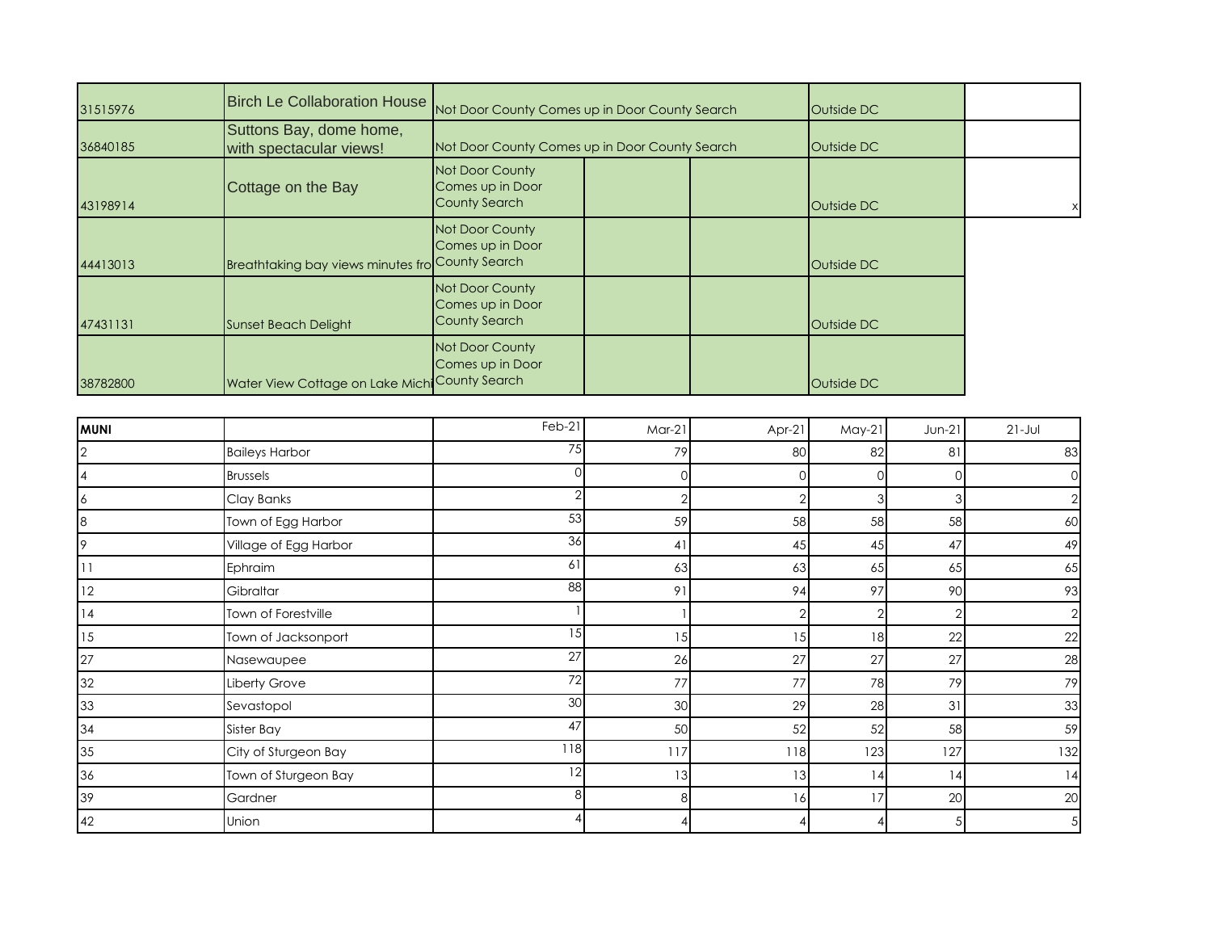| | | | | | | |
|---|---|---|---|---|---|---|
| 31515976 | Birch Le Collaboration House | Not Door County Comes up in Door County Search | | | Outside DC | |
| 36840185 | Suttons Bay, dome home, with spectacular views! | Not Door County Comes up in Door County Search | | | Outside DC | |
| 43198914 | Cottage on the Bay | Not Door County Comes up in Door County Search | | | Outside DC | x |
| 44413013 | Breathtaking bay views minutes fro | Not Door County Comes up in Door County Search | | | Outside DC | |
| 47431131 | Sunset Beach Delight | Not Door County Comes up in Door County Search | | | Outside DC | |
| 38782800 | Water View Cottage on Lake Michi | Not Door County Comes up in Door County Search | | | Outside DC | |

| MUNI | | Feb-21 | Mar-21 | Apr-21 | May-21 | Jun-21 | 21-Jul |
|---|---|---|---|---|---|---|---|
| 2 | Baileys Harbor | 75 | 79 | 80 | 82 | 81 | 83 |
| 4 | Brussels | 0 | 0 | 0 | 0 | 0 | 0 |
| 6 | Clay Banks | 2 | 2 | 2 | 3 | 3 | 2 |
| 8 | Town of Egg Harbor | 53 | 59 | 58 | 58 | 58 | 60 |
| 9 | Village of Egg Harbor | 36 | 41 | 45 | 45 | 47 | 49 |
| 11 | Ephraim | 61 | 63 | 63 | 65 | 65 | 65 |
| 12 | Gibraltar | 88 | 91 | 94 | 97 | 90 | 93 |
| 14 | Town of Forestville | 1 | 1 | 2 | 2 | 2 | 2 |
| 15 | Town of Jacksonport | 15 | 15 | 15 | 18 | 22 | 22 |
| 27 | Nasewaupee | 27 | 26 | 27 | 27 | 27 | 28 |
| 32 | Liberty Grove | 72 | 77 | 77 | 78 | 79 | 79 |
| 33 | Sevastopol | 30 | 30 | 29 | 28 | 31 | 33 |
| 34 | Sister Bay | 47 | 50 | 52 | 52 | 58 | 59 |
| 35 | City of Sturgeon Bay | 118 | 117 | 118 | 123 | 127 | 132 |
| 36 | Town of Sturgeon Bay | 12 | 13 | 13 | 14 | 14 | 14 |
| 39 | Gardner | 8 | 8 | 16 | 17 | 20 | 20 |
| 42 | Union | 4 | 4 | 4 | 4 | 5 | 5 |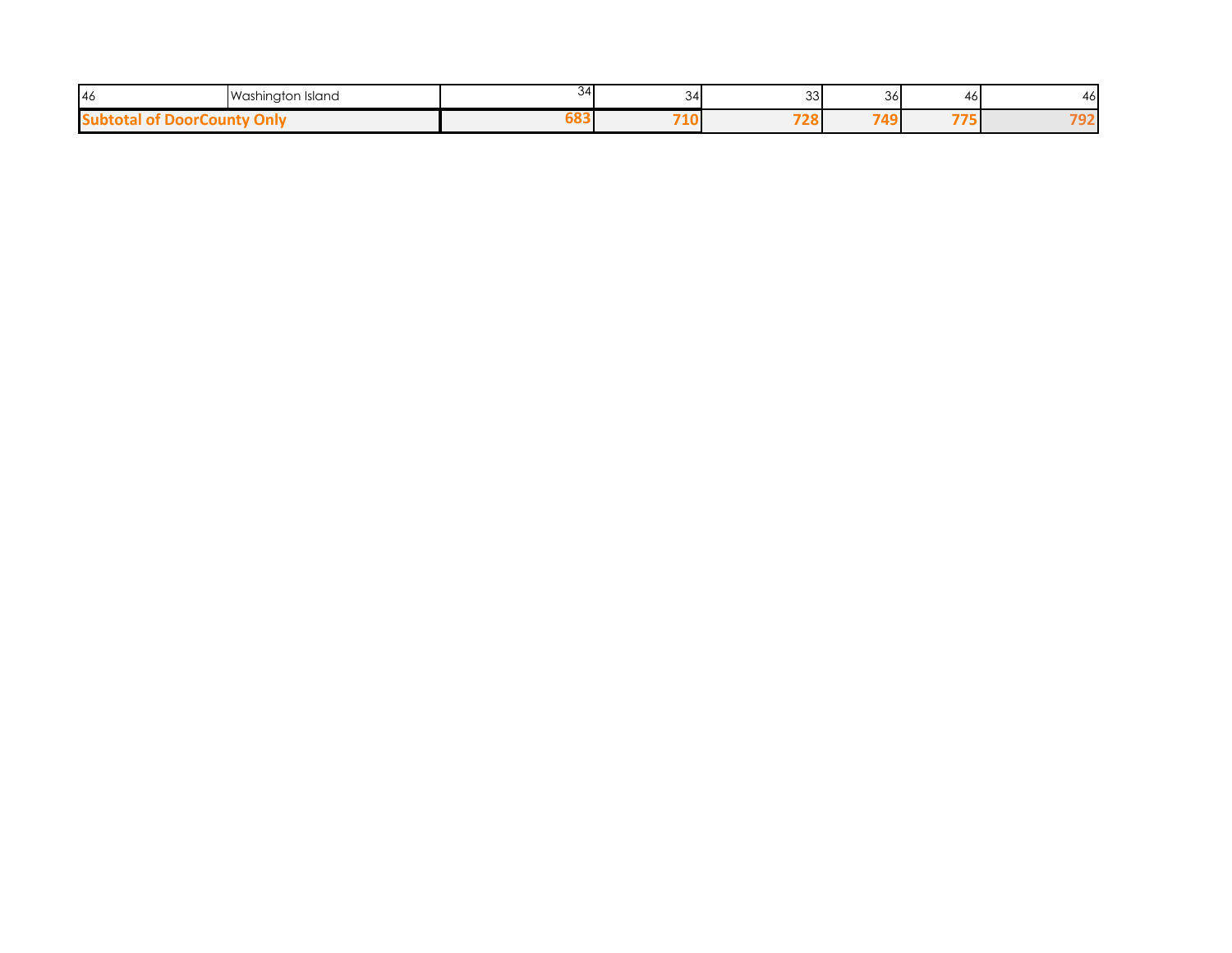| | | | | | | | |
|---|---|---|---|---|---|---|---|
| 46 | Washington Island | 34 | 34 | 33 | 36 | 46 | 46 |
| **Subtotal of DoorCounty Only** | | **683** | **710** | **728** | **749** | **775** | **792** |